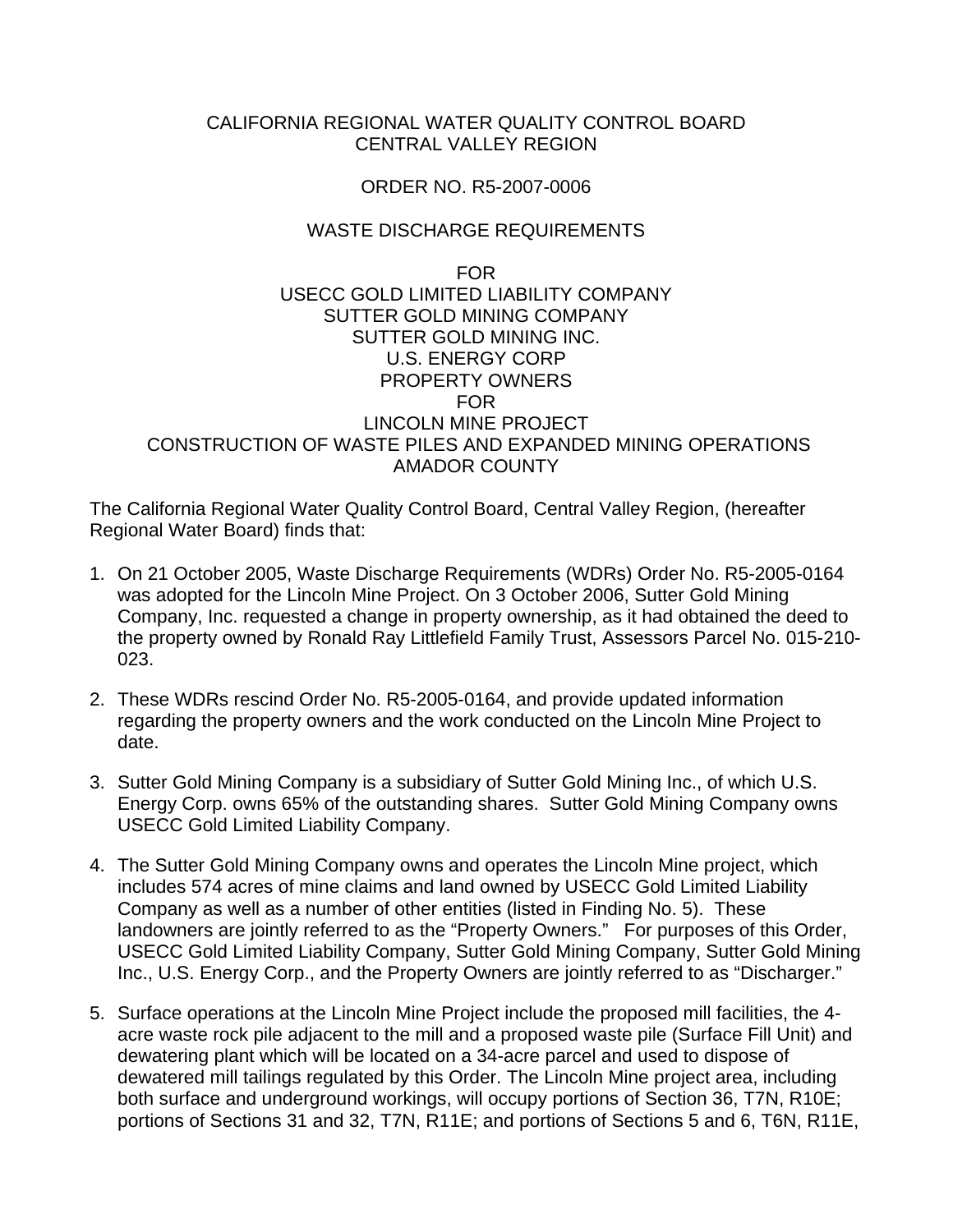CALIFORNIA REGIONAL WATER QUALITY CONTROL BOARD
CENTRAL VALLEY REGION

ORDER NO. R5-2007-0006

WASTE DISCHARGE REQUIREMENTS

FOR
USECC GOLD LIMITED LIABILITY COMPANY
SUTTER GOLD MINING COMPANY
SUTTER GOLD MINING INC.
U.S. ENERGY CORP
PROPERTY OWNERS
FOR
LINCOLN MINE PROJECT
CONSTRUCTION OF WASTE PILES AND EXPANDED MINING OPERATIONS
AMADOR COUNTY

The California Regional Water Quality Control Board, Central Valley Region, (hereafter Regional Water Board) finds that:

1. On 21 October 2005, Waste Discharge Requirements (WDRs) Order No. R5-2005-0164 was adopted for the Lincoln Mine Project. On 3 October 2006, Sutter Gold Mining Company, Inc. requested a change in property ownership, as it had obtained the deed to the property owned by Ronald Ray Littlefield Family Trust, Assessors Parcel No. 015-210-023.

2. These WDRs rescind Order No. R5-2005-0164, and provide updated information regarding the property owners and the work conducted on the Lincoln Mine Project to date.

3. Sutter Gold Mining Company is a subsidiary of Sutter Gold Mining Inc., of which U.S. Energy Corp. owns 65% of the outstanding shares. Sutter Gold Mining Company owns USECC Gold Limited Liability Company.

4. The Sutter Gold Mining Company owns and operates the Lincoln Mine project, which includes 574 acres of mine claims and land owned by USECC Gold Limited Liability Company as well as a number of other entities (listed in Finding No. 5). These landowners are jointly referred to as the "Property Owners." For purposes of this Order, USECC Gold Limited Liability Company, Sutter Gold Mining Company, Sutter Gold Mining Inc., U.S. Energy Corp., and the Property Owners are jointly referred to as "Discharger."

5. Surface operations at the Lincoln Mine Project include the proposed mill facilities, the 4-acre waste rock pile adjacent to the mill and a proposed waste pile (Surface Fill Unit) and dewatering plant which will be located on a 34-acre parcel and used to dispose of dewatered mill tailings regulated by this Order. The Lincoln Mine project area, including both surface and underground workings, will occupy portions of Section 36, T7N, R10E; portions of Sections 31 and 32, T7N, R11E; and portions of Sections 5 and 6, T6N, R11E,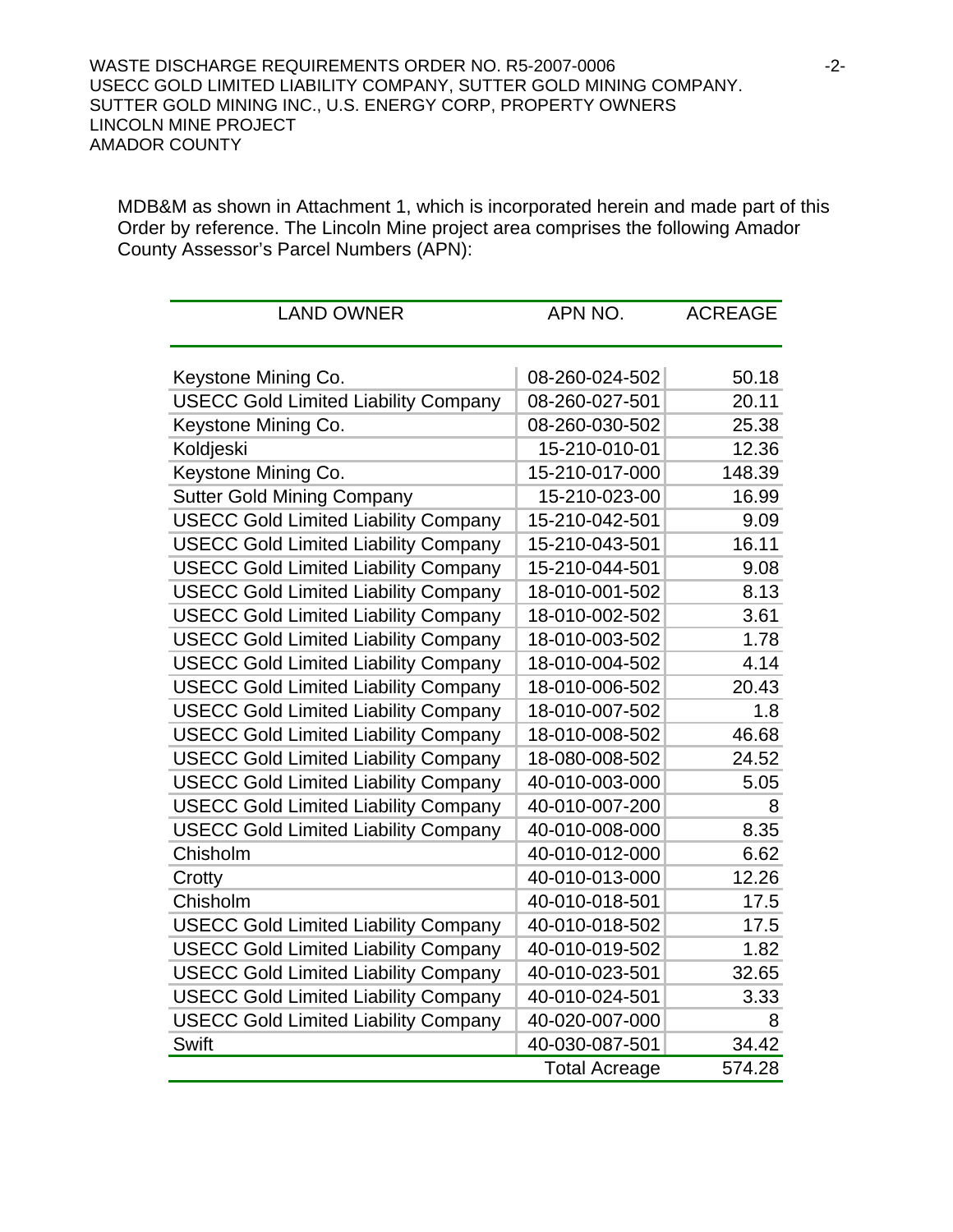MDB&M as shown in Attachment 1, which is incorporated herein and made part of this Order by reference. The Lincoln Mine project area comprises the following Amador County Assessor's Parcel Numbers (APN):

| LAND OWNER | APN NO. | ACREAGE |
|---|---|---|
| Keystone Mining Co. | 08-260-024-502 | 50.18 |
| USECC Gold Limited Liability Company | 08-260-027-501 | 20.11 |
| Keystone Mining Co. | 08-260-030-502 | 25.38 |
| Koldjeski | 15-210-010-01 | 12.36 |
| Keystone Mining Co. | 15-210-017-000 | 148.39 |
| Sutter Gold Mining Company | 15-210-023-00 | 16.99 |
| USECC Gold Limited Liability Company | 15-210-042-501 | 9.09 |
| USECC Gold Limited Liability Company | 15-210-043-501 | 16.11 |
| USECC Gold Limited Liability Company | 15-210-044-501 | 9.08 |
| USECC Gold Limited Liability Company | 18-010-001-502 | 8.13 |
| USECC Gold Limited Liability Company | 18-010-002-502 | 3.61 |
| USECC Gold Limited Liability Company | 18-010-003-502 | 1.78 |
| USECC Gold Limited Liability Company | 18-010-004-502 | 4.14 |
| USECC Gold Limited Liability Company | 18-010-006-502 | 20.43 |
| USECC Gold Limited Liability Company | 18-010-007-502 | 1.8 |
| USECC Gold Limited Liability Company | 18-010-008-502 | 46.68 |
| USECC Gold Limited Liability Company | 18-080-008-502 | 24.52 |
| USECC Gold Limited Liability Company | 40-010-003-000 | 5.05 |
| USECC Gold Limited Liability Company | 40-010-007-200 | 8 |
| USECC Gold Limited Liability Company | 40-010-008-000 | 8.35 |
| Chisholm | 40-010-012-000 | 6.62 |
| Crotty | 40-010-013-000 | 12.26 |
| Chisholm | 40-010-018-501 | 17.5 |
| USECC Gold Limited Liability Company | 40-010-018-502 | 17.5 |
| USECC Gold Limited Liability Company | 40-010-019-502 | 1.82 |
| USECC Gold Limited Liability Company | 40-010-023-501 | 32.65 |
| USECC Gold Limited Liability Company | 40-010-024-501 | 3.33 |
| USECC Gold Limited Liability Company | 40-020-007-000 | 8 |
| Swift | 40-030-087-501 | 34.42 |
| | Total Acreage | 574.28 |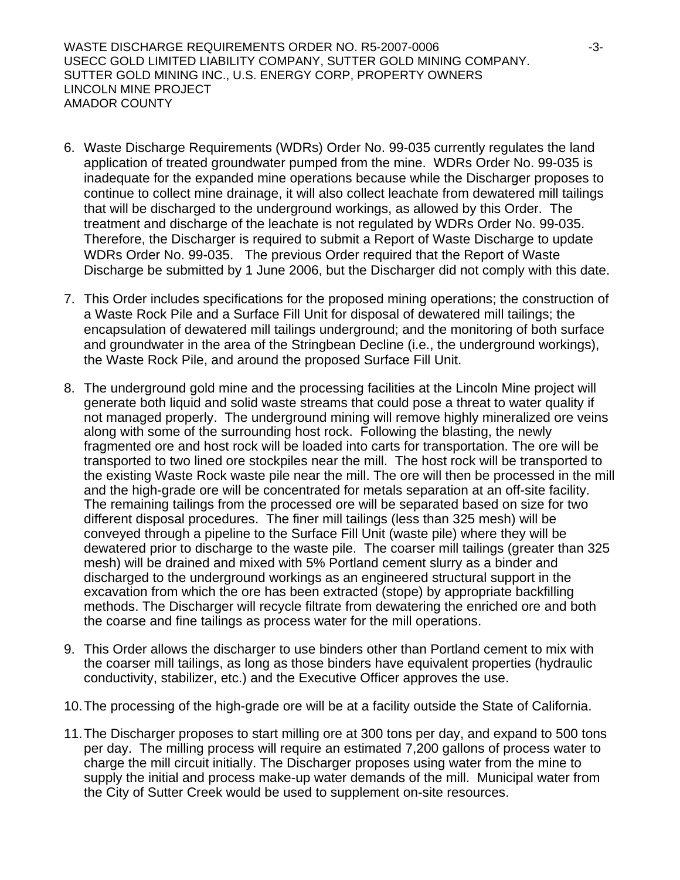6. Waste Discharge Requirements (WDRs) Order No. 99-035 currently regulates the land application of treated groundwater pumped from the mine. WDRs Order No. 99-035 is inadequate for the expanded mine operations because while the Discharger proposes to continue to collect mine drainage, it will also collect leachate from dewatered mill tailings that will be discharged to the underground workings, as allowed by this Order. The treatment and discharge of the leachate is not regulated by WDRs Order No. 99-035. Therefore, the Discharger is required to submit a Report of Waste Discharge to update WDRs Order No. 99-035. The previous Order required that the Report of Waste Discharge be submitted by 1 June 2006, but the Discharger did not comply with this date.

7. This Order includes specifications for the proposed mining operations; the construction of a Waste Rock Pile and a Surface Fill Unit for disposal of dewatered mill tailings; the encapsulation of dewatered mill tailings underground; and the monitoring of both surface and groundwater in the area of the Stringbean Decline (i.e., the underground workings), the Waste Rock Pile, and around the proposed Surface Fill Unit.

8. The underground gold mine and the processing facilities at the Lincoln Mine project will generate both liquid and solid waste streams that could pose a threat to water quality if not managed properly. The underground mining will remove highly mineralized ore veins along with some of the surrounding host rock. Following the blasting, the newly fragmented ore and host rock will be loaded into carts for transportation. The ore will be transported to two lined ore stockpiles near the mill. The host rock will be transported to the existing Waste Rock waste pile near the mill. The ore will then be processed in the mill and the high-grade ore will be concentrated for metals separation at an off-site facility. The remaining tailings from the processed ore will be separated based on size for two different disposal procedures. The finer mill tailings (less than 325 mesh) will be conveyed through a pipeline to the Surface Fill Unit (waste pile) where they will be dewatered prior to discharge to the waste pile. The coarser mill tailings (greater than 325 mesh) will be drained and mixed with 5% Portland cement slurry as a binder and discharged to the underground workings as an engineered structural support in the excavation from which the ore has been extracted (stope) by appropriate backfilling methods. The Discharger will recycle filtrate from dewatering the enriched ore and both the coarse and fine tailings as process water for the mill operations.

9. This Order allows the discharger to use binders other than Portland cement to mix with the coarser mill tailings, as long as those binders have equivalent properties (hydraulic conductivity, stabilizer, etc.) and the Executive Officer approves the use.

10. The processing of the high-grade ore will be at a facility outside the State of California.

11. The Discharger proposes to start milling ore at 300 tons per day, and expand to 500 tons per day. The milling process will require an estimated 7,200 gallons of process water to charge the mill circuit initially. The Discharger proposes using water from the mine to supply the initial and process make-up water demands of the mill. Municipal water from the City of Sutter Creek would be used to supplement on-site resources.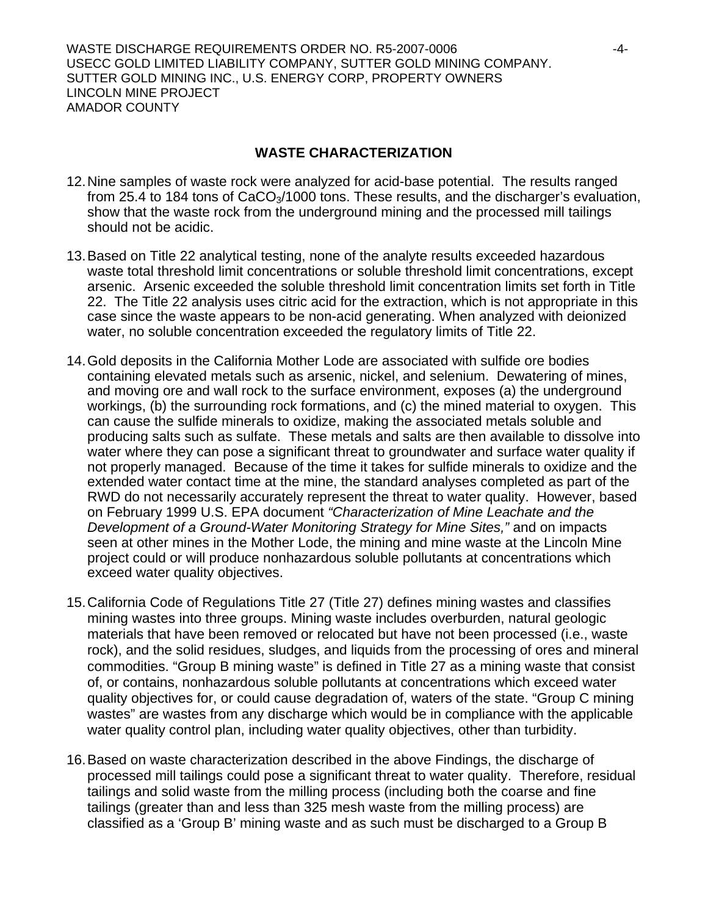## WASTE CHARACTERIZATION

12. Nine samples of waste rock were analyzed for acid-base potential. The results ranged from 25.4 to 184 tons of $CaCO_3$/1000 tons. These results, and the discharger's evaluation, show that the waste rock from the underground mining and the processed mill tailings should not be acidic.

13. Based on Title 22 analytical testing, none of the analyte results exceeded hazardous waste total threshold limit concentrations or soluble threshold limit concentrations, except arsenic. Arsenic exceeded the soluble threshold limit concentration limits set forth in Title 22. The Title 22 analysis uses citric acid for the extraction, which is not appropriate in this case since the waste appears to be non-acid generating. When analyzed with deionized water, no soluble concentration exceeded the regulatory limits of Title 22.

14. Gold deposits in the California Mother Lode are associated with sulfide ore bodies containing elevated metals such as arsenic, nickel, and selenium. Dewatering of mines, and moving ore and wall rock to the surface environment, exposes (a) the underground workings, (b) the surrounding rock formations, and (c) the mined material to oxygen. This can cause the sulfide minerals to oxidize, making the associated metals soluble and producing salts such as sulfate. These metals and salts are then available to dissolve into water where they can pose a significant threat to groundwater and surface water quality if not properly managed. Because of the time it takes for sulfide minerals to oxidize and the extended water contact time at the mine, the standard analyses completed as part of the RWD do not necessarily accurately represent the threat to water quality. However, based on February 1999 U.S. EPA document *"Characterization of Mine Leachate and the Development of a Ground-Water Monitoring Strategy for Mine Sites,"* and on impacts seen at other mines in the Mother Lode, the mining and mine waste at the Lincoln Mine project could or will produce nonhazardous soluble pollutants at concentrations which exceed water quality objectives.

15. California Code of Regulations Title 27 (Title 27) defines mining wastes and classifies mining wastes into three groups. Mining waste includes overburden, natural geologic materials that have been removed or relocated but have not been processed (i.e., waste rock), and the solid residues, sludges, and liquids from the processing of ores and mineral commodities. "Group B mining waste" is defined in Title 27 as a mining waste that consist of, or contains, nonhazardous soluble pollutants at concentrations which exceed water quality objectives for, or could cause degradation of, waters of the state. "Group C mining wastes" are wastes from any discharge which would be in compliance with the applicable water quality control plan, including water quality objectives, other than turbidity.

16. Based on waste characterization described in the above Findings, the discharge of processed mill tailings could pose a significant threat to water quality. Therefore, residual tailings and solid waste from the milling process (including both the coarse and fine tailings (greater than and less than 325 mesh waste from the milling process) are classified as a 'Group B' mining waste and as such must be discharged to a Group B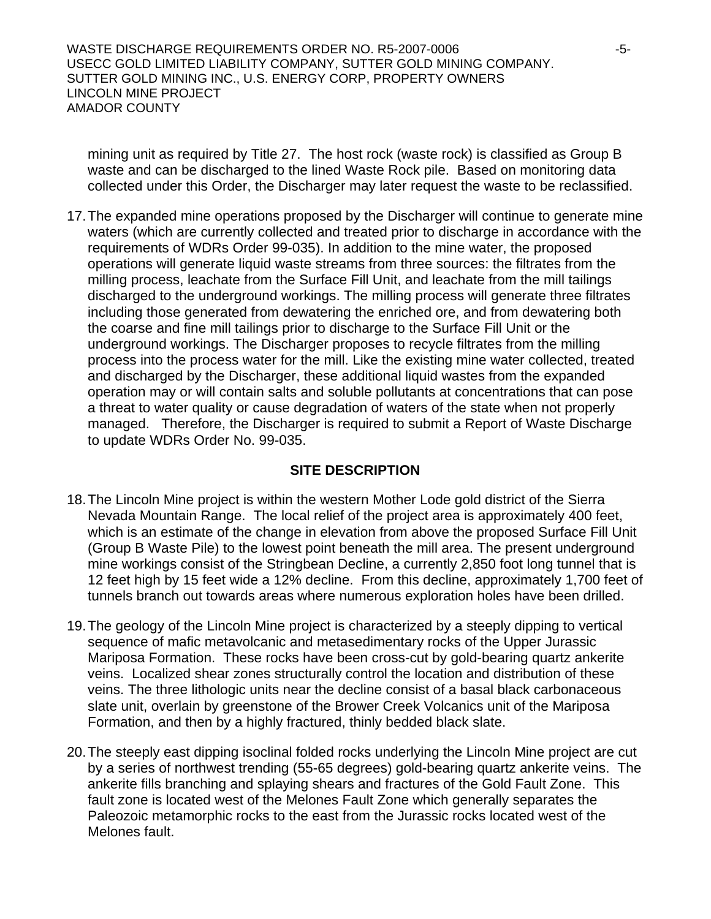mining unit as required by Title 27. The host rock (waste rock) is classified as Group B waste and can be discharged to the lined Waste Rock pile. Based on monitoring data collected under this Order, the Discharger may later request the waste to be reclassified.

17. The expanded mine operations proposed by the Discharger will continue to generate mine waters (which are currently collected and treated prior to discharge in accordance with the requirements of WDRs Order 99-035). In addition to the mine water, the proposed operations will generate liquid waste streams from three sources: the filtrates from the milling process, leachate from the Surface Fill Unit, and leachate from the mill tailings discharged to the underground workings. The milling process will generate three filtrates including those generated from dewatering the enriched ore, and from dewatering both the coarse and fine mill tailings prior to discharge to the Surface Fill Unit or the underground workings. The Discharger proposes to recycle filtrates from the milling process into the process water for the mill. Like the existing mine water collected, treated and discharged by the Discharger, these additional liquid wastes from the expanded operation may or will contain salts and soluble pollutants at concentrations that can pose a threat to water quality or cause degradation of waters of the state when not properly managed. Therefore, the Discharger is required to submit a Report of Waste Discharge to update WDRs Order No. 99-035.

## SITE DESCRIPTION

18. The Lincoln Mine project is within the western Mother Lode gold district of the Sierra Nevada Mountain Range. The local relief of the project area is approximately 400 feet, which is an estimate of the change in elevation from above the proposed Surface Fill Unit (Group B Waste Pile) to the lowest point beneath the mill area. The present underground mine workings consist of the Stringbean Decline, a currently 2,850 foot long tunnel that is 12 feet high by 15 feet wide a 12% decline. From this decline, approximately 1,700 feet of tunnels branch out towards areas where numerous exploration holes have been drilled.

19. The geology of the Lincoln Mine project is characterized by a steeply dipping to vertical sequence of mafic metavolcanic and metasedimentary rocks of the Upper Jurassic Mariposa Formation. These rocks have been cross-cut by gold-bearing quartz ankerite veins. Localized shear zones structurally control the location and distribution of these veins. The three lithologic units near the decline consist of a basal black carbonaceous slate unit, overlain by greenstone of the Brower Creek Volcanics unit of the Mariposa Formation, and then by a highly fractured, thinly bedded black slate.

20. The steeply east dipping isoclinal folded rocks underlying the Lincoln Mine project are cut by a series of northwest trending (55-65 degrees) gold-bearing quartz ankerite veins. The ankerite fills branching and splaying shears and fractures of the Gold Fault Zone. This fault zone is located west of the Melones Fault Zone which generally separates the Paleozoic metamorphic rocks to the east from the Jurassic rocks located west of the Melones fault.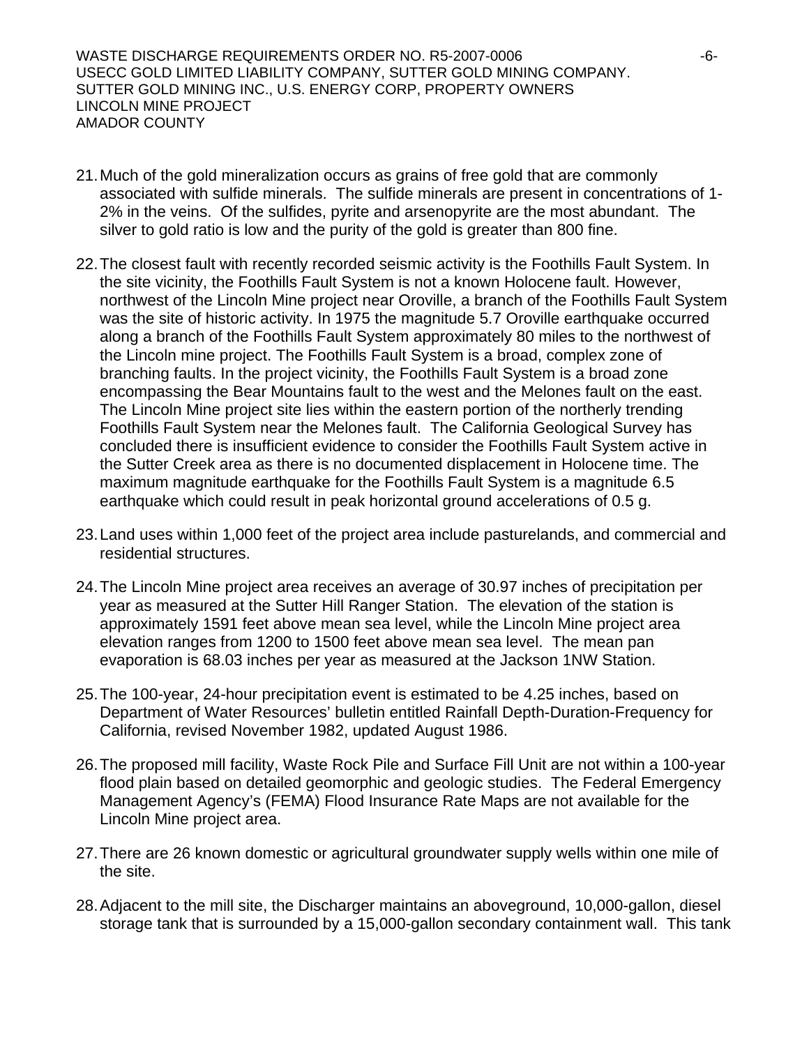21. Much of the gold mineralization occurs as grains of free gold that are commonly associated with sulfide minerals. The sulfide minerals are present in concentrations of 1-2% in the veins. Of the sulfides, pyrite and arsenopyrite are the most abundant. The silver to gold ratio is low and the purity of the gold is greater than 800 fine.

22. The closest fault with recently recorded seismic activity is the Foothills Fault System. In the site vicinity, the Foothills Fault System is not a known Holocene fault. However, northwest of the Lincoln Mine project near Oroville, a branch of the Foothills Fault System was the site of historic activity. In 1975 the magnitude 5.7 Oroville earthquake occurred along a branch of the Foothills Fault System approximately 80 miles to the northwest of the Lincoln mine project. The Foothills Fault System is a broad, complex zone of branching faults. In the project vicinity, the Foothills Fault System is a broad zone encompassing the Bear Mountains fault to the west and the Melones fault on the east. The Lincoln Mine project site lies within the eastern portion of the northerly trending Foothills Fault System near the Melones fault. The California Geological Survey has concluded there is insufficient evidence to consider the Foothills Fault System active in the Sutter Creek area as there is no documented displacement in Holocene time. The maximum magnitude earthquake for the Foothills Fault System is a magnitude 6.5 earthquake which could result in peak horizontal ground accelerations of 0.5 g.

23. Land uses within 1,000 feet of the project area include pasturelands, and commercial and residential structures.

24. The Lincoln Mine project area receives an average of 30.97 inches of precipitation per year as measured at the Sutter Hill Ranger Station. The elevation of the station is approximately 1591 feet above mean sea level, while the Lincoln Mine project area elevation ranges from 1200 to 1500 feet above mean sea level. The mean pan evaporation is 68.03 inches per year as measured at the Jackson 1NW Station.

25. The 100-year, 24-hour precipitation event is estimated to be 4.25 inches, based on Department of Water Resources' bulletin entitled Rainfall Depth-Duration-Frequency for California, revised November 1982, updated August 1986.

26. The proposed mill facility, Waste Rock Pile and Surface Fill Unit are not within a 100-year flood plain based on detailed geomorphic and geologic studies. The Federal Emergency Management Agency's (FEMA) Flood Insurance Rate Maps are not available for the Lincoln Mine project area.

27. There are 26 known domestic or agricultural groundwater supply wells within one mile of the site.

28. Adjacent to the mill site, the Discharger maintains an aboveground, 10,000-gallon, diesel storage tank that is surrounded by a 15,000-gallon secondary containment wall. This tank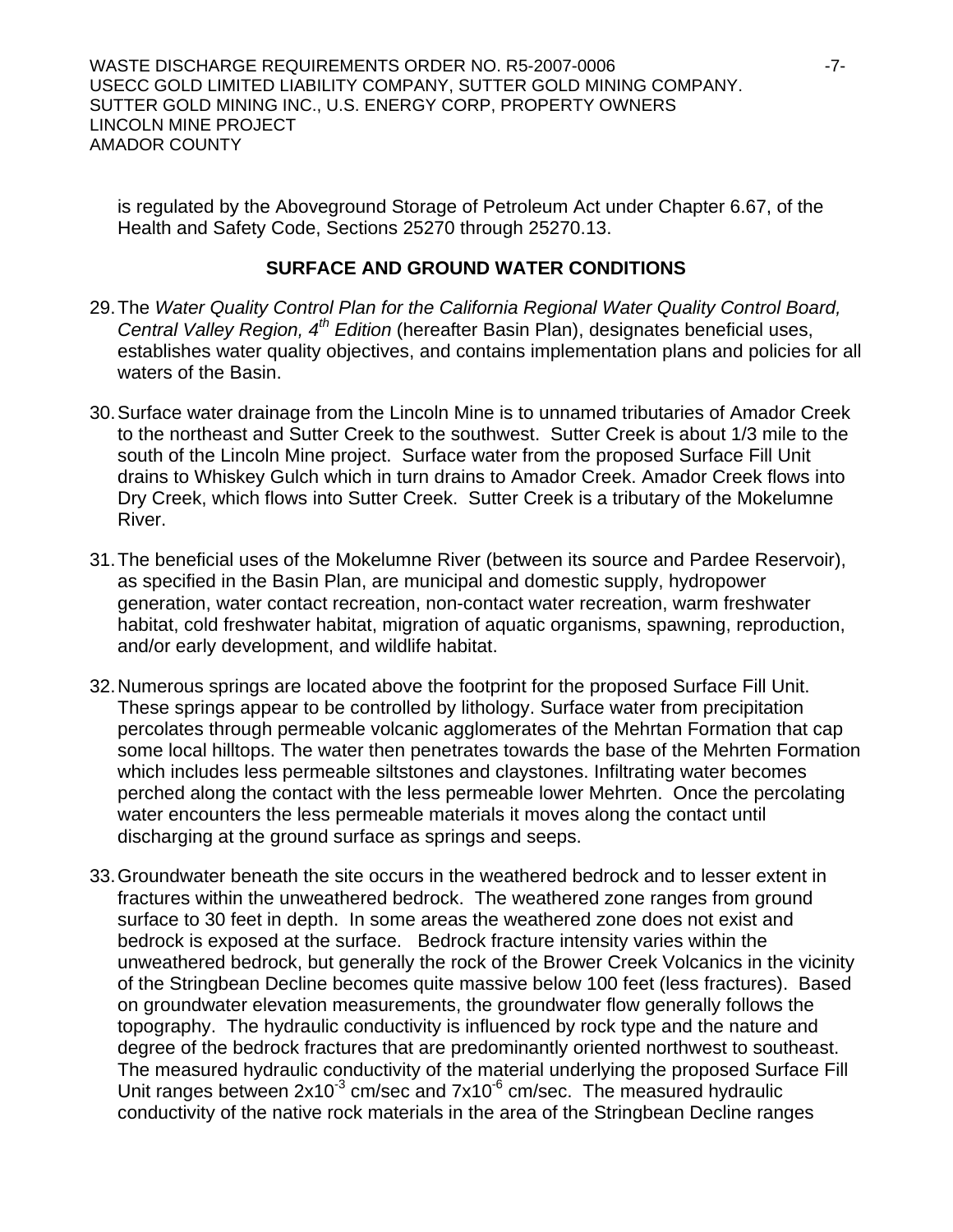is regulated by the Aboveground Storage of Petroleum Act under Chapter 6.67, of the Health and Safety Code, Sections 25270 through 25270.13.

## SURFACE AND GROUND WATER CONDITIONS

29. The *Water Quality Control Plan for the California Regional Water Quality Control Board, Central Valley Region, 4th Edition* (hereafter Basin Plan), designates beneficial uses, establishes water quality objectives, and contains implementation plans and policies for all waters of the Basin.

30. Surface water drainage from the Lincoln Mine is to unnamed tributaries of Amador Creek to the northeast and Sutter Creek to the southwest. Sutter Creek is about 1/3 mile to the south of the Lincoln Mine project. Surface water from the proposed Surface Fill Unit drains to Whiskey Gulch which in turn drains to Amador Creek. Amador Creek flows into Dry Creek, which flows into Sutter Creek. Sutter Creek is a tributary of the Mokelumne River.

31. The beneficial uses of the Mokelumne River (between its source and Pardee Reservoir), as specified in the Basin Plan, are municipal and domestic supply, hydropower generation, water contact recreation, non-contact water recreation, warm freshwater habitat, cold freshwater habitat, migration of aquatic organisms, spawning, reproduction, and/or early development, and wildlife habitat.

32. Numerous springs are located above the footprint for the proposed Surface Fill Unit. These springs appear to be controlled by lithology. Surface water from precipitation percolates through permeable volcanic agglomerates of the Mehrtan Formation that cap some local hilltops. The water then penetrates towards the base of the Mehrten Formation which includes less permeable siltstones and claystones. Infiltrating water becomes perched along the contact with the less permeable lower Mehrten. Once the percolating water encounters the less permeable materials it moves along the contact until discharging at the ground surface as springs and seeps.

33. Groundwater beneath the site occurs in the weathered bedrock and to lesser extent in fractures within the unweathered bedrock. The weathered zone ranges from ground surface to 30 feet in depth. In some areas the weathered zone does not exist and bedrock is exposed at the surface. Bedrock fracture intensity varies within the unweathered bedrock, but generally the rock of the Brower Creek Volcanics in the vicinity of the Stringbean Decline becomes quite massive below 100 feet (less fractures). Based on groundwater elevation measurements, the groundwater flow generally follows the topography. The hydraulic conductivity is influenced by rock type and the nature and degree of the bedrock fractures that are predominantly oriented northwest to southeast. The measured hydraulic conductivity of the material underlying the proposed Surface Fill Unit ranges between $2 \times 10^{-3}$ cm/sec and $7 \times 10^{-6}$ cm/sec. The measured hydraulic conductivity of the native rock materials in the area of the Stringbean Decline ranges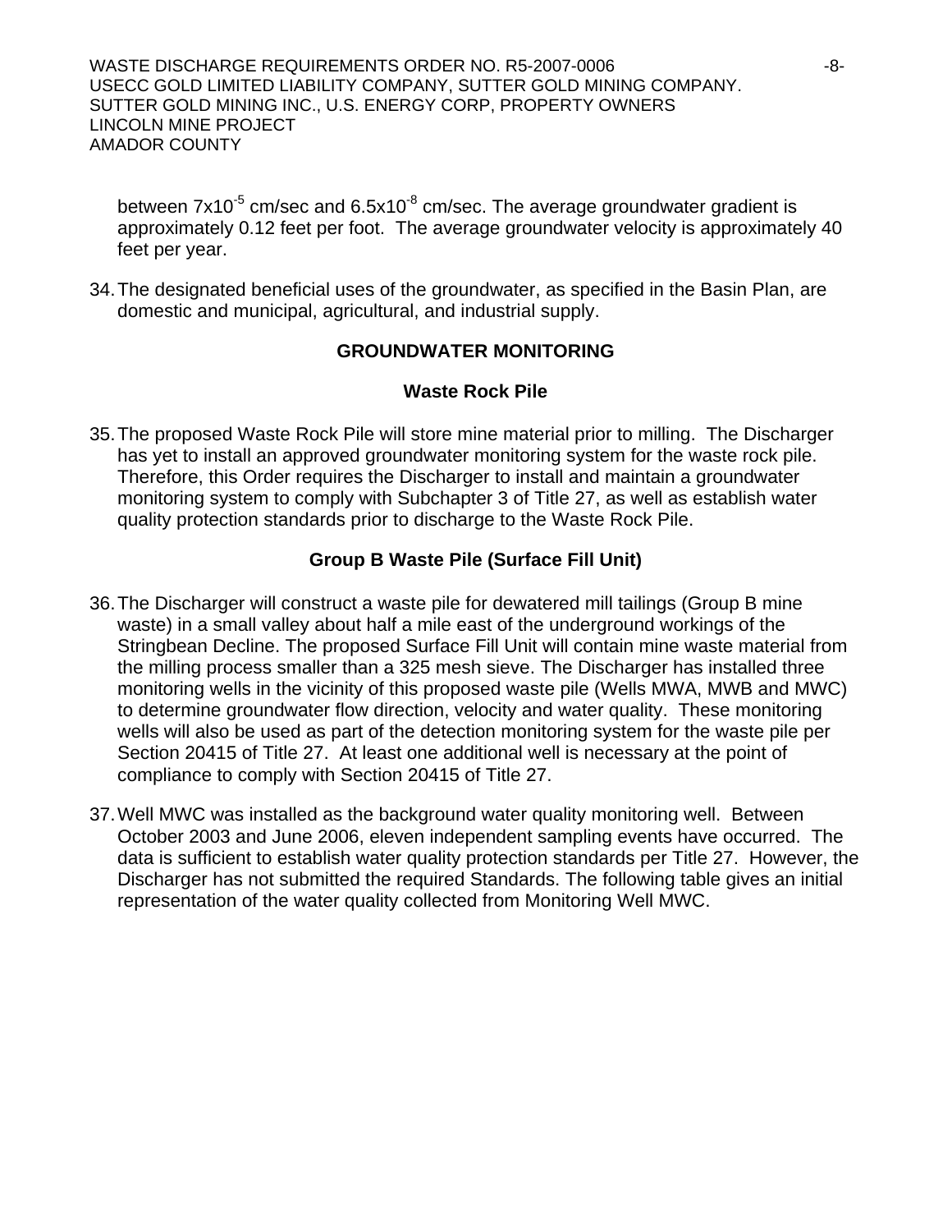between $7x10^{-5}$ cm/sec and $6.5x10^{-8}$ cm/sec. The average groundwater gradient is approximately 0.12 feet per foot. The average groundwater velocity is approximately 40 feet per year.

34. The designated beneficial uses of the groundwater, as specified in the Basin Plan, are domestic and municipal, agricultural, and industrial supply.

## GROUNDWATER MONITORING

### Waste Rock Pile

35. The proposed Waste Rock Pile will store mine material prior to milling. The Discharger has yet to install an approved groundwater monitoring system for the waste rock pile. Therefore, this Order requires the Discharger to install and maintain a groundwater monitoring system to comply with Subchapter 3 of Title 27, as well as establish water quality protection standards prior to discharge to the Waste Rock Pile.

### Group B Waste Pile (Surface Fill Unit)

36. The Discharger will construct a waste pile for dewatered mill tailings (Group B mine waste) in a small valley about half a mile east of the underground workings of the Stringbean Decline. The proposed Surface Fill Unit will contain mine waste material from the milling process smaller than a 325 mesh sieve. The Discharger has installed three monitoring wells in the vicinity of this proposed waste pile (Wells MWA, MWB and MWC) to determine groundwater flow direction, velocity and water quality. These monitoring wells will also be used as part of the detection monitoring system for the waste pile per Section 20415 of Title 27. At least one additional well is necessary at the point of compliance to comply with Section 20415 of Title 27.

37. Well MWC was installed as the background water quality monitoring well. Between October 2003 and June 2006, eleven independent sampling events have occurred. The data is sufficient to establish water quality protection standards per Title 27. However, the Discharger has not submitted the required Standards. The following table gives an initial representation of the water quality collected from Monitoring Well MWC.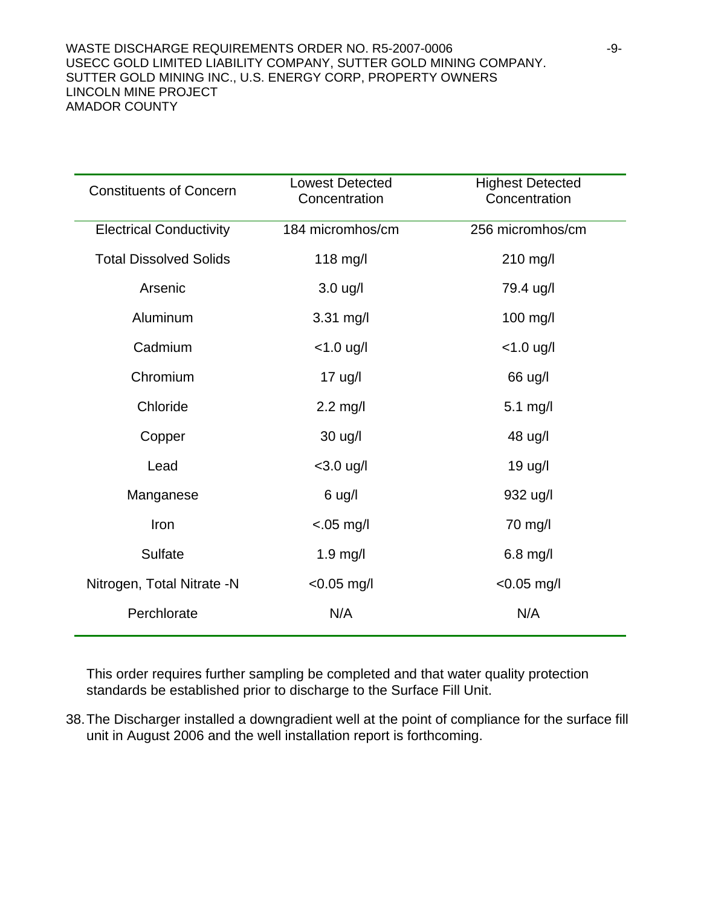| Constituents of Concern | Lowest Detected Concentration | Highest Detected Concentration |
|---|---|---|
| Electrical Conductivity | 184 micromhos/cm | 256 micromhos/cm |
| Total Dissolved Solids | 118 mg/l | 210 mg/l |
| Arsenic | 3.0 ug/l | 79.4 ug/l |
| Aluminum | 3.31 mg/l | 100 mg/l |
| Cadmium | <1.0 ug/l | <1.0 ug/l |
| Chromium | 17 ug/l | 66 ug/l |
| Chloride | 2.2 mg/l | 5.1 mg/l |
| Copper | 30 ug/l | 48 ug/l |
| Lead | <3.0 ug/l | 19 ug/l |
| Manganese | 6 ug/l | 932 ug/l |
| Iron | <.05 mg/l | 70 mg/l |
| Sulfate | 1.9 mg/l | 6.8 mg/l |
| Nitrogen, Total Nitrate -N | <0.05 mg/l | <0.05 mg/l |
| Perchlorate | N/A | N/A |

This order requires further sampling be completed and that water quality protection standards be established prior to discharge to the Surface Fill Unit.

38. The Discharger installed a downgradient well at the point of compliance for the surface fill unit in August 2006 and the well installation report is forthcoming.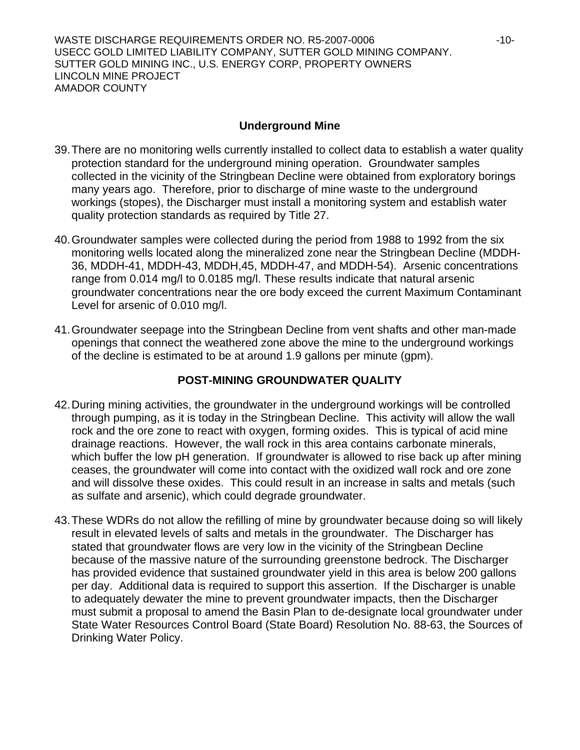## Underground Mine

39. There are no monitoring wells currently installed to collect data to establish a water quality protection standard for the underground mining operation. Groundwater samples collected in the vicinity of the Stringbean Decline were obtained from exploratory borings many years ago. Therefore, prior to discharge of mine waste to the underground workings (stopes), the Discharger must install a monitoring system and establish water quality protection standards as required by Title 27.

40. Groundwater samples were collected during the period from 1988 to 1992 from the six monitoring wells located along the mineralized zone near the Stringbean Decline (MDDH-36, MDDH-41, MDDH-43, MDDH,45, MDDH-47, and MDDH-54). Arsenic concentrations range from 0.014 mg/l to 0.0185 mg/l. These results indicate that natural arsenic groundwater concentrations near the ore body exceed the current Maximum Contaminant Level for arsenic of 0.010 mg/l.

41. Groundwater seepage into the Stringbean Decline from vent shafts and other man-made openings that connect the weathered zone above the mine to the underground workings of the decline is estimated to be at around 1.9 gallons per minute (gpm).

## POST-MINING GROUNDWATER QUALITY

42. During mining activities, the groundwater in the underground workings will be controlled through pumping, as it is today in the Stringbean Decline. This activity will allow the wall rock and the ore zone to react with oxygen, forming oxides. This is typical of acid mine drainage reactions. However, the wall rock in this area contains carbonate minerals, which buffer the low pH generation. If groundwater is allowed to rise back up after mining ceases, the groundwater will come into contact with the oxidized wall rock and ore zone and will dissolve these oxides. This could result in an increase in salts and metals (such as sulfate and arsenic), which could degrade groundwater.

43. These WDRs do not allow the refilling of mine by groundwater because doing so will likely result in elevated levels of salts and metals in the groundwater. The Discharger has stated that groundwater flows are very low in the vicinity of the Stringbean Decline because of the massive nature of the surrounding greenstone bedrock. The Discharger has provided evidence that sustained groundwater yield in this area is below 200 gallons per day. Additional data is required to support this assertion. If the Discharger is unable to adequately dewater the mine to prevent groundwater impacts, then the Discharger must submit a proposal to amend the Basin Plan to de-designate local groundwater under State Water Resources Control Board (State Board) Resolution No. 88-63, the Sources of Drinking Water Policy.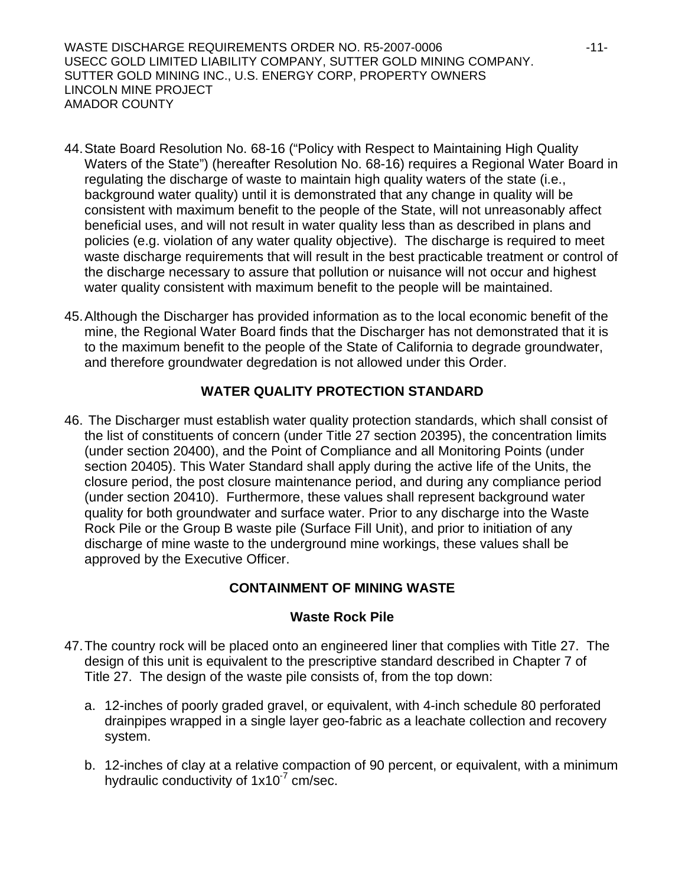44. State Board Resolution No. 68-16 ("Policy with Respect to Maintaining High Quality Waters of the State") (hereafter Resolution No. 68-16) requires a Regional Water Board in regulating the discharge of waste to maintain high quality waters of the state (i.e., background water quality) until it is demonstrated that any change in quality will be consistent with maximum benefit to the people of the State, will not unreasonably affect beneficial uses, and will not result in water quality less than as described in plans and policies (e.g. violation of any water quality objective). The discharge is required to meet waste discharge requirements that will result in the best practicable treatment or control of the discharge necessary to assure that pollution or nuisance will not occur and highest water quality consistent with maximum benefit to the people will be maintained.

45. Although the Discharger has provided information as to the local economic benefit of the mine, the Regional Water Board finds that the Discharger has not demonstrated that it is to the maximum benefit to the people of the State of California to degrade groundwater, and therefore groundwater degredation is not allowed under this Order.

## WATER QUALITY PROTECTION STANDARD

46. The Discharger must establish water quality protection standards, which shall consist of the list of constituents of concern (under Title 27 section 20395), the concentration limits (under section 20400), and the Point of Compliance and all Monitoring Points (under section 20405). This Water Standard shall apply during the active life of the Units, the closure period, the post closure maintenance period, and during any compliance period (under section 20410). Furthermore, these values shall represent background water quality for both groundwater and surface water. Prior to any discharge into the Waste Rock Pile or the Group B waste pile (Surface Fill Unit), and prior to initiation of any discharge of mine waste to the underground mine workings, these values shall be approved by the Executive Officer.

## CONTAINMENT OF MINING WASTE

### Waste Rock Pile

47. The country rock will be placed onto an engineered liner that complies with Title 27. The design of this unit is equivalent to the prescriptive standard described in Chapter 7 of Title 27. The design of the waste pile consists of, from the top down:

    a. 12-inches of poorly graded gravel, or equivalent, with 4-inch schedule 80 perforated drainpipes wrapped in a single layer geo-fabric as a leachate collection and recovery system.

    b. 12-inches of clay at a relative compaction of 90 percent, or equivalent, with a minimum hydraulic conductivity of $1x10^{-7}$ cm/sec.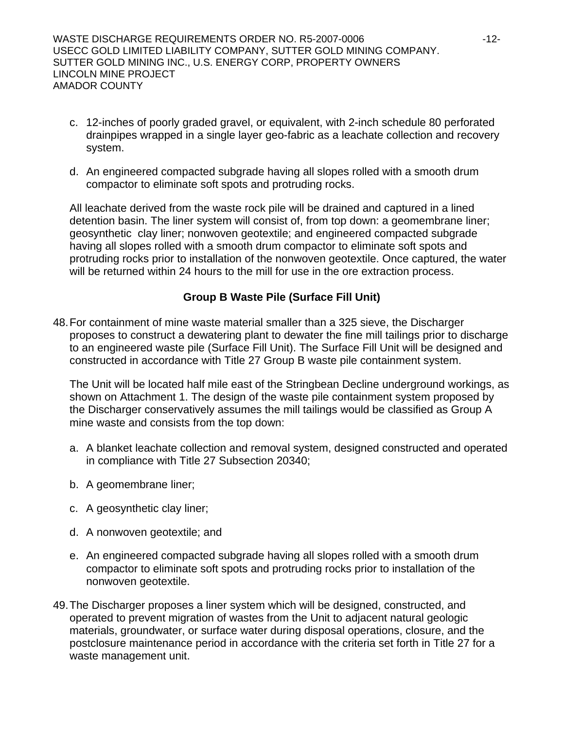c. 12-inches of poorly graded gravel, or equivalent, with 2-inch schedule 80 perforated drainpipes wrapped in a single layer geo-fabric as a leachate collection and recovery system.

d. An engineered compacted subgrade having all slopes rolled with a smooth drum compactor to eliminate soft spots and protruding rocks.

All leachate derived from the waste rock pile will be drained and captured in a lined detention basin. The liner system will consist of, from top down: a geomembrane liner; geosynthetic clay liner; nonwoven geotextile; and engineered compacted subgrade having all slopes rolled with a smooth drum compactor to eliminate soft spots and protruding rocks prior to installation of the nonwoven geotextile. Once captured, the water will be returned within 24 hours to the mill for use in the ore extraction process.

**Group B Waste Pile (Surface Fill Unit)**

48. For containment of mine waste material smaller than a 325 sieve, the Discharger proposes to construct a dewatering plant to dewater the fine mill tailings prior to discharge to an engineered waste pile (Surface Fill Unit). The Surface Fill Unit will be designed and constructed in accordance with Title 27 Group B waste pile containment system.

    The Unit will be located half mile east of the Stringbean Decline underground workings, as shown on Attachment 1. The design of the waste pile containment system proposed by the Discharger conservatively assumes the mill tailings would be classified as Group A mine waste and consists from the top down:

    a. A blanket leachate collection and removal system, designed constructed and operated in compliance with Title 27 Subsection 20340;

    b. A geomembrane liner;

    c. A geosynthetic clay liner;

    d. A nonwoven geotextile; and

    e. An engineered compacted subgrade having all slopes rolled with a smooth drum compactor to eliminate soft spots and protruding rocks prior to installation of the nonwoven geotextile.

49. The Discharger proposes a liner system which will be designed, constructed, and operated to prevent migration of wastes from the Unit to adjacent natural geologic materials, groundwater, or surface water during disposal operations, closure, and the postclosure maintenance period in accordance with the criteria set forth in Title 27 for a waste management unit.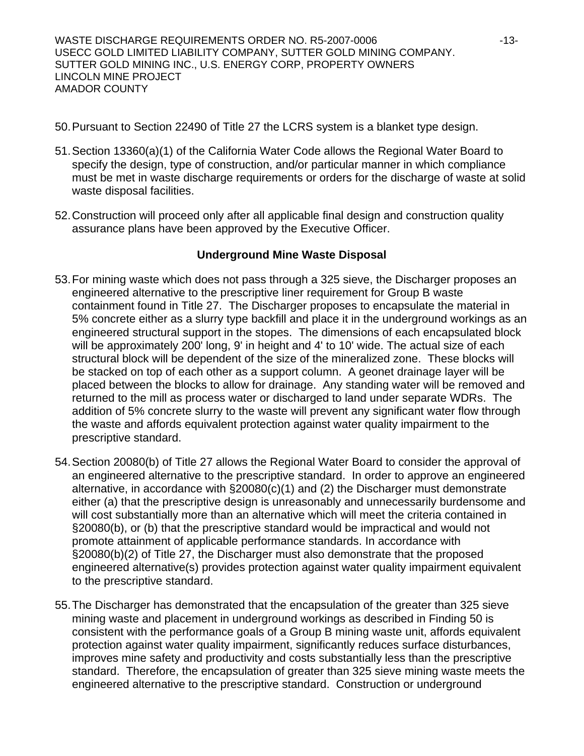50. Pursuant to Section 22490 of Title 27 the LCRS system is a blanket type design.

51. Section 13360(a)(1) of the California Water Code allows the Regional Water Board to specify the design, type of construction, and/or particular manner in which compliance must be met in waste discharge requirements or orders for the discharge of waste at solid waste disposal facilities.

52. Construction will proceed only after all applicable final design and construction quality assurance plans have been approved by the Executive Officer.

### Underground Mine Waste Disposal

53. For mining waste which does not pass through a 325 sieve, the Discharger proposes an engineered alternative to the prescriptive liner requirement for Group B waste containment found in Title 27. The Discharger proposes to encapsulate the material in 5% concrete either as a slurry type backfill and place it in the underground workings as an engineered structural support in the stopes. The dimensions of each encapsulated block will be approximately 200' long, 9' in height and 4' to 10' wide. The actual size of each structural block will be dependent of the size of the mineralized zone. These blocks will be stacked on top of each other as a support column. A geonet drainage layer will be placed between the blocks to allow for drainage. Any standing water will be removed and returned to the mill as process water or discharged to land under separate WDRs. The addition of 5% concrete slurry to the waste will prevent any significant water flow through the waste and affords equivalent protection against water quality impairment to the prescriptive standard.

54. Section 20080(b) of Title 27 allows the Regional Water Board to consider the approval of an engineered alternative to the prescriptive standard. In order to approve an engineered alternative, in accordance with §20080(c)(1) and (2) the Discharger must demonstrate either (a) that the prescriptive design is unreasonably and unnecessarily burdensome and will cost substantially more than an alternative which will meet the criteria contained in §20080(b), or (b) that the prescriptive standard would be impractical and would not promote attainment of applicable performance standards. In accordance with §20080(b)(2) of Title 27, the Discharger must also demonstrate that the proposed engineered alternative(s) provides protection against water quality impairment equivalent to the prescriptive standard.

55. The Discharger has demonstrated that the encapsulation of the greater than 325 sieve mining waste and placement in underground workings as described in Finding 50 is consistent with the performance goals of a Group B mining waste unit, affords equivalent protection against water quality impairment, significantly reduces surface disturbances, improves mine safety and productivity and costs substantially less than the prescriptive standard. Therefore, the encapsulation of greater than 325 sieve mining waste meets the engineered alternative to the prescriptive standard. Construction or underground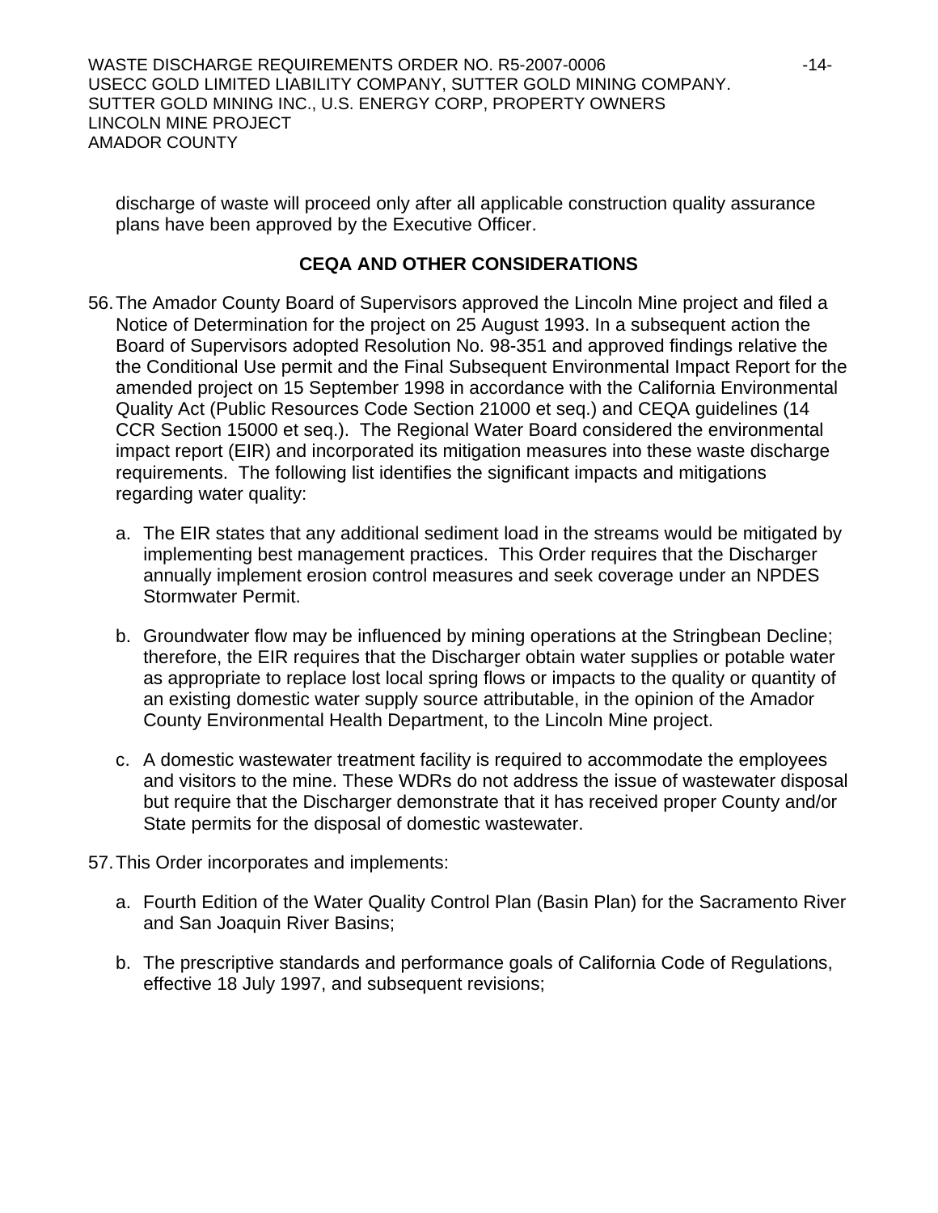discharge of waste will proceed only after all applicable construction quality assurance plans have been approved by the Executive Officer.

## CEQA AND OTHER CONSIDERATIONS

56. The Amador County Board of Supervisors approved the Lincoln Mine project and filed a Notice of Determination for the project on 25 August 1993. In a subsequent action the Board of Supervisors adopted Resolution No. 98-351 and approved findings relative the the Conditional Use permit and the Final Subsequent Environmental Impact Report for the amended project on 15 September 1998 in accordance with the California Environmental Quality Act (Public Resources Code Section 21000 et seq.) and CEQA guidelines (14 CCR Section 15000 et seq.). The Regional Water Board considered the environmental impact report (EIR) and incorporated its mitigation measures into these waste discharge requirements. The following list identifies the significant impacts and mitigations regarding water quality:

    a. The EIR states that any additional sediment load in the streams would be mitigated by implementing best management practices. This Order requires that the Discharger annually implement erosion control measures and seek coverage under an NPDES Stormwater Permit.

    b. Groundwater flow may be influenced by mining operations at the Stringbean Decline; therefore, the EIR requires that the Discharger obtain water supplies or potable water as appropriate to replace lost local spring flows or impacts to the quality or quantity of an existing domestic water supply source attributable, in the opinion of the Amador County Environmental Health Department, to the Lincoln Mine project.

    c. A domestic wastewater treatment facility is required to accommodate the employees and visitors to the mine. These WDRs do not address the issue of wastewater disposal but require that the Discharger demonstrate that it has received proper County and/or State permits for the disposal of domestic wastewater.

57. This Order incorporates and implements:

    a. Fourth Edition of the Water Quality Control Plan (Basin Plan) for the Sacramento River and San Joaquin River Basins;

    b. The prescriptive standards and performance goals of California Code of Regulations, effective 18 July 1997, and subsequent revisions;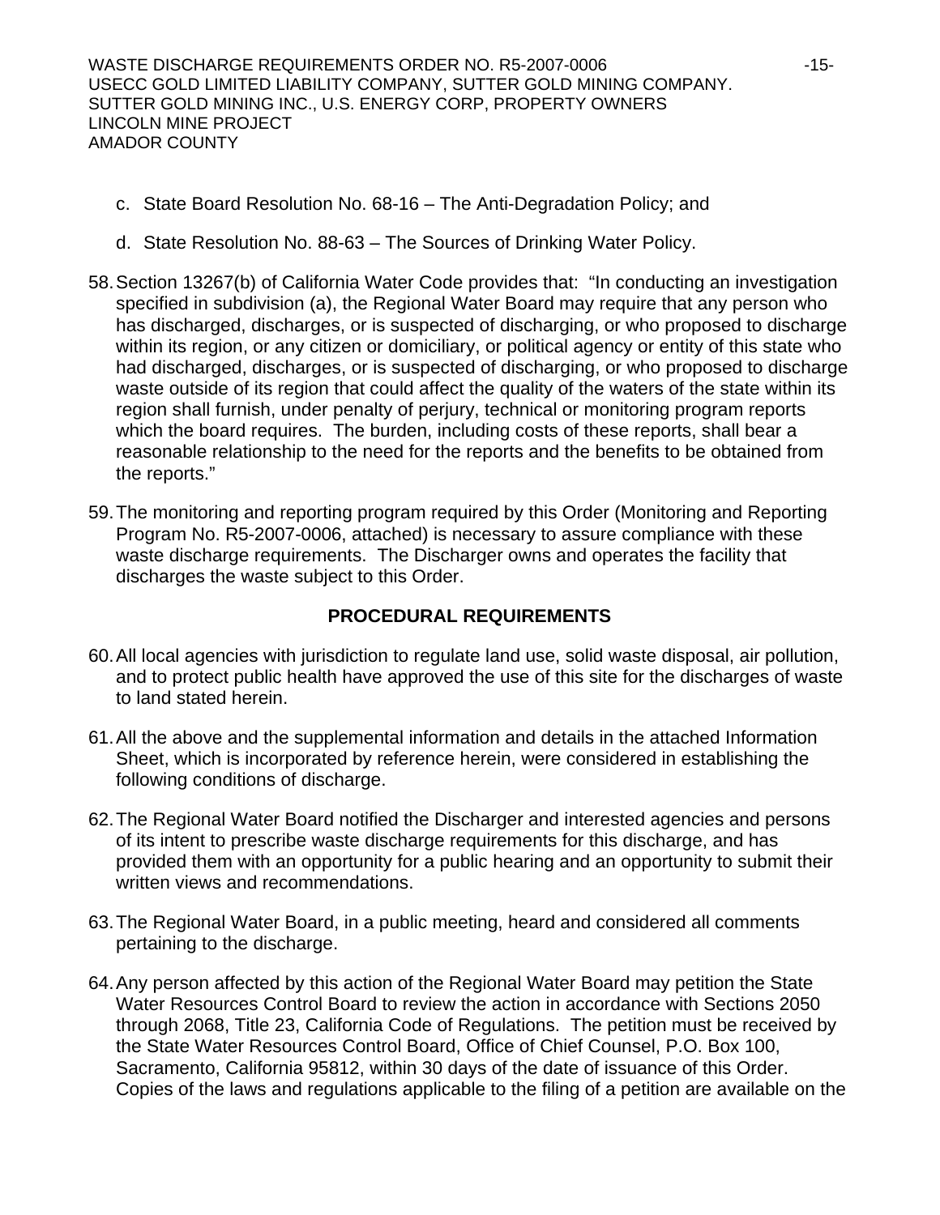c. State Board Resolution No. 68-16 – The Anti-Degradation Policy; and

d. State Resolution No. 88-63 – The Sources of Drinking Water Policy.

58. Section 13267(b) of California Water Code provides that: "In conducting an investigation specified in subdivision (a), the Regional Water Board may require that any person who has discharged, discharges, or is suspected of discharging, or who proposed to discharge within its region, or any citizen or domiciliary, or political agency or entity of this state who had discharged, discharges, or is suspected of discharging, or who proposed to discharge waste outside of its region that could affect the quality of the waters of the state within its region shall furnish, under penalty of perjury, technical or monitoring program reports which the board requires. The burden, including costs of these reports, shall bear a reasonable relationship to the need for the reports and the benefits to be obtained from the reports."

59. The monitoring and reporting program required by this Order (Monitoring and Reporting Program No. R5-2007-0006, attached) is necessary to assure compliance with these waste discharge requirements. The Discharger owns and operates the facility that discharges the waste subject to this Order.

## PROCEDURAL REQUIREMENTS

60. All local agencies with jurisdiction to regulate land use, solid waste disposal, air pollution, and to protect public health have approved the use of this site for the discharges of waste to land stated herein.

61. All the above and the supplemental information and details in the attached Information Sheet, which is incorporated by reference herein, were considered in establishing the following conditions of discharge.

62. The Regional Water Board notified the Discharger and interested agencies and persons of its intent to prescribe waste discharge requirements for this discharge, and has provided them with an opportunity for a public hearing and an opportunity to submit their written views and recommendations.

63. The Regional Water Board, in a public meeting, heard and considered all comments pertaining to the discharge.

64. Any person affected by this action of the Regional Water Board may petition the State Water Resources Control Board to review the action in accordance with Sections 2050 through 2068, Title 23, California Code of Regulations. The petition must be received by the State Water Resources Control Board, Office of Chief Counsel, P.O. Box 100, Sacramento, California 95812, within 30 days of the date of issuance of this Order. Copies of the laws and regulations applicable to the filing of a petition are available on the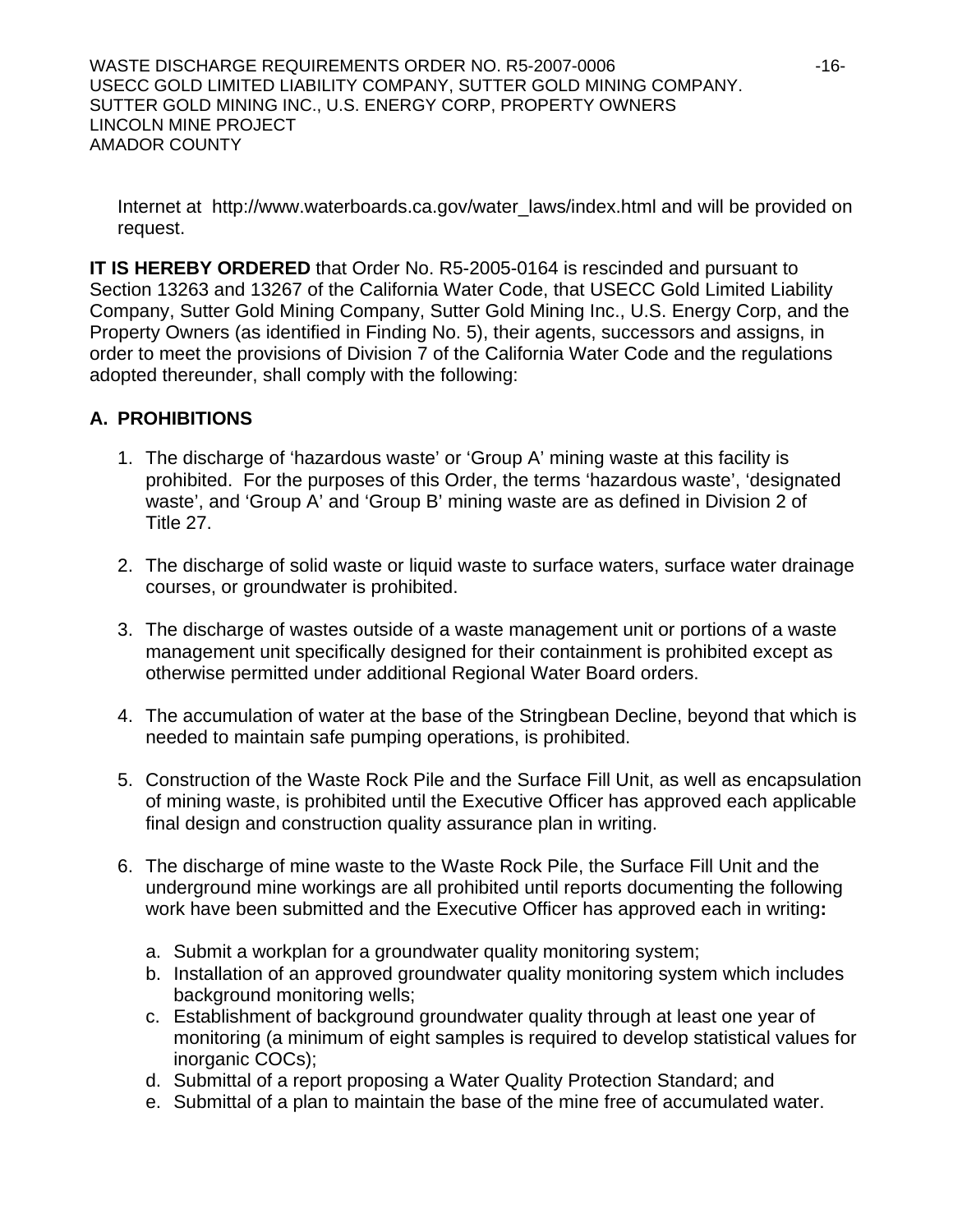Internet at http://www.waterboards.ca.gov/water_laws/index.html and will be provided on request.

**IT IS HEREBY ORDERED** that Order No. R5-2005-0164 is rescinded and pursuant to Section 13263 and 13267 of the California Water Code, that USECC Gold Limited Liability Company, Sutter Gold Mining Company, Sutter Gold Mining Inc., U.S. Energy Corp, and the Property Owners (as identified in Finding No. 5), their agents, successors and assigns, in order to meet the provisions of Division 7 of the California Water Code and the regulations adopted thereunder, shall comply with the following:

## A. PROHIBITIONS

1. The discharge of 'hazardous waste' or 'Group A' mining waste at this facility is prohibited. For the purposes of this Order, the terms 'hazardous waste', 'designated waste', and 'Group A' and 'Group B' mining waste are as defined in Division 2 of Title 27.

2. The discharge of solid waste or liquid waste to surface waters, surface water drainage courses, or groundwater is prohibited.

3. The discharge of wastes outside of a waste management unit or portions of a waste management unit specifically designed for their containment is prohibited except as otherwise permitted under additional Regional Water Board orders.

4. The accumulation of water at the base of the Stringbean Decline, beyond that which is needed to maintain safe pumping operations, is prohibited.

5. Construction of the Waste Rock Pile and the Surface Fill Unit, as well as encapsulation of mining waste, is prohibited until the Executive Officer has approved each applicable final design and construction quality assurance plan in writing.

6. The discharge of mine waste to the Waste Rock Pile, the Surface Fill Unit and the underground mine workings are all prohibited until reports documenting the following work have been submitted and the Executive Officer has approved each in writing**:**

   a. Submit a workplan for a groundwater quality monitoring system;
   b. Installation of an approved groundwater quality monitoring system which includes background monitoring wells;
   c. Establishment of background groundwater quality through at least one year of monitoring (a minimum of eight samples is required to develop statistical values for inorganic COCs);
   d. Submittal of a report proposing a Water Quality Protection Standard; and
   e. Submittal of a plan to maintain the base of the mine free of accumulated water.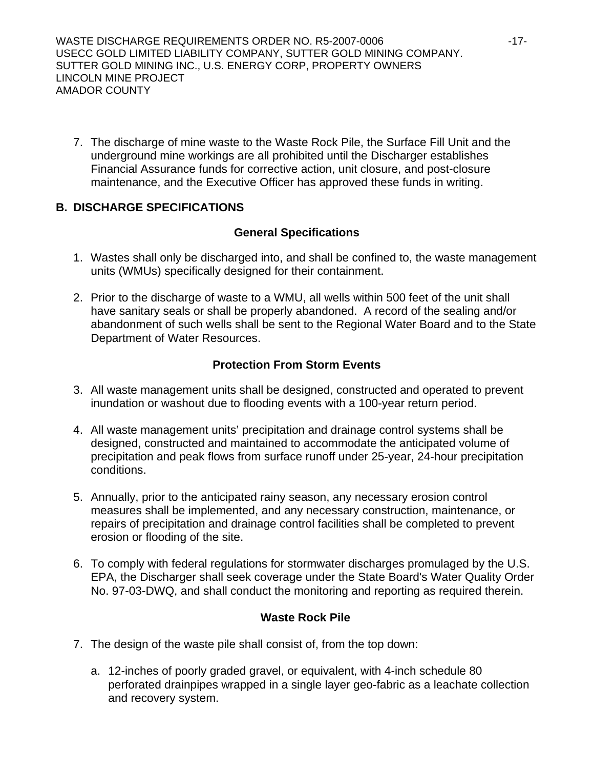7. The discharge of mine waste to the Waste Rock Pile, the Surface Fill Unit and the underground mine workings are all prohibited until the Discharger establishes Financial Assurance funds for corrective action, unit closure, and post-closure maintenance, and the Executive Officer has approved these funds in writing.

## B. DISCHARGE SPECIFICATIONS

### General Specifications

1. Wastes shall only be discharged into, and shall be confined to, the waste management units (WMUs) specifically designed for their containment.

2. Prior to the discharge of waste to a WMU, all wells within 500 feet of the unit shall have sanitary seals or shall be properly abandoned. A record of the sealing and/or abandonment of such wells shall be sent to the Regional Water Board and to the State Department of Water Resources.

### Protection From Storm Events

3. All waste management units shall be designed, constructed and operated to prevent inundation or washout due to flooding events with a 100-year return period.

4. All waste management units' precipitation and drainage control systems shall be designed, constructed and maintained to accommodate the anticipated volume of precipitation and peak flows from surface runoff under 25-year, 24-hour precipitation conditions.

5. Annually, prior to the anticipated rainy season, any necessary erosion control measures shall be implemented, and any necessary construction, maintenance, or repairs of precipitation and drainage control facilities shall be completed to prevent erosion or flooding of the site.

6. To comply with federal regulations for stormwater discharges promulaged by the U.S. EPA, the Discharger shall seek coverage under the State Board's Water Quality Order No. 97-03-DWQ, and shall conduct the monitoring and reporting as required therein.

### Waste Rock Pile

7. The design of the waste pile shall consist of, from the top down:

   a. 12-inches of poorly graded gravel, or equivalent, with 4-inch schedule 80 perforated drainpipes wrapped in a single layer geo-fabric as a leachate collection and recovery system.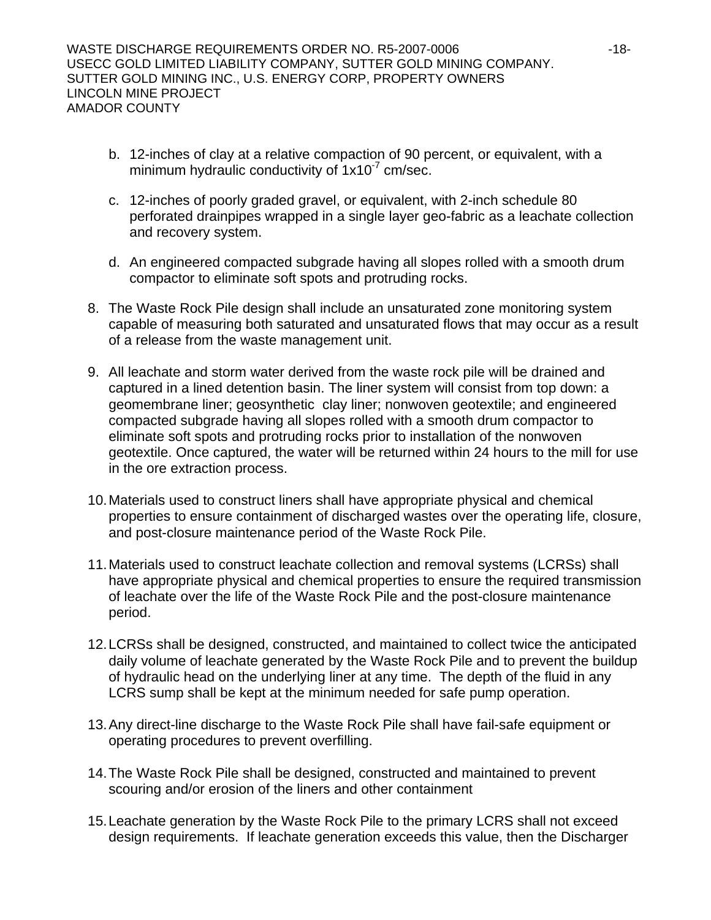b. 12-inches of clay at a relative compaction of 90 percent, or equivalent, with a minimum hydraulic conductivity of $1x10^{-7}$ cm/sec.

c. 12-inches of poorly graded gravel, or equivalent, with 2-inch schedule 80 perforated drainpipes wrapped in a single layer geo-fabric as a leachate collection and recovery system.

d. An engineered compacted subgrade having all slopes rolled with a smooth drum compactor to eliminate soft spots and protruding rocks.

8. The Waste Rock Pile design shall include an unsaturated zone monitoring system capable of measuring both saturated and unsaturated flows that may occur as a result of a release from the waste management unit.

9. All leachate and storm water derived from the waste rock pile will be drained and captured in a lined detention basin. The liner system will consist from top down: a geomembrane liner; geosynthetic clay liner; nonwoven geotextile; and engineered compacted subgrade having all slopes rolled with a smooth drum compactor to eliminate soft spots and protruding rocks prior to installation of the nonwoven geotextile. Once captured, the water will be returned within 24 hours to the mill for use in the ore extraction process.

10. Materials used to construct liners shall have appropriate physical and chemical properties to ensure containment of discharged wastes over the operating life, closure, and post-closure maintenance period of the Waste Rock Pile.

11. Materials used to construct leachate collection and removal systems (LCRSs) shall have appropriate physical and chemical properties to ensure the required transmission of leachate over the life of the Waste Rock Pile and the post-closure maintenance period.

12. LCRSs shall be designed, constructed, and maintained to collect twice the anticipated daily volume of leachate generated by the Waste Rock Pile and to prevent the buildup of hydraulic head on the underlying liner at any time. The depth of the fluid in any LCRS sump shall be kept at the minimum needed for safe pump operation.

13. Any direct-line discharge to the Waste Rock Pile shall have fail-safe equipment or operating procedures to prevent overfilling.

14. The Waste Rock Pile shall be designed, constructed and maintained to prevent scouring and/or erosion of the liners and other containment

15. Leachate generation by the Waste Rock Pile to the primary LCRS shall not exceed design requirements. If leachate generation exceeds this value, then the Discharger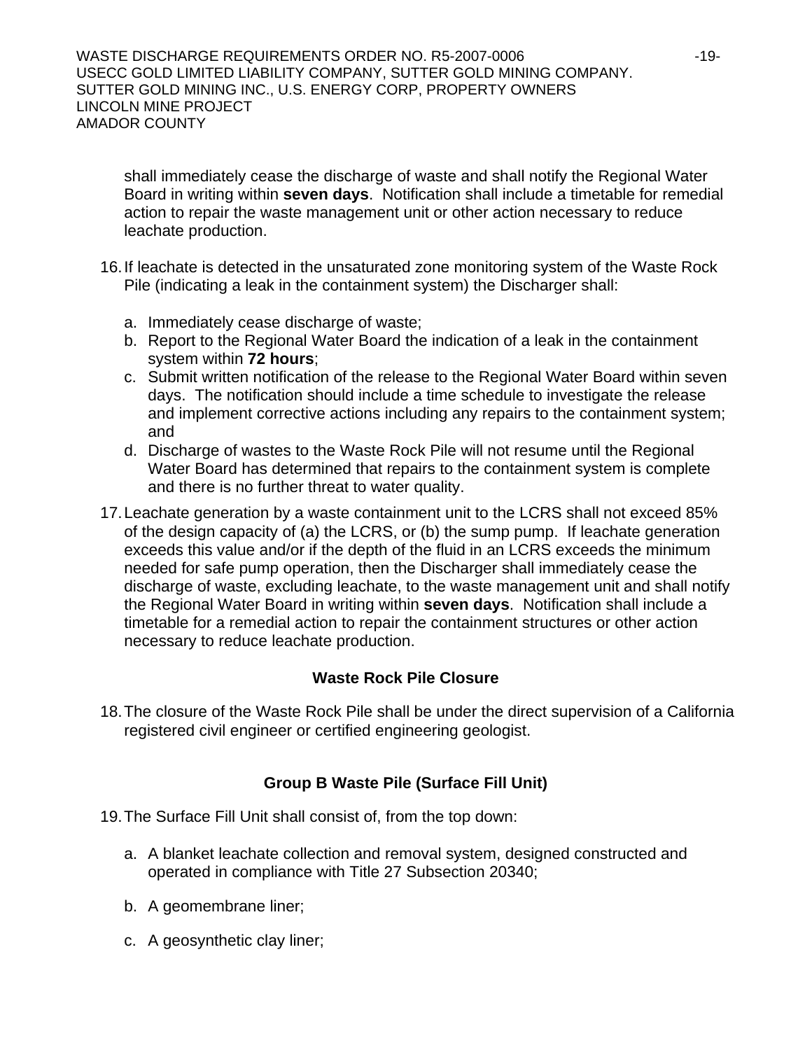shall immediately cease the discharge of waste and shall notify the Regional Water Board in writing within **seven days**. Notification shall include a timetable for remedial action to repair the waste management unit or other action necessary to reduce leachate production.

16. If leachate is detected in the unsaturated zone monitoring system of the Waste Rock Pile (indicating a leak in the containment system) the Discharger shall:

    a. Immediately cease discharge of waste;
    b. Report to the Regional Water Board the indication of a leak in the containment system within **72 hours**;
    c. Submit written notification of the release to the Regional Water Board within seven days. The notification should include a time schedule to investigate the release and implement corrective actions including any repairs to the containment system; and
    d. Discharge of wastes to the Waste Rock Pile will not resume until the Regional Water Board has determined that repairs to the containment system is complete and there is no further threat to water quality.

17. Leachate generation by a waste containment unit to the LCRS shall not exceed 85% of the design capacity of (a) the LCRS, or (b) the sump pump. If leachate generation exceeds this value and/or if the depth of the fluid in an LCRS exceeds the minimum needed for safe pump operation, then the Discharger shall immediately cease the discharge of waste, excluding leachate, to the waste management unit and shall notify the Regional Water Board in writing within **seven days**. Notification shall include a timetable for a remedial action to repair the containment structures or other action necessary to reduce leachate production.

### Waste Rock Pile Closure

18. The closure of the Waste Rock Pile shall be under the direct supervision of a California registered civil engineer or certified engineering geologist.

### Group B Waste Pile (Surface Fill Unit)

19. The Surface Fill Unit shall consist of, from the top down:

    a. A blanket leachate collection and removal system, designed constructed and operated in compliance with Title 27 Subsection 20340;

    b. A geomembrane liner;

    c. A geosynthetic clay liner;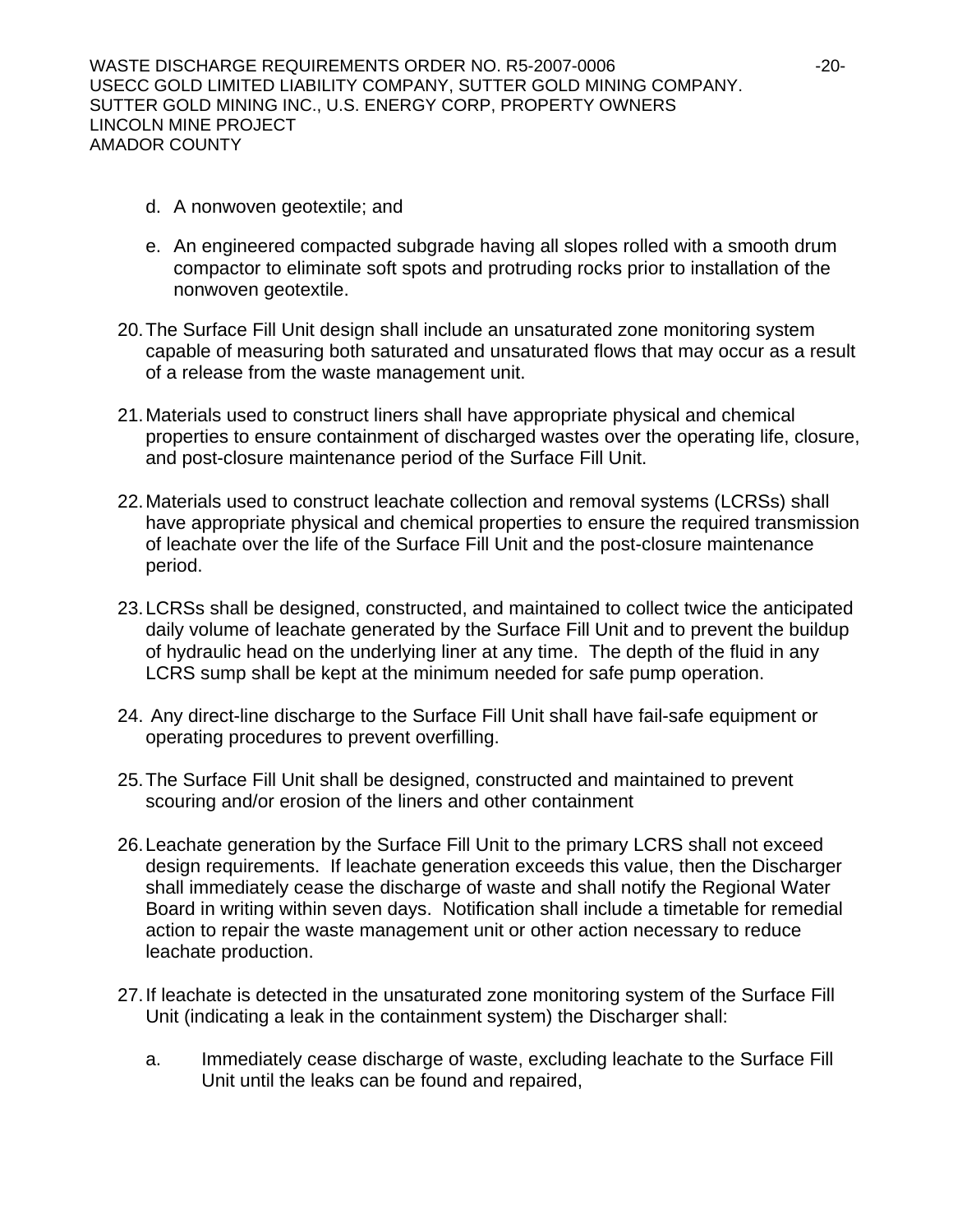d. A nonwoven geotextile; and

e. An engineered compacted subgrade having all slopes rolled with a smooth drum compactor to eliminate soft spots and protruding rocks prior to installation of the nonwoven geotextile.

20. The Surface Fill Unit design shall include an unsaturated zone monitoring system capable of measuring both saturated and unsaturated flows that may occur as a result of a release from the waste management unit.

21. Materials used to construct liners shall have appropriate physical and chemical properties to ensure containment of discharged wastes over the operating life, closure, and post-closure maintenance period of the Surface Fill Unit.

22. Materials used to construct leachate collection and removal systems (LCRSs) shall have appropriate physical and chemical properties to ensure the required transmission of leachate over the life of the Surface Fill Unit and the post-closure maintenance period.

23. LCRSs shall be designed, constructed, and maintained to collect twice the anticipated daily volume of leachate generated by the Surface Fill Unit and to prevent the buildup of hydraulic head on the underlying liner at any time. The depth of the fluid in any LCRS sump shall be kept at the minimum needed for safe pump operation.

24. Any direct-line discharge to the Surface Fill Unit shall have fail-safe equipment or operating procedures to prevent overfilling.

25. The Surface Fill Unit shall be designed, constructed and maintained to prevent scouring and/or erosion of the liners and other containment

26. Leachate generation by the Surface Fill Unit to the primary LCRS shall not exceed design requirements. If leachate generation exceeds this value, then the Discharger shall immediately cease the discharge of waste and shall notify the Regional Water Board in writing within seven days. Notification shall include a timetable for remedial action to repair the waste management unit or other action necessary to reduce leachate production.

27. If leachate is detected in the unsaturated zone monitoring system of the Surface Fill Unit (indicating a leak in the containment system) the Discharger shall:

    a. Immediately cease discharge of waste, excluding leachate to the Surface Fill Unit until the leaks can be found and repaired,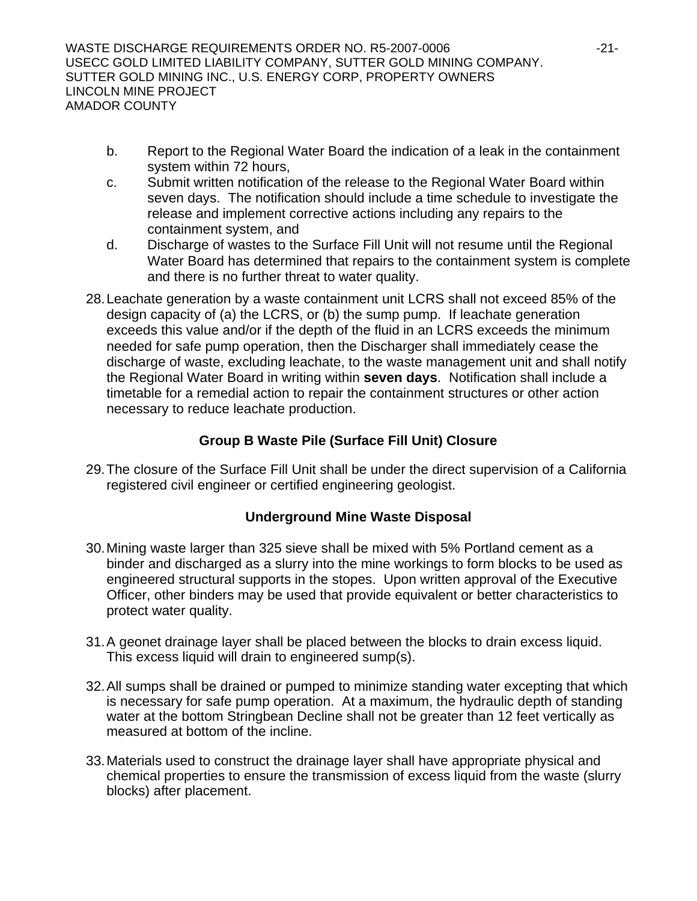b. Report to the Regional Water Board the indication of a leak in the containment system within 72 hours,

c. Submit written notification of the release to the Regional Water Board within seven days. The notification should include a time schedule to investigate the release and implement corrective actions including any repairs to the containment system, and

d. Discharge of wastes to the Surface Fill Unit will not resume until the Regional Water Board has determined that repairs to the containment system is complete and there is no further threat to water quality.

28. Leachate generation by a waste containment unit LCRS shall not exceed 85% of the design capacity of (a) the LCRS, or (b) the sump pump. If leachate generation exceeds this value and/or if the depth of the fluid in an LCRS exceeds the minimum needed for safe pump operation, then the Discharger shall immediately cease the discharge of waste, excluding leachate, to the waste management unit and shall notify the Regional Water Board in writing within **seven days**. Notification shall include a timetable for a remedial action to repair the containment structures or other action necessary to reduce leachate production.

### Group B Waste Pile (Surface Fill Unit) Closure

29. The closure of the Surface Fill Unit shall be under the direct supervision of a California registered civil engineer or certified engineering geologist.

### Underground Mine Waste Disposal

30. Mining waste larger than 325 sieve shall be mixed with 5% Portland cement as a binder and discharged as a slurry into the mine workings to form blocks to be used as engineered structural supports in the stopes. Upon written approval of the Executive Officer, other binders may be used that provide equivalent or better characteristics to protect water quality.

31. A geonet drainage layer shall be placed between the blocks to drain excess liquid. This excess liquid will drain to engineered sump(s).

32. All sumps shall be drained or pumped to minimize standing water excepting that which is necessary for safe pump operation. At a maximum, the hydraulic depth of standing water at the bottom Stringbean Decline shall not be greater than 12 feet vertically as measured at bottom of the incline.

33. Materials used to construct the drainage layer shall have appropriate physical and chemical properties to ensure the transmission of excess liquid from the waste (slurry blocks) after placement.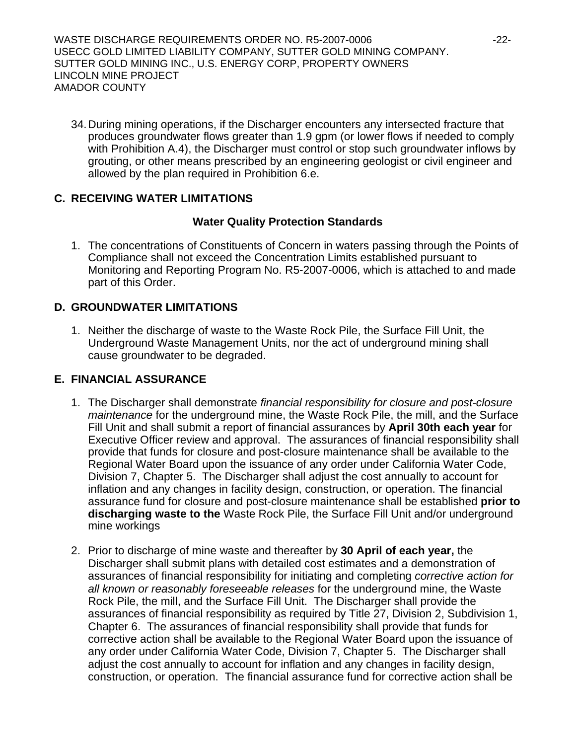34. During mining operations, if the Discharger encounters any intersected fracture that produces groundwater flows greater than 1.9 gpm (or lower flows if needed to comply with Prohibition A.4), the Discharger must control or stop such groundwater inflows by grouting, or other means prescribed by an engineering geologist or civil engineer and allowed by the plan required in Prohibition 6.e.

## C. RECEIVING WATER LIMITATIONS

### Water Quality Protection Standards

1. The concentrations of Constituents of Concern in waters passing through the Points of Compliance shall not exceed the Concentration Limits established pursuant to Monitoring and Reporting Program No. R5-2007-0006, which is attached to and made part of this Order.

## D. GROUNDWATER LIMITATIONS

1. Neither the discharge of waste to the Waste Rock Pile, the Surface Fill Unit, the Underground Waste Management Units, nor the act of underground mining shall cause groundwater to be degraded.

## E. FINANCIAL ASSURANCE

1. The Discharger shall demonstrate *financial responsibility for closure and post-closure maintenance* for the underground mine, the Waste Rock Pile, the mill, and the Surface Fill Unit and shall submit a report of financial assurances by **April 30th each year** for Executive Officer review and approval. The assurances of financial responsibility shall provide that funds for closure and post-closure maintenance shall be available to the Regional Water Board upon the issuance of any order under California Water Code, Division 7, Chapter 5. The Discharger shall adjust the cost annually to account for inflation and any changes in facility design, construction, or operation. The financial assurance fund for closure and post-closure maintenance shall be established **prior to discharging waste to the** Waste Rock Pile, the Surface Fill Unit and/or underground mine workings

2. Prior to discharge of mine waste and thereafter by **30 April of each year,** the Discharger shall submit plans with detailed cost estimates and a demonstration of assurances of financial responsibility for initiating and completing *corrective action for all known or reasonably foreseeable releases* for the underground mine, the Waste Rock Pile, the mill, and the Surface Fill Unit. The Discharger shall provide the assurances of financial responsibility as required by Title 27, Division 2, Subdivision 1, Chapter 6. The assurances of financial responsibility shall provide that funds for corrective action shall be available to the Regional Water Board upon the issuance of any order under California Water Code, Division 7, Chapter 5. The Discharger shall adjust the cost annually to account for inflation and any changes in facility design, construction, or operation. The financial assurance fund for corrective action shall be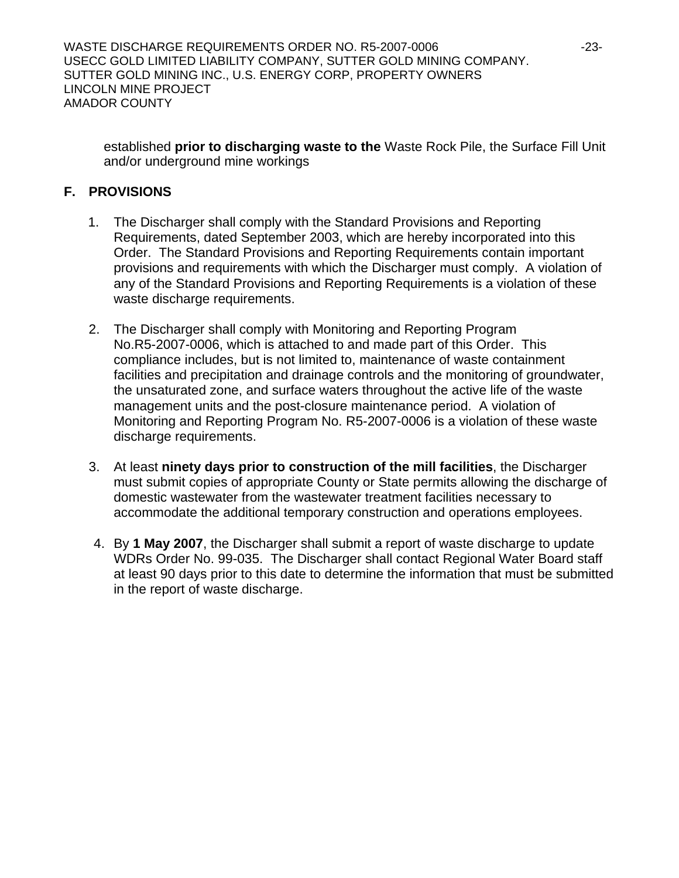established **prior to discharging waste to the** Waste Rock Pile, the Surface Fill Unit and/or underground mine workings

## F. PROVISIONS

1. The Discharger shall comply with the Standard Provisions and Reporting Requirements, dated September 2003, which are hereby incorporated into this Order. The Standard Provisions and Reporting Requirements contain important provisions and requirements with which the Discharger must comply. A violation of any of the Standard Provisions and Reporting Requirements is a violation of these waste discharge requirements.

2. The Discharger shall comply with Monitoring and Reporting Program No.R5-2007-0006, which is attached to and made part of this Order. This compliance includes, but is not limited to, maintenance of waste containment facilities and precipitation and drainage controls and the monitoring of groundwater, the unsaturated zone, and surface waters throughout the active life of the waste management units and the post-closure maintenance period. A violation of Monitoring and Reporting Program No. R5-2007-0006 is a violation of these waste discharge requirements.

3. At least **ninety days prior to construction of the mill facilities**, the Discharger must submit copies of appropriate County or State permits allowing the discharge of domestic wastewater from the wastewater treatment facilities necessary to accommodate the additional temporary construction and operations employees.

4. By **1 May 2007**, the Discharger shall submit a report of waste discharge to update WDRs Order No. 99-035. The Discharger shall contact Regional Water Board staff at least 90 days prior to this date to determine the information that must be submitted in the report of waste discharge.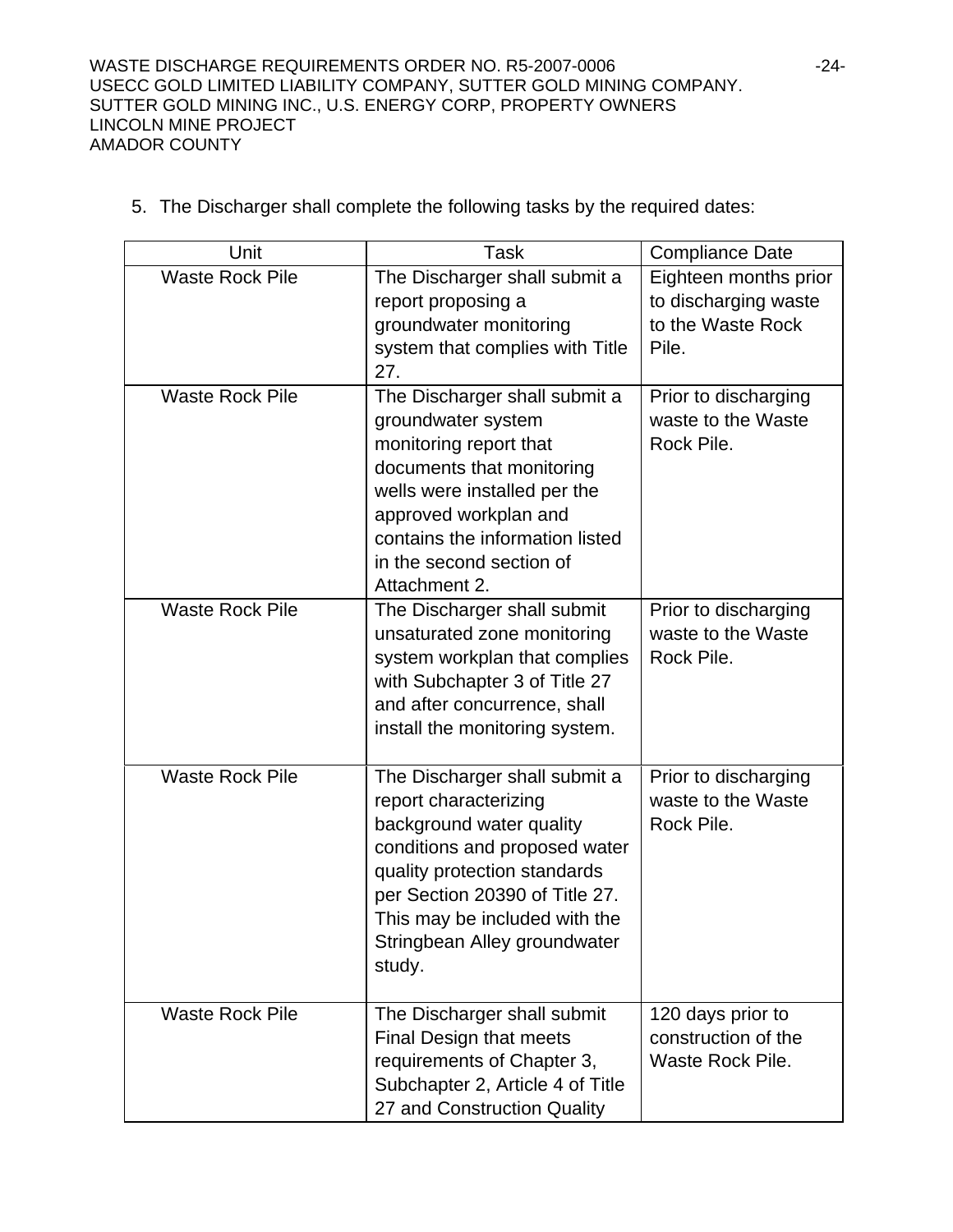5. The Discharger shall complete the following tasks by the required dates:

| Unit | Task | Compliance Date |
|---|---|---|
| Waste Rock Pile | The Discharger shall submit a report proposing a groundwater monitoring system that complies with Title 27. | Eighteen months prior to discharging waste to the Waste Rock Pile. |
| Waste Rock Pile | The Discharger shall submit a groundwater system monitoring report that documents that monitoring wells were installed per the approved workplan and contains the information listed in the second section of Attachment 2. | Prior to discharging waste to the Waste Rock Pile. |
| Waste Rock Pile | The Discharger shall submit unsaturated zone monitoring system workplan that complies with Subchapter 3 of Title 27 and after concurrence, shall install the monitoring system. | Prior to discharging waste to the Waste Rock Pile. |
| Waste Rock Pile | The Discharger shall submit a report characterizing background water quality conditions and proposed water quality protection standards per Section 20390 of Title 27. This may be included with the Stringbean Alley groundwater study. | Prior to discharging waste to the Waste Rock Pile. |
| Waste Rock Pile | The Discharger shall submit Final Design that meets requirements of Chapter 3, Subchapter 2, Article 4 of Title 27 and Construction Quality | 120 days prior to construction of the Waste Rock Pile. |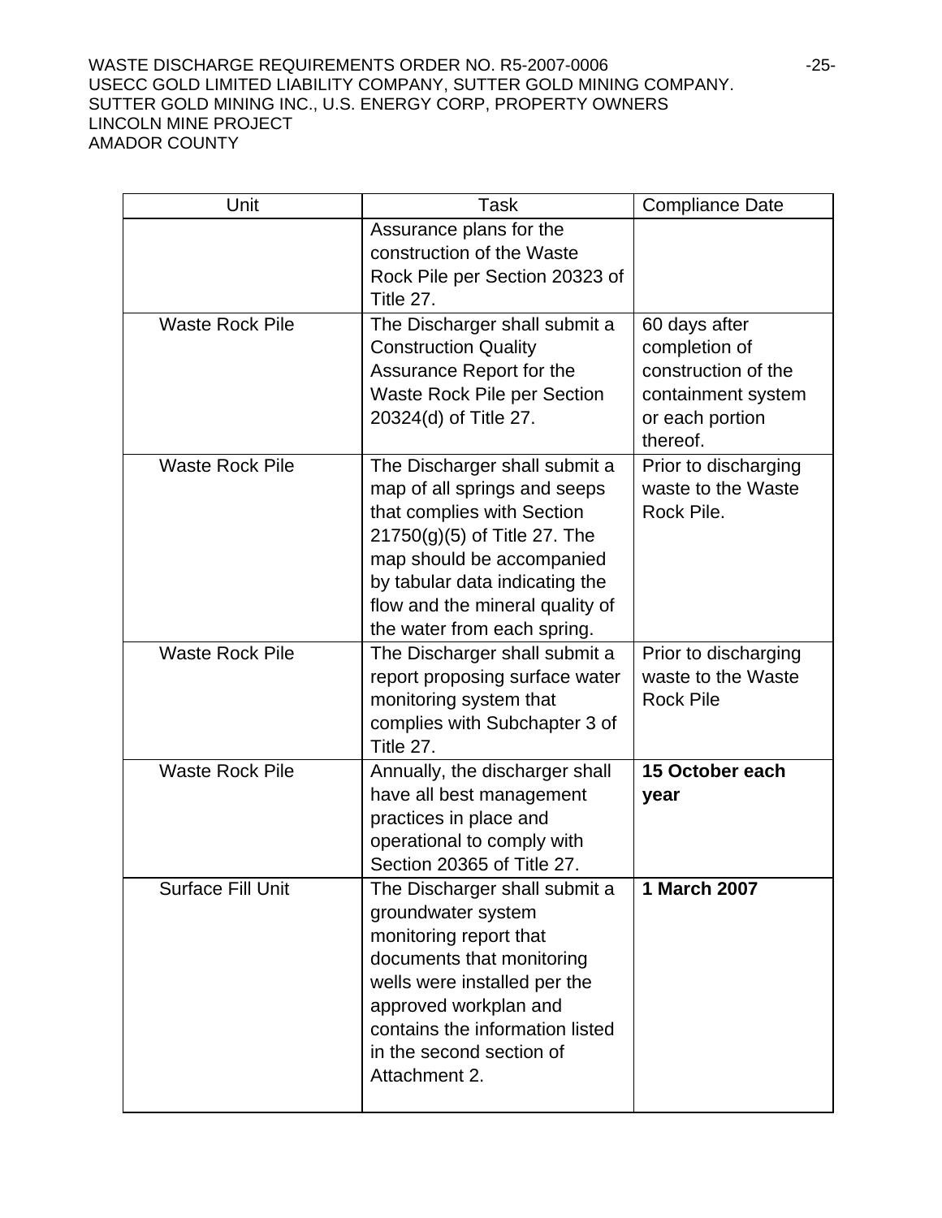| Unit | Task | Compliance Date |
|---|---|---|
| | Assurance plans for the construction of the Waste Rock Pile per Section 20323 of Title 27. | |
| Waste Rock Pile | The Discharger shall submit a Construction Quality Assurance Report for the Waste Rock Pile per Section 20324(d) of Title 27. | 60 days after completion of construction of the containment system or each portion thereof. |
| Waste Rock Pile | The Discharger shall submit a map of all springs and seeps that complies with Section 21750(g)(5) of Title 27. The map should be accompanied by tabular data indicating the flow and the mineral quality of the water from each spring. | Prior to discharging waste to the Waste Rock Pile. |
| Waste Rock Pile | The Discharger shall submit a report proposing surface water monitoring system that complies with Subchapter 3 of Title 27. | Prior to discharging waste to the Waste Rock Pile |
| Waste Rock Pile | Annually, the discharger shall have all best management practices in place and operational to comply with Section 20365 of Title 27. | **15 October each year** |
| Surface Fill Unit | The Discharger shall submit a groundwater system monitoring report that documents that monitoring wells were installed per the approved workplan and contains the information listed in the second section of Attachment 2. | **1 March 2007** |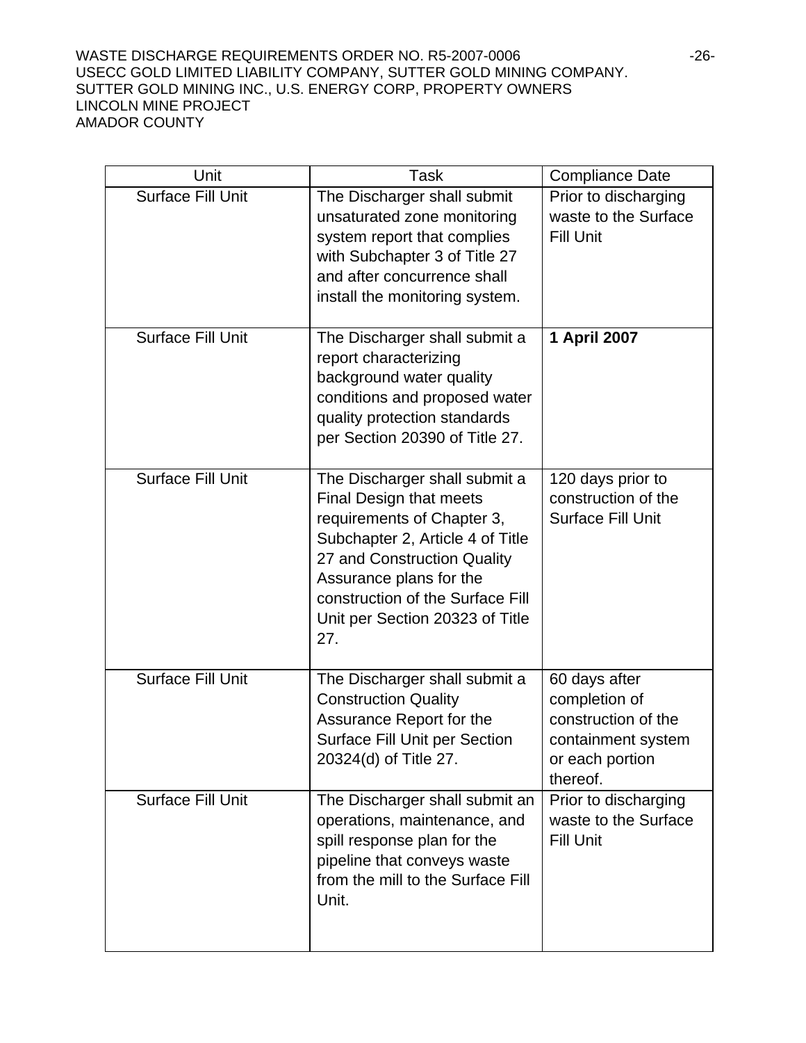| Unit | Task | Compliance Date |
|---|---|---|
| Surface Fill Unit | The Discharger shall submit unsaturated zone monitoring system report that complies with Subchapter 3 of Title 27 and after concurrence shall install the monitoring system. | Prior to discharging waste to the Surface Fill Unit |
| Surface Fill Unit | The Discharger shall submit a report characterizing background water quality conditions and proposed water quality protection standards per Section 20390 of Title 27. | **1 April 2007** |
| Surface Fill Unit | The Discharger shall submit a Final Design that meets requirements of Chapter 3, Subchapter 2, Article 4 of Title 27 and Construction Quality Assurance plans for the construction of the Surface Fill Unit per Section 20323 of Title 27. | 120 days prior to construction of the Surface Fill Unit |
| Surface Fill Unit | The Discharger shall submit a Construction Quality Assurance Report for the Surface Fill Unit per Section 20324(d) of Title 27. | 60 days after completion of construction of the containment system or each portion thereof. |
| Surface Fill Unit | The Discharger shall submit an operations, maintenance, and spill response plan for the pipeline that conveys waste from the mill to the Surface Fill Unit. | Prior to discharging waste to the Surface Fill Unit |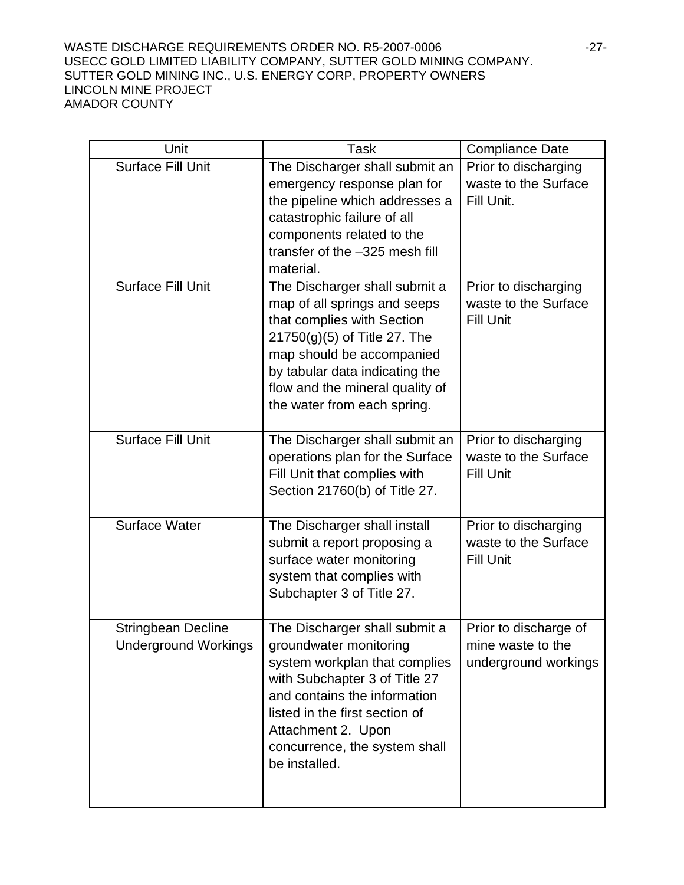| Unit | Task | Compliance Date |
| --- | --- | --- |
| Surface Fill Unit | The Discharger shall submit an emergency response plan for the pipeline which addresses a catastrophic failure of all components related to the transfer of the –325 mesh fill material. | Prior to discharging waste to the Surface Fill Unit. |
| Surface Fill Unit | The Discharger shall submit a map of all springs and seeps that complies with Section 21750(g)(5) of Title 27. The map should be accompanied by tabular data indicating the flow and the mineral quality of the water from each spring. | Prior to discharging waste to the Surface Fill Unit |
| Surface Fill Unit | The Discharger shall submit an operations plan for the Surface Fill Unit that complies with Section 21760(b) of Title 27. | Prior to discharging waste to the Surface Fill Unit |
| Surface Water | The Discharger shall install submit a report proposing a surface water monitoring system that complies with Subchapter 3 of Title 27. | Prior to discharging waste to the Surface Fill Unit |
| Stringbean Decline Underground Workings | The Discharger shall submit a groundwater monitoring system workplan that complies with Subchapter 3 of Title 27 and contains the information listed in the first section of Attachment 2. Upon concurrence, the system shall be installed. | Prior to discharge of mine waste to the underground workings |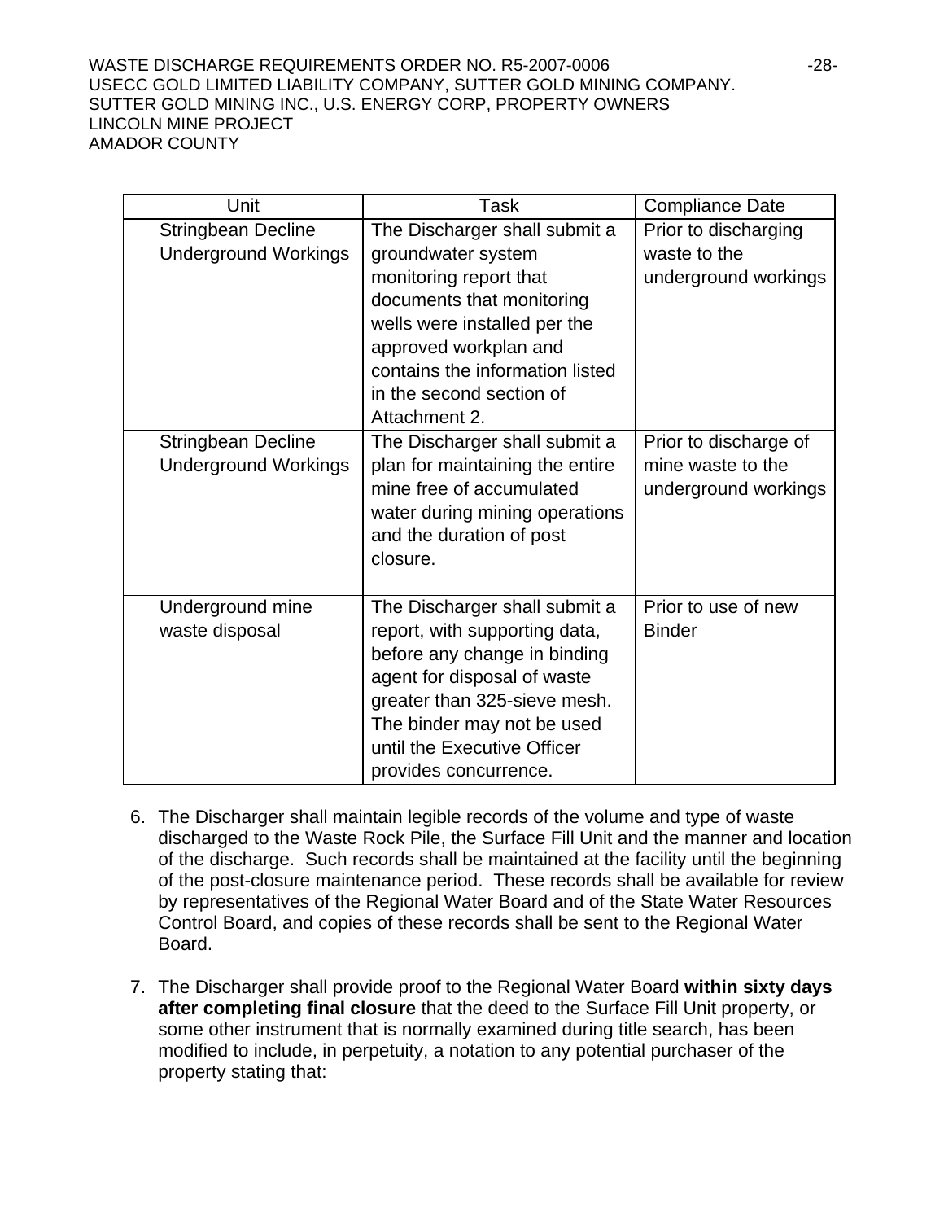| Unit | Task | Compliance Date |
|---|---|---|
| Stringbean Decline Underground Workings | The Discharger shall submit a groundwater system monitoring report that documents that monitoring wells were installed per the approved workplan and contains the information listed in the second section of Attachment 2. | Prior to discharging waste to the underground workings |
| Stringbean Decline Underground Workings | The Discharger shall submit a plan for maintaining the entire mine free of accumulated water during mining operations and the duration of post closure. | Prior to discharge of mine waste to the underground workings |
| Underground mine waste disposal | The Discharger shall submit a report, with supporting data, before any change in binding agent for disposal of waste greater than 325-sieve mesh. The binder may not be used until the Executive Officer provides concurrence. | Prior to use of new Binder |

6. The Discharger shall maintain legible records of the volume and type of waste discharged to the Waste Rock Pile, the Surface Fill Unit and the manner and location of the discharge. Such records shall be maintained at the facility until the beginning of the post-closure maintenance period. These records shall be available for review by representatives of the Regional Water Board and of the State Water Resources Control Board, and copies of these records shall be sent to the Regional Water Board.

7. The Discharger shall provide proof to the Regional Water Board **within sixty days after completing final closure** that the deed to the Surface Fill Unit property, or some other instrument that is normally examined during title search, has been modified to include, in perpetuity, a notation to any potential purchaser of the property stating that: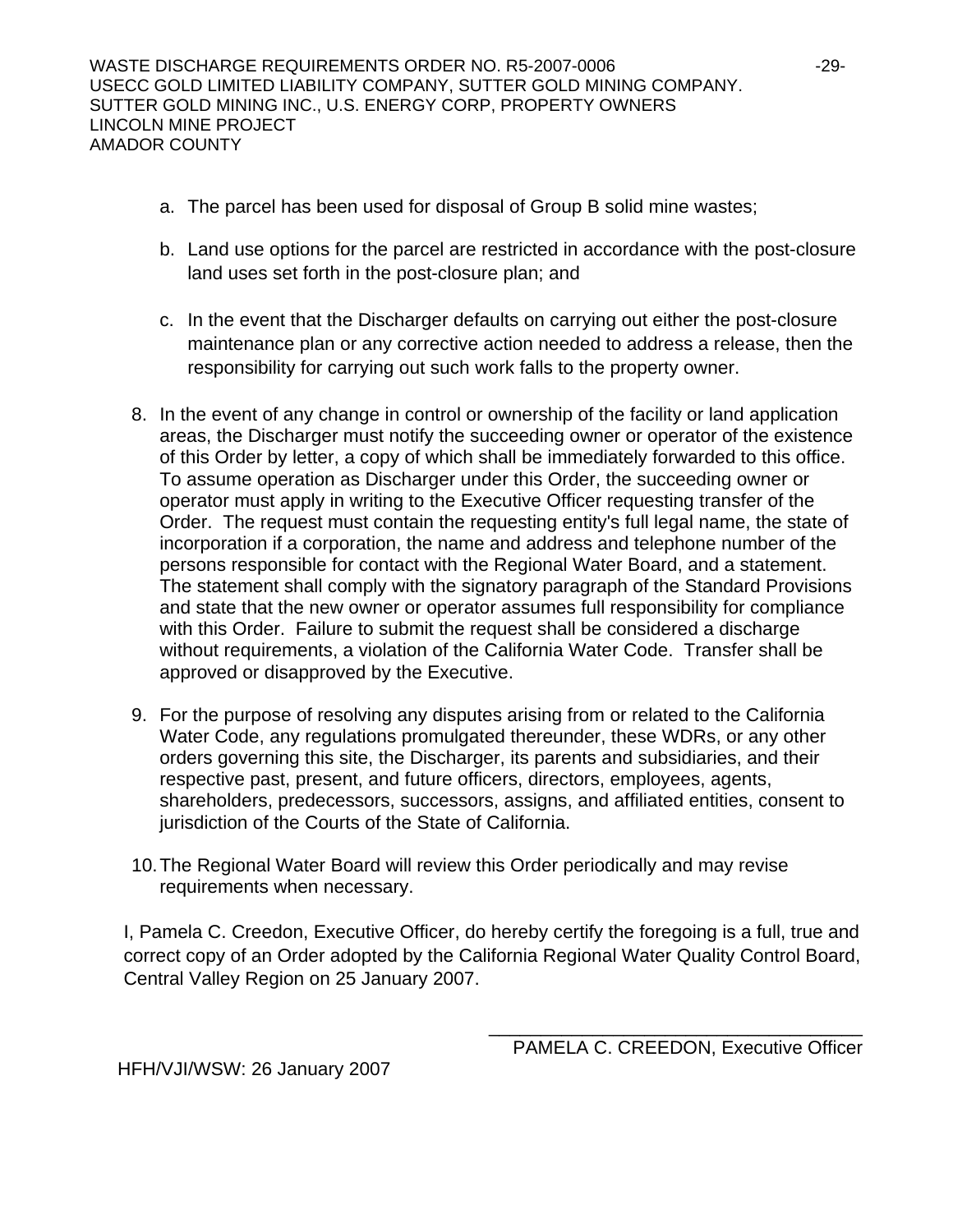a. The parcel has been used for disposal of Group B solid mine wastes;

b. Land use options for the parcel are restricted in accordance with the post-closure land uses set forth in the post-closure plan; and

c. In the event that the Discharger defaults on carrying out either the post-closure maintenance plan or any corrective action needed to address a release, then the responsibility for carrying out such work falls to the property owner.

8. In the event of any change in control or ownership of the facility or land application areas, the Discharger must notify the succeeding owner or operator of the existence of this Order by letter, a copy of which shall be immediately forwarded to this office. To assume operation as Discharger under this Order, the succeeding owner or operator must apply in writing to the Executive Officer requesting transfer of the Order. The request must contain the requesting entity's full legal name, the state of incorporation if a corporation, the name and address and telephone number of the persons responsible for contact with the Regional Water Board, and a statement. The statement shall comply with the signatory paragraph of the Standard Provisions and state that the new owner or operator assumes full responsibility for compliance with this Order. Failure to submit the request shall be considered a discharge without requirements, a violation of the California Water Code. Transfer shall be approved or disapproved by the Executive.

9. For the purpose of resolving any disputes arising from or related to the California Water Code, any regulations promulgated thereunder, these WDRs, or any other orders governing this site, the Discharger, its parents and subsidiaries, and their respective past, present, and future officers, directors, employees, agents, shareholders, predecessors, successors, assigns, and affiliated entities, consent to jurisdiction of the Courts of the State of California.

10. The Regional Water Board will review this Order periodically and may revise requirements when necessary.

I, Pamela C. Creedon, Executive Officer, do hereby certify the foregoing is a full, true and correct copy of an Order adopted by the California Regional Water Quality Control Board, Central Valley Region on 25 January 2007.

_____________________________________
PAMELA C. CREEDON, Executive Officer

HFH/VJI/WSW: 26 January 2007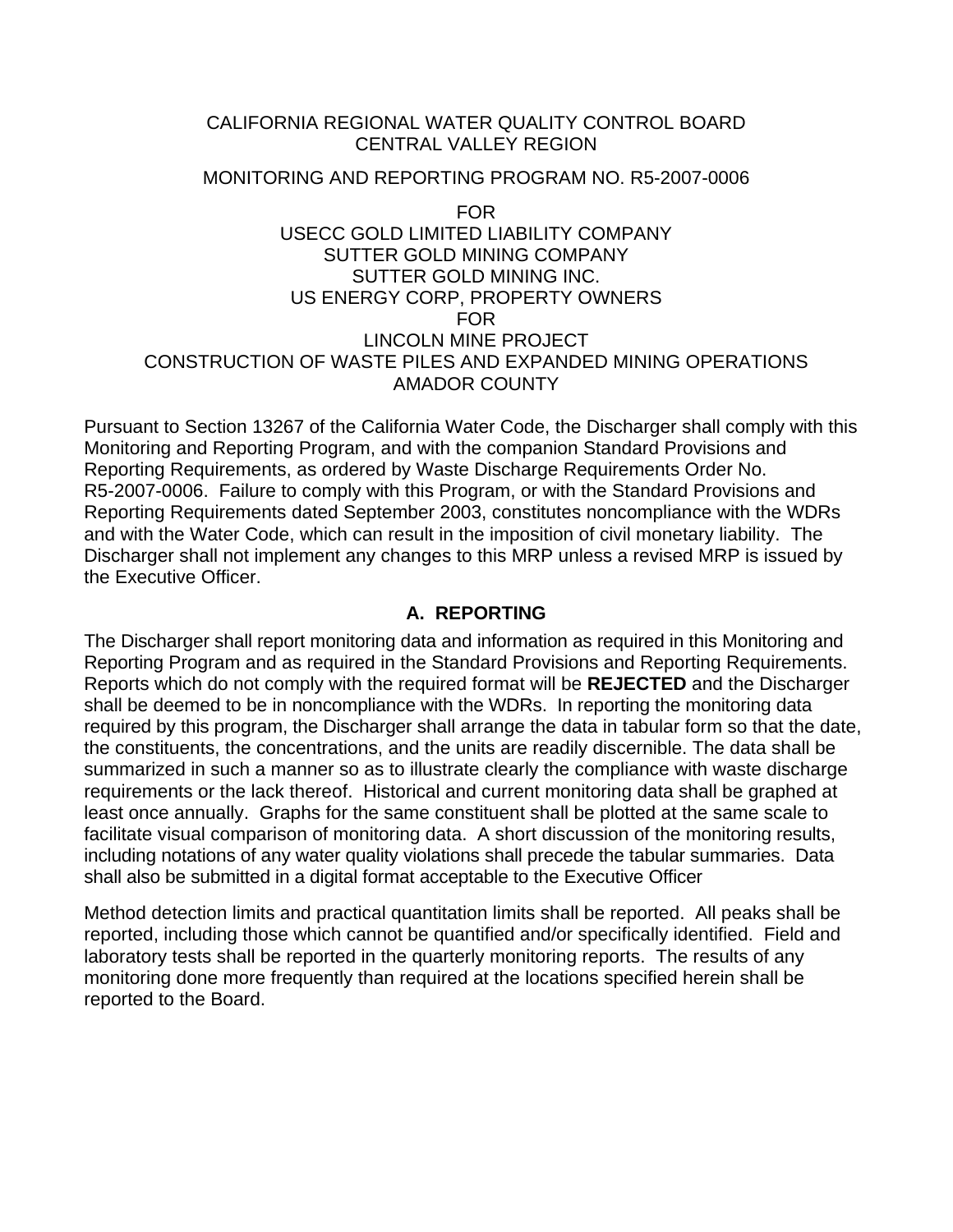CALIFORNIA REGIONAL WATER QUALITY CONTROL BOARD
CENTRAL VALLEY REGION

MONITORING AND REPORTING PROGRAM NO. R5-2007-0006

FOR
USECC GOLD LIMITED LIABILITY COMPANY
SUTTER GOLD MINING COMPANY
SUTTER GOLD MINING INC.
US ENERGY CORP, PROPERTY OWNERS
FOR
LINCOLN MINE PROJECT
CONSTRUCTION OF WASTE PILES AND EXPANDED MINING OPERATIONS
AMADOR COUNTY

Pursuant to Section 13267 of the California Water Code, the Discharger shall comply with this Monitoring and Reporting Program, and with the companion Standard Provisions and Reporting Requirements, as ordered by Waste Discharge Requirements Order No. R5-2007-0006. Failure to comply with this Program, or with the Standard Provisions and Reporting Requirements dated September 2003, constitutes noncompliance with the WDRs and with the Water Code, which can result in the imposition of civil monetary liability. The Discharger shall not implement any changes to this MRP unless a revised MRP is issued by the Executive Officer.

## A. REPORTING

The Discharger shall report monitoring data and information as required in this Monitoring and Reporting Program and as required in the Standard Provisions and Reporting Requirements. Reports which do not comply with the required format will be **REJECTED** and the Discharger shall be deemed to be in noncompliance with the WDRs. In reporting the monitoring data required by this program, the Discharger shall arrange the data in tabular form so that the date, the constituents, the concentrations, and the units are readily discernible. The data shall be summarized in such a manner so as to illustrate clearly the compliance with waste discharge requirements or the lack thereof. Historical and current monitoring data shall be graphed at least once annually. Graphs for the same constituent shall be plotted at the same scale to facilitate visual comparison of monitoring data. A short discussion of the monitoring results, including notations of any water quality violations shall precede the tabular summaries. Data shall also be submitted in a digital format acceptable to the Executive Officer

Method detection limits and practical quantitation limits shall be reported. All peaks shall be reported, including those which cannot be quantified and/or specifically identified. Field and laboratory tests shall be reported in the quarterly monitoring reports. The results of any monitoring done more frequently than required at the locations specified herein shall be reported to the Board.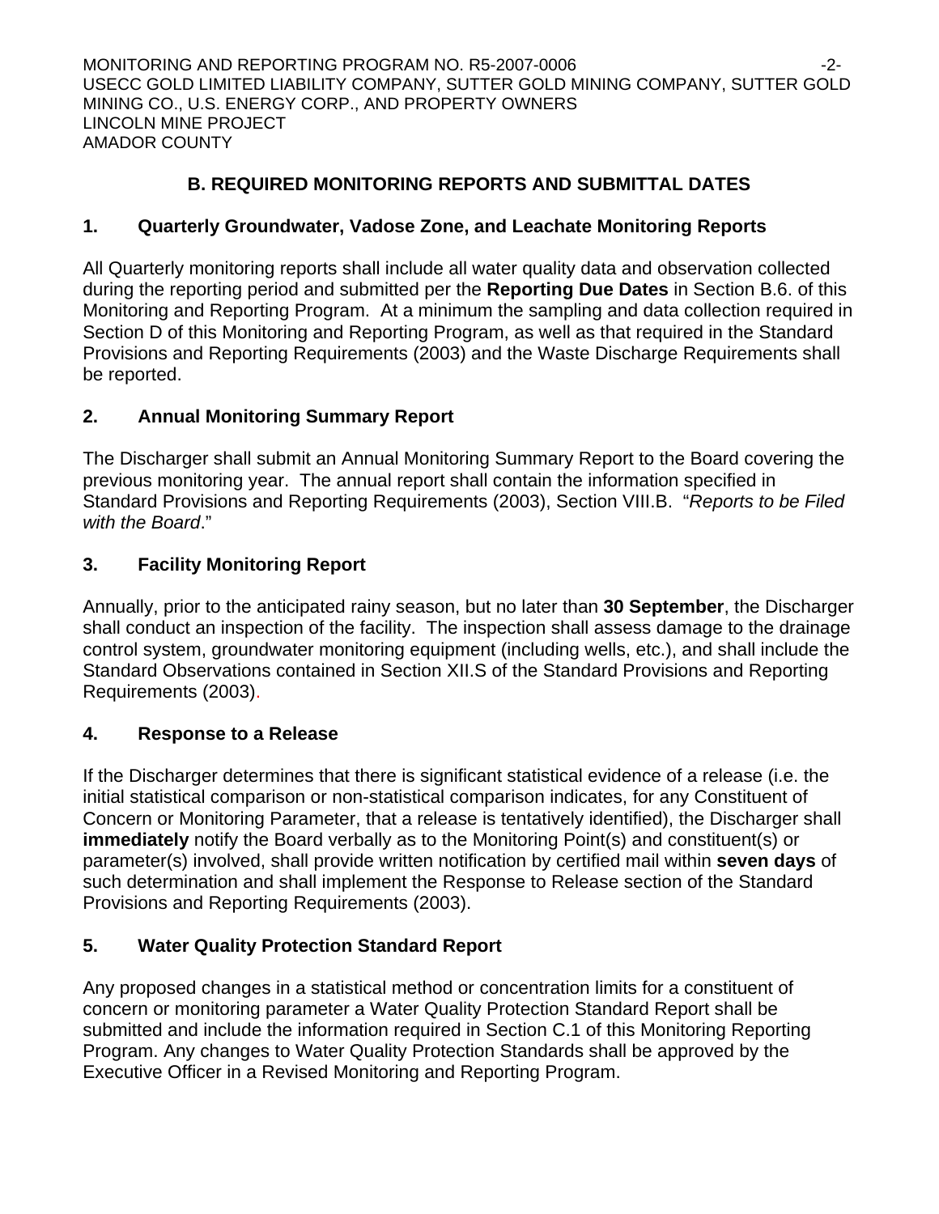## B. REQUIRED MONITORING REPORTS AND SUBMITTAL DATES

### 1. Quarterly Groundwater, Vadose Zone, and Leachate Monitoring Reports

All Quarterly monitoring reports shall include all water quality data and observation collected during the reporting period and submitted per the **Reporting Due Dates** in Section B.6. of this Monitoring and Reporting Program. At a minimum the sampling and data collection required in Section D of this Monitoring and Reporting Program, as well as that required in the Standard Provisions and Reporting Requirements (2003) and the Waste Discharge Requirements shall be reported.

### 2. Annual Monitoring Summary Report

The Discharger shall submit an Annual Monitoring Summary Report to the Board covering the previous monitoring year. The annual report shall contain the information specified in Standard Provisions and Reporting Requirements (2003), Section VIII.B. "*Reports to be Filed with the Board*."

### 3. Facility Monitoring Report

Annually, prior to the anticipated rainy season, but no later than **30 September**, the Discharger shall conduct an inspection of the facility. The inspection shall assess damage to the drainage control system, groundwater monitoring equipment (including wells, etc.), and shall include the Standard Observations contained in Section XII.S of the Standard Provisions and Reporting Requirements (2003).

### 4. Response to a Release

If the Discharger determines that there is significant statistical evidence of a release (i.e. the initial statistical comparison or non-statistical comparison indicates, for any Constituent of Concern or Monitoring Parameter, that a release is tentatively identified), the Discharger shall **immediately** notify the Board verbally as to the Monitoring Point(s) and constituent(s) or parameter(s) involved, shall provide written notification by certified mail within **seven days** of such determination and shall implement the Response to Release section of the Standard Provisions and Reporting Requirements (2003).

### 5. Water Quality Protection Standard Report

Any proposed changes in a statistical method or concentration limits for a constituent of concern or monitoring parameter a Water Quality Protection Standard Report shall be submitted and include the information required in Section C.1 of this Monitoring Reporting Program. Any changes to Water Quality Protection Standards shall be approved by the Executive Officer in a Revised Monitoring and Reporting Program.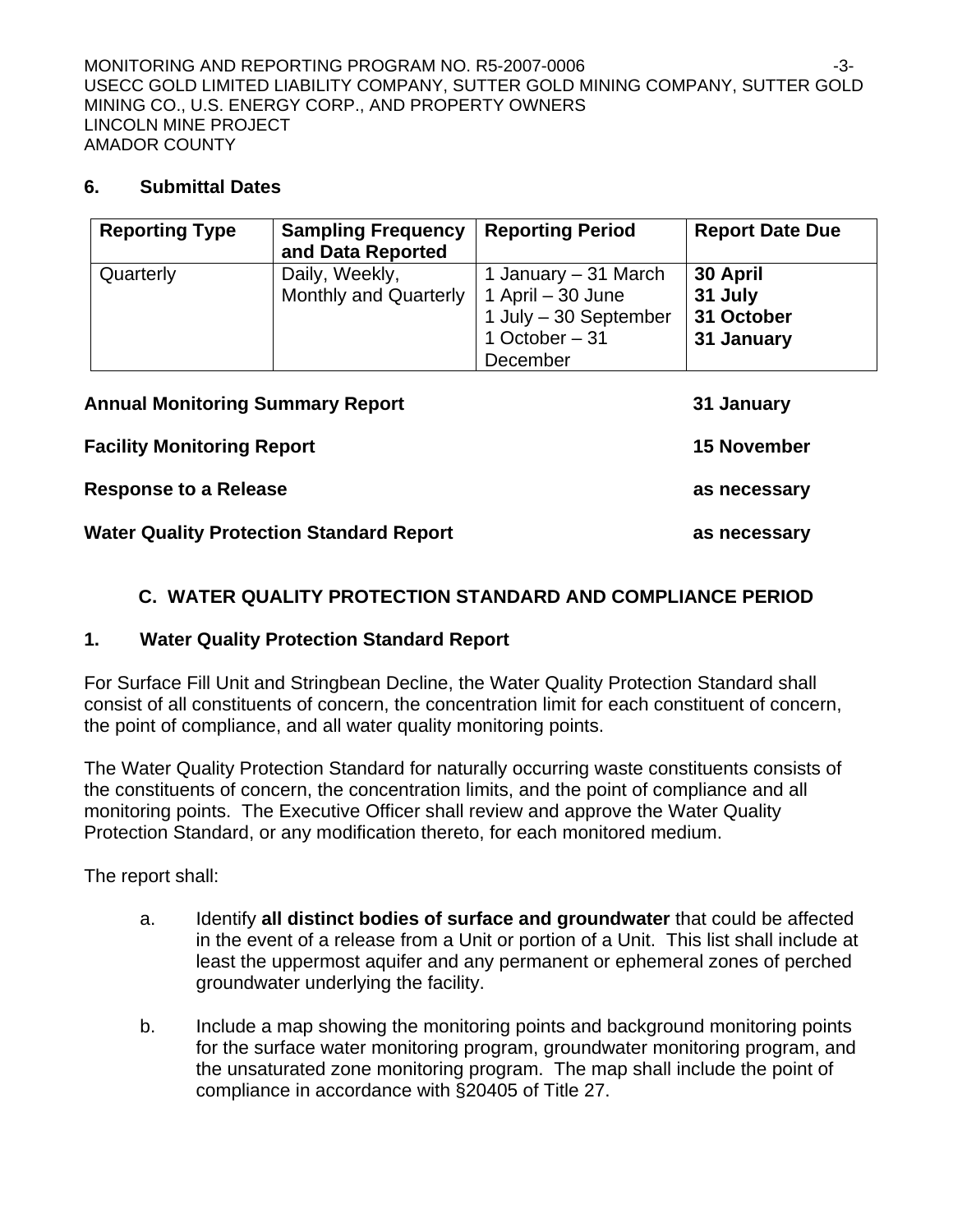### 6. Submittal Dates

| Reporting Type | Sampling Frequency and Data Reported | Reporting Period | Report Date Due |
|---|---|---|---|
| Quarterly | Daily, Weekly, Monthly and Quarterly | 1 January – 31 March<br>1 April – 30 June<br>1 July – 30 September<br>1 October – 31 December | **30 April**<br>**31 July**<br>**31 October**<br>**31 January** |

| | |
|---|---|
| **Annual Monitoring Summary Report** | **31 January** |
| **Facility Monitoring Report** | **15 November** |
| **Response to a Release** | **as necessary** |
| **Water Quality Protection Standard Report** | **as necessary** |

## C. WATER QUALITY PROTECTION STANDARD AND COMPLIANCE PERIOD

### 1. Water Quality Protection Standard Report

For Surface Fill Unit and Stringbean Decline, the Water Quality Protection Standard shall consist of all constituents of concern, the concentration limit for each constituent of concern, the point of compliance, and all water quality monitoring points.

The Water Quality Protection Standard for naturally occurring waste constituents consists of the constituents of concern, the concentration limits, and the point of compliance and all monitoring points. The Executive Officer shall review and approve the Water Quality Protection Standard, or any modification thereto, for each monitored medium.

The report shall:

a. Identify **all distinct bodies of surface and groundwater** that could be affected in the event of a release from a Unit or portion of a Unit. This list shall include at least the uppermost aquifer and any permanent or ephemeral zones of perched groundwater underlying the facility.

b. Include a map showing the monitoring points and background monitoring points for the surface water monitoring program, groundwater monitoring program, and the unsaturated zone monitoring program. The map shall include the point of compliance in accordance with §20405 of Title 27.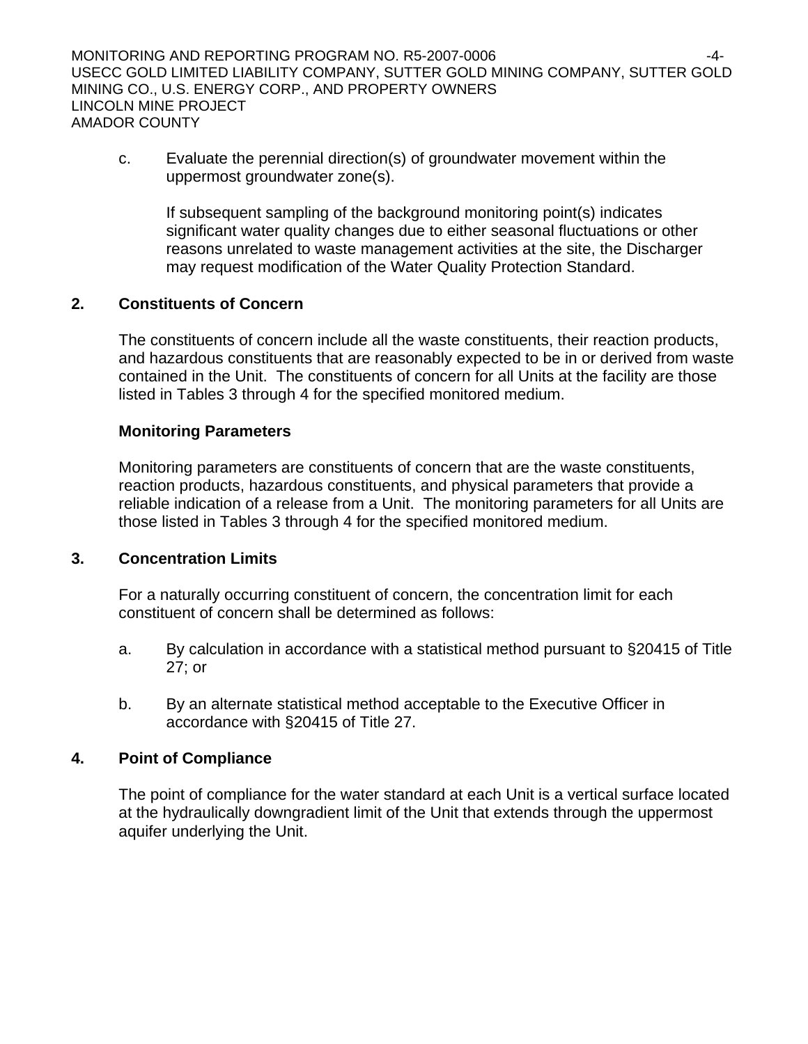c. Evaluate the perennial direction(s) of groundwater movement within the uppermost groundwater zone(s).

   If subsequent sampling of the background monitoring point(s) indicates significant water quality changes due to either seasonal fluctuations or other reasons unrelated to waste management activities at the site, the Discharger may request modification of the Water Quality Protection Standard.

**2. Constituents of Concern**

The constituents of concern include all the waste constituents, their reaction products, and hazardous constituents that are reasonably expected to be in or derived from waste contained in the Unit. The constituents of concern for all Units at the facility are those listed in Tables 3 through 4 for the specified monitored medium.

**Monitoring Parameters**

Monitoring parameters are constituents of concern that are the waste constituents, reaction products, hazardous constituents, and physical parameters that provide a reliable indication of a release from a Unit. The monitoring parameters for all Units are those listed in Tables 3 through 4 for the specified monitored medium.

**3. Concentration Limits**

For a naturally occurring constituent of concern, the concentration limit for each constituent of concern shall be determined as follows:

a. By calculation in accordance with a statistical method pursuant to §20415 of Title 27; or

b. By an alternate statistical method acceptable to the Executive Officer in accordance with §20415 of Title 27.

**4. Point of Compliance**

The point of compliance for the water standard at each Unit is a vertical surface located at the hydraulically downgradient limit of the Unit that extends through the uppermost aquifer underlying the Unit.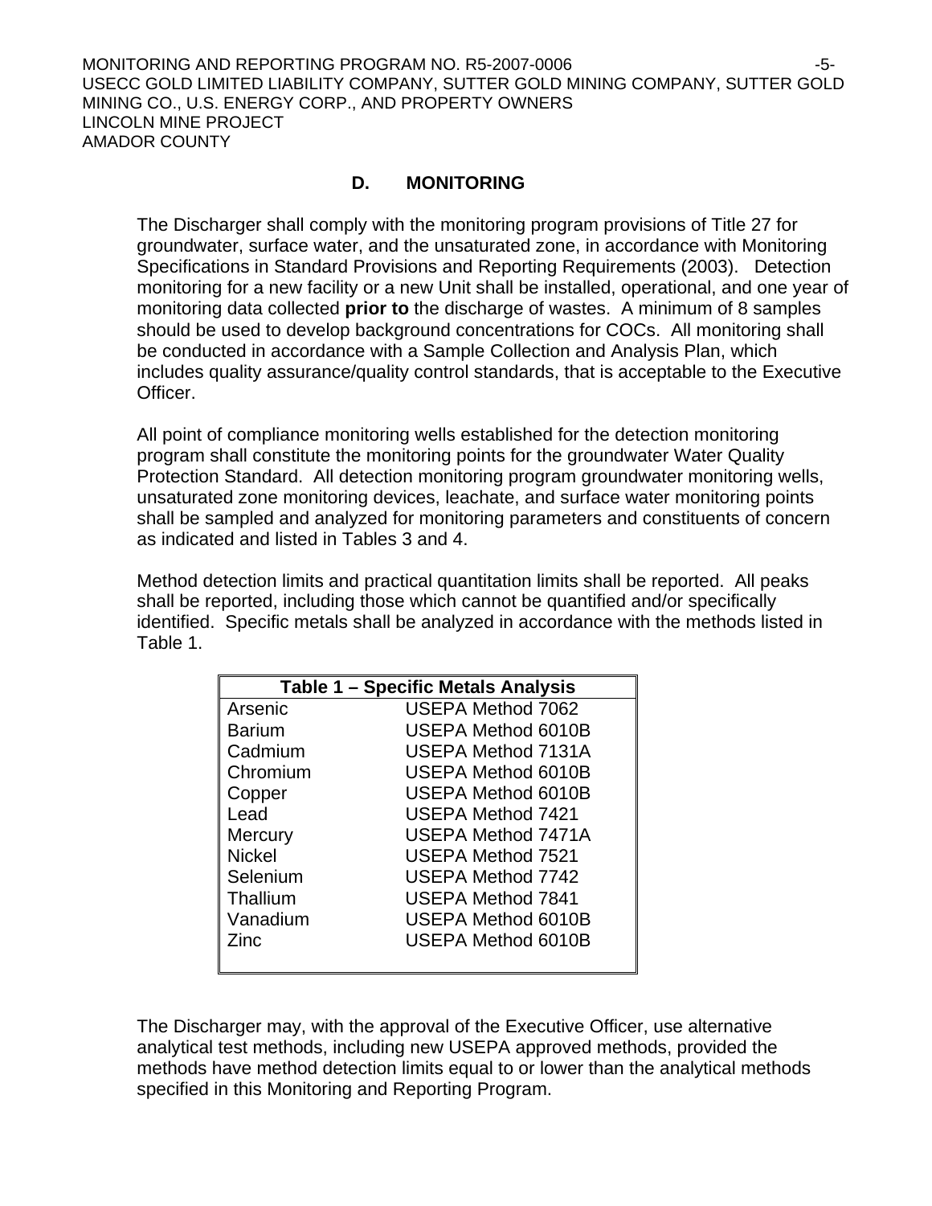## D. MONITORING

The Discharger shall comply with the monitoring program provisions of Title 27 for groundwater, surface water, and the unsaturated zone, in accordance with Monitoring Specifications in Standard Provisions and Reporting Requirements (2003). Detection monitoring for a new facility or a new Unit shall be installed, operational, and one year of monitoring data collected **prior to** the discharge of wastes. A minimum of 8 samples should be used to develop background concentrations for COCs. All monitoring shall be conducted in accordance with a Sample Collection and Analysis Plan, which includes quality assurance/quality control standards, that is acceptable to the Executive Officer.

All point of compliance monitoring wells established for the detection monitoring program shall constitute the monitoring points for the groundwater Water Quality Protection Standard. All detection monitoring program groundwater monitoring wells, unsaturated zone monitoring devices, leachate, and surface water monitoring points shall be sampled and analyzed for monitoring parameters and constituents of concern as indicated and listed in Tables 3 and 4.

Method detection limits and practical quantitation limits shall be reported. All peaks shall be reported, including those which cannot be quantified and/or specifically identified. Specific metals shall be analyzed in accordance with the methods listed in Table 1.

**Table 1 – Specific Metals Analysis**

| Metal | Method |
|---|---|
| Arsenic | USEPA Method 7062 |
| Barium | USEPA Method 6010B |
| Cadmium | USEPA Method 7131A |
| Chromium | USEPA Method 6010B |
| Copper | USEPA Method 6010B |
| Lead | USEPA Method 7421 |
| Mercury | USEPA Method 7471A |
| Nickel | USEPA Method 7521 |
| Selenium | USEPA Method 7742 |
| Thallium | USEPA Method 7841 |
| Vanadium | USEPA Method 6010B |
| Zinc | USEPA Method 6010B |

The Discharger may, with the approval of the Executive Officer, use alternative analytical test methods, including new USEPA approved methods, provided the methods have method detection limits equal to or lower than the analytical methods specified in this Monitoring and Reporting Program.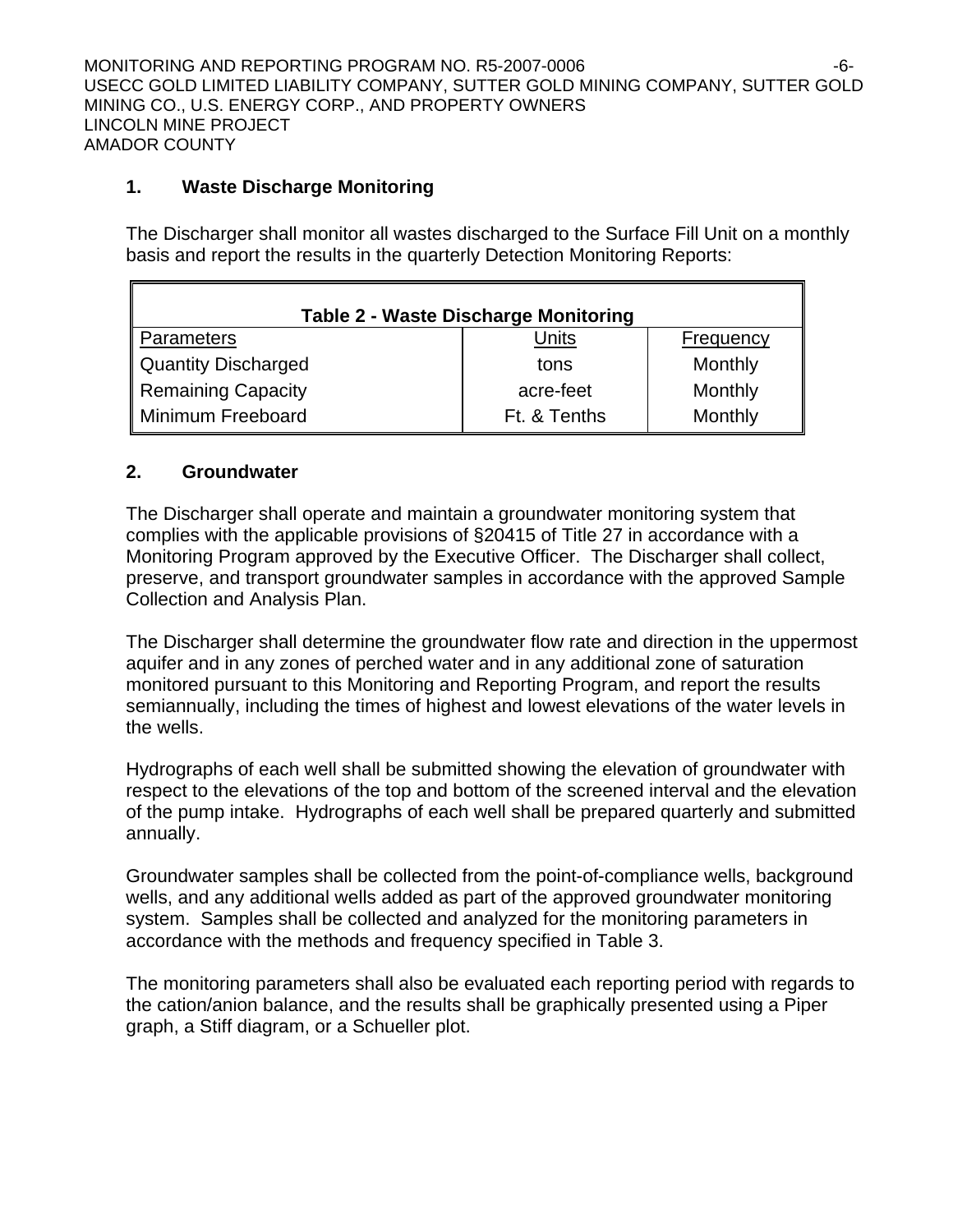## 1. Waste Discharge Monitoring

The Discharger shall monitor all wastes discharged to the Surface Fill Unit on a monthly basis and report the results in the quarterly Detection Monitoring Reports:

**Table 2 - Waste Discharge Monitoring**

| Parameters | Units | Frequency |
|---|---|---|
| Quantity Discharged | tons | Monthly |
| Remaining Capacity | acre-feet | Monthly |
| Minimum Freeboard | Ft. & Tenths | Monthly |

## 2. Groundwater

The Discharger shall operate and maintain a groundwater monitoring system that complies with the applicable provisions of §20415 of Title 27 in accordance with a Monitoring Program approved by the Executive Officer. The Discharger shall collect, preserve, and transport groundwater samples in accordance with the approved Sample Collection and Analysis Plan.

The Discharger shall determine the groundwater flow rate and direction in the uppermost aquifer and in any zones of perched water and in any additional zone of saturation monitored pursuant to this Monitoring and Reporting Program, and report the results semiannually, including the times of highest and lowest elevations of the water levels in the wells.

Hydrographs of each well shall be submitted showing the elevation of groundwater with respect to the elevations of the top and bottom of the screened interval and the elevation of the pump intake. Hydrographs of each well shall be prepared quarterly and submitted annually.

Groundwater samples shall be collected from the point-of-compliance wells, background wells, and any additional wells added as part of the approved groundwater monitoring system. Samples shall be collected and analyzed for the monitoring parameters in accordance with the methods and frequency specified in Table 3.

The monitoring parameters shall also be evaluated each reporting period with regards to the cation/anion balance, and the results shall be graphically presented using a Piper graph, a Stiff diagram, or a Schueller plot.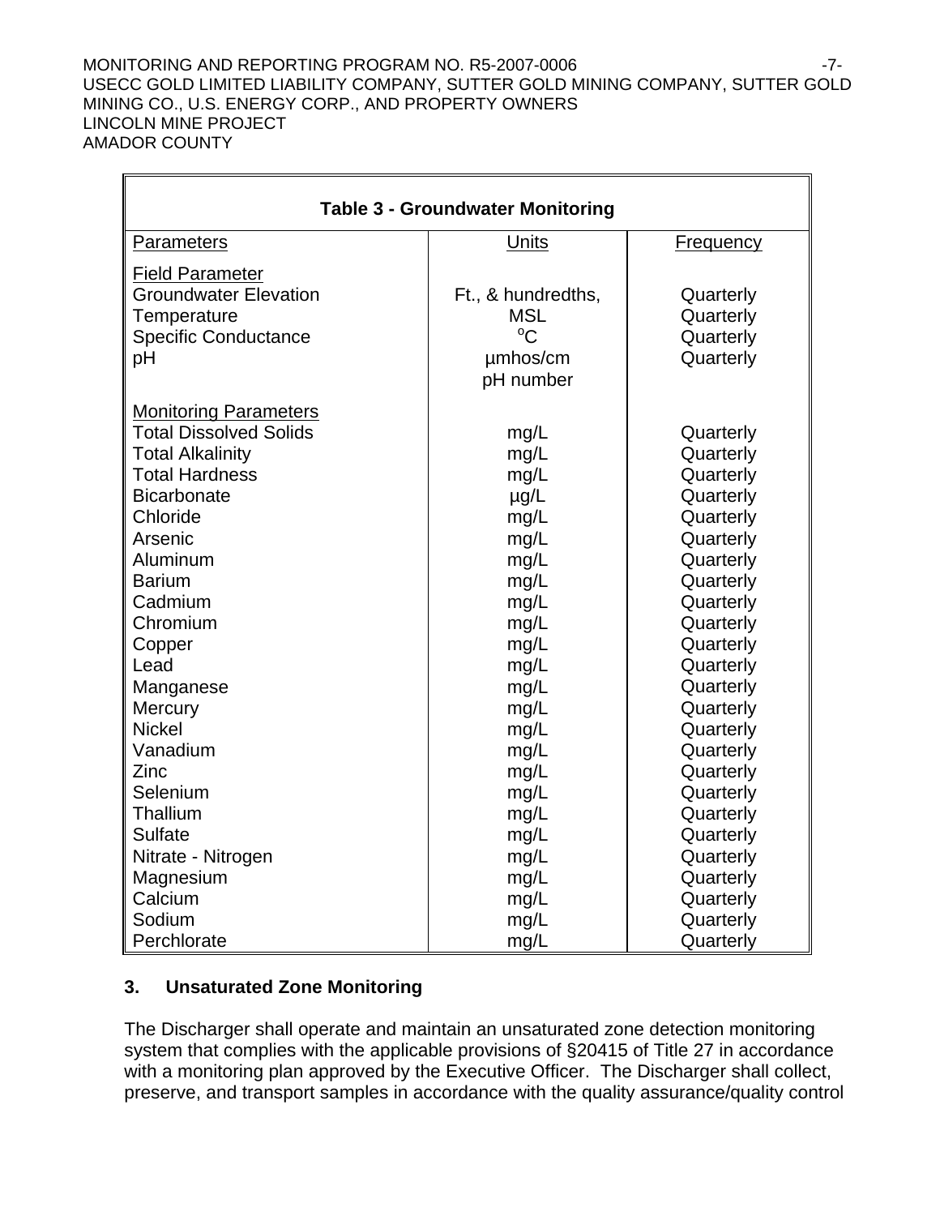| Table 3 - Groundwater Monitoring | | |
|---|---|---|
| Parameters | Units | Frequency |
| Field Parameter | | |
| Groundwater Elevation | Ft., & hundredths, MSL | Quarterly |
| Temperature | $^{o}C$ | Quarterly |
| Specific Conductance | µmhos/cm | Quarterly |
| pH | pH number | Quarterly |
| Monitoring Parameters | | |
| Total Dissolved Solids | mg/L | Quarterly |
| Total Alkalinity | mg/L | Quarterly |
| Total Hardness | mg/L | Quarterly |
| Bicarbonate | µg/L | Quarterly |
| Chloride | mg/L | Quarterly |
| Arsenic | mg/L | Quarterly |
| Aluminum | mg/L | Quarterly |
| Barium | mg/L | Quarterly |
| Cadmium | mg/L | Quarterly |
| Chromium | mg/L | Quarterly |
| Copper | mg/L | Quarterly |
| Lead | mg/L | Quarterly |
| Manganese | mg/L | Quarterly |
| Mercury | mg/L | Quarterly |
| Nickel | mg/L | Quarterly |
| Vanadium | mg/L | Quarterly |
| Zinc | mg/L | Quarterly |
| Selenium | mg/L | Quarterly |
| Thallium | mg/L | Quarterly |
| Sulfate | mg/L | Quarterly |
| Nitrate - Nitrogen | mg/L | Quarterly |
| Magnesium | mg/L | Quarterly |
| Calcium | mg/L | Quarterly |
| Sodium | mg/L | Quarterly |
| Perchlorate | mg/L | Quarterly |

### 3. Unsaturated Zone Monitoring

The Discharger shall operate and maintain an unsaturated zone detection monitoring system that complies with the applicable provisions of §20415 of Title 27 in accordance with a monitoring plan approved by the Executive Officer. The Discharger shall collect, preserve, and transport samples in accordance with the quality assurance/quality control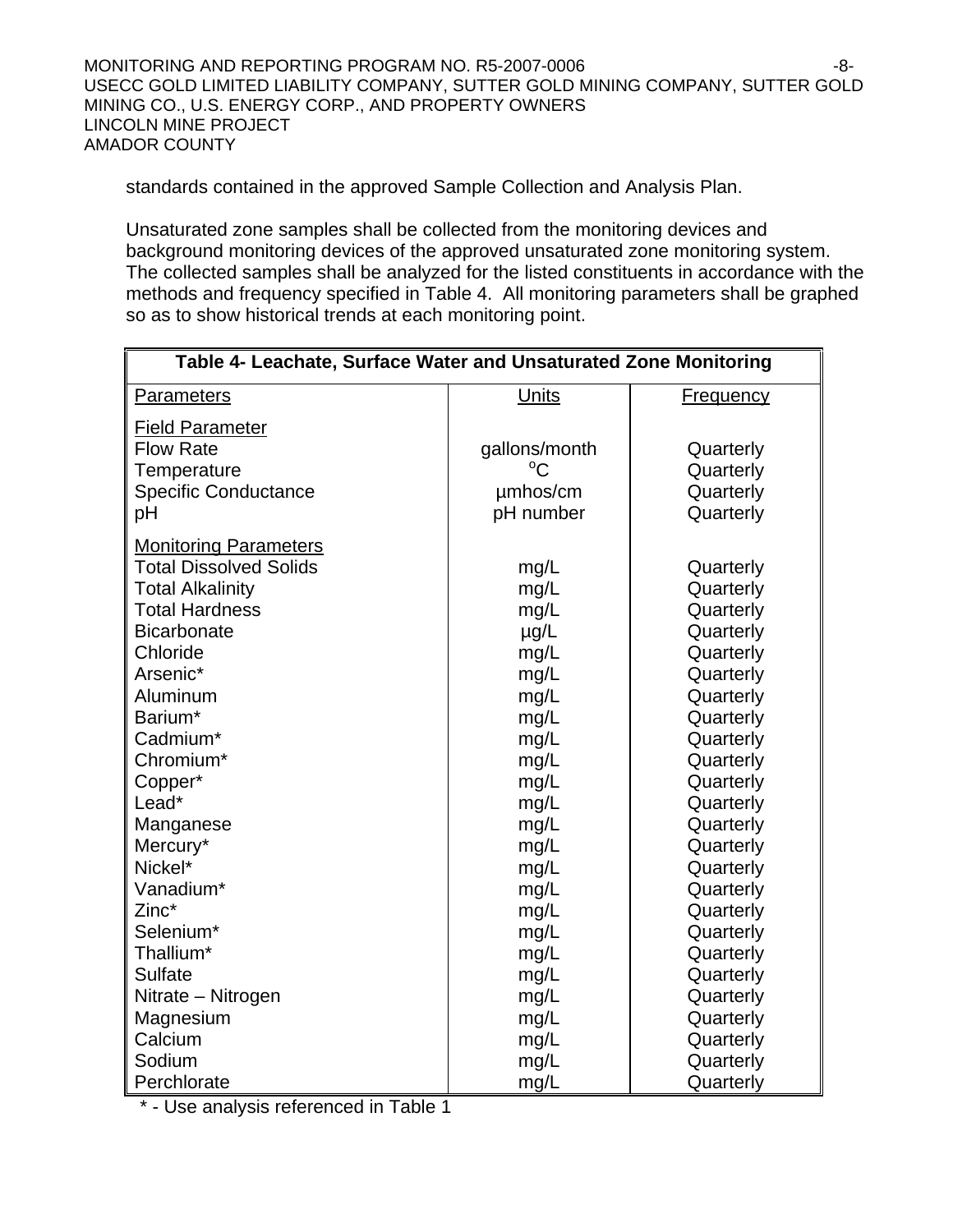standards contained in the approved Sample Collection and Analysis Plan.

Unsaturated zone samples shall be collected from the monitoring devices and background monitoring devices of the approved unsaturated zone monitoring system. The collected samples shall be analyzed for the listed constituents in accordance with the methods and frequency specified in Table 4. All monitoring parameters shall be graphed so as to show historical trends at each monitoring point.

| Table 4- Leachate, Surface Water and Unsaturated Zone Monitoring | | |
|---|---|---|
| Parameters | Units | Frequency |
| **Field Parameter** | | |
| Flow Rate | gallons/month | Quarterly |
| Temperature | °C | Quarterly |
| Specific Conductance | µmhos/cm | Quarterly |
| pH | pH number | Quarterly |
| **Monitoring Parameters** | | |
| Total Dissolved Solids | mg/L | Quarterly |
| Total Alkalinity | mg/L | Quarterly |
| Total Hardness | mg/L | Quarterly |
| Bicarbonate | µg/L | Quarterly |
| Chloride | mg/L | Quarterly |
| Arsenic* | mg/L | Quarterly |
| Aluminum | mg/L | Quarterly |
| Barium* | mg/L | Quarterly |
| Cadmium* | mg/L | Quarterly |
| Chromium* | mg/L | Quarterly |
| Copper* | mg/L | Quarterly |
| Lead* | mg/L | Quarterly |
| Manganese | mg/L | Quarterly |
| Mercury* | mg/L | Quarterly |
| Nickel* | mg/L | Quarterly |
| Vanadium* | mg/L | Quarterly |
| Zinc* | mg/L | Quarterly |
| Selenium* | mg/L | Quarterly |
| Thallium* | mg/L | Quarterly |
| Sulfate | mg/L | Quarterly |
| Nitrate – Nitrogen | mg/L | Quarterly |
| Magnesium | mg/L | Quarterly |
| Calcium | mg/L | Quarterly |
| Sodium | mg/L | Quarterly |
| Perchlorate | mg/L | Quarterly |

\* - Use analysis referenced in Table 1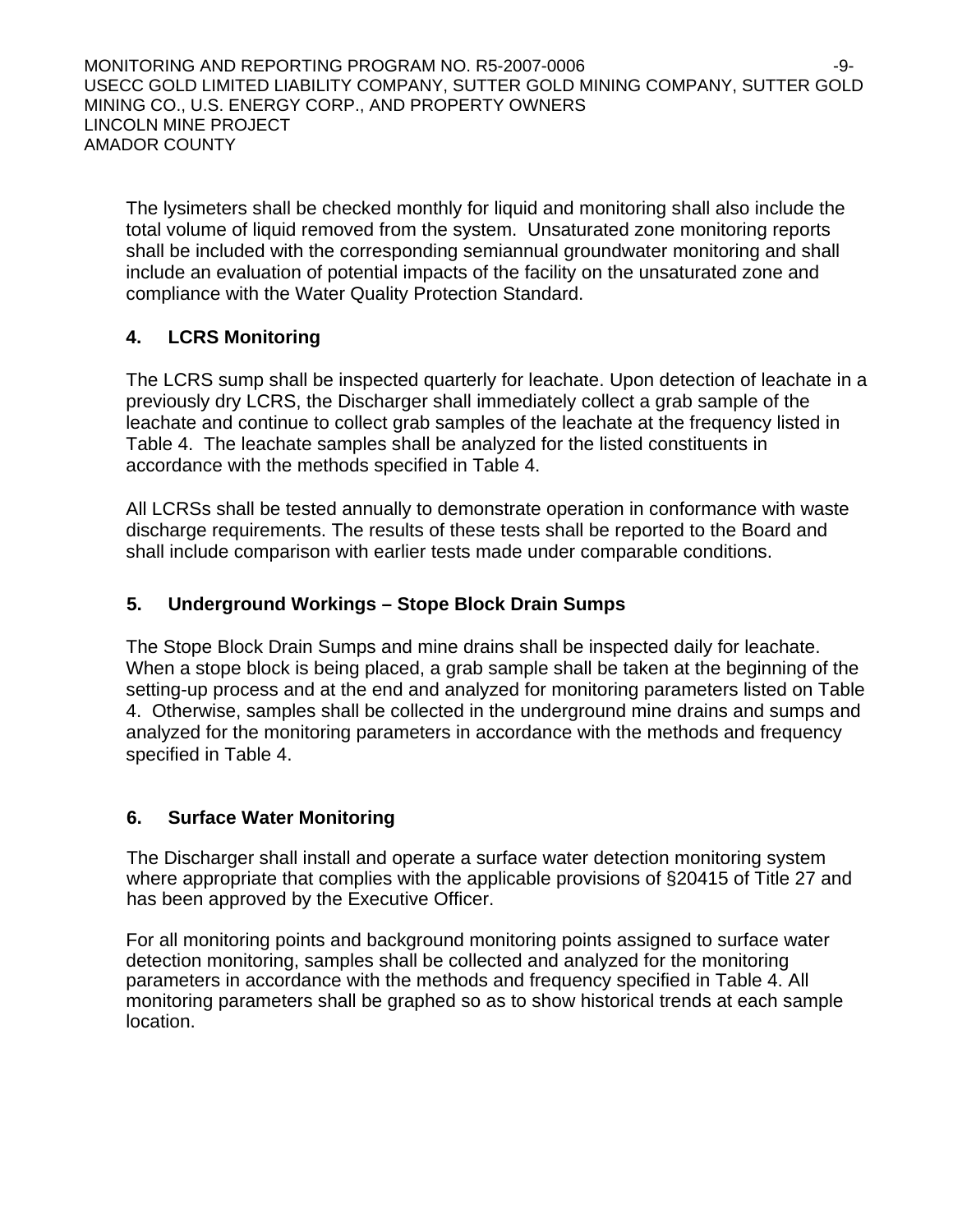The lysimeters shall be checked monthly for liquid and monitoring shall also include the total volume of liquid removed from the system. Unsaturated zone monitoring reports shall be included with the corresponding semiannual groundwater monitoring and shall include an evaluation of potential impacts of the facility on the unsaturated zone and compliance with the Water Quality Protection Standard.

### 4. LCRS Monitoring

The LCRS sump shall be inspected quarterly for leachate. Upon detection of leachate in a previously dry LCRS, the Discharger shall immediately collect a grab sample of the leachate and continue to collect grab samples of the leachate at the frequency listed in Table 4. The leachate samples shall be analyzed for the listed constituents in accordance with the methods specified in Table 4.

All LCRSs shall be tested annually to demonstrate operation in conformance with waste discharge requirements. The results of these tests shall be reported to the Board and shall include comparison with earlier tests made under comparable conditions.

### 5. Underground Workings – Stope Block Drain Sumps

The Stope Block Drain Sumps and mine drains shall be inspected daily for leachate. When a stope block is being placed, a grab sample shall be taken at the beginning of the setting-up process and at the end and analyzed for monitoring parameters listed on Table 4. Otherwise, samples shall be collected in the underground mine drains and sumps and analyzed for the monitoring parameters in accordance with the methods and frequency specified in Table 4.

### 6. Surface Water Monitoring

The Discharger shall install and operate a surface water detection monitoring system where appropriate that complies with the applicable provisions of §20415 of Title 27 and has been approved by the Executive Officer.

For all monitoring points and background monitoring points assigned to surface water detection monitoring, samples shall be collected and analyzed for the monitoring parameters in accordance with the methods and frequency specified in Table 4. All monitoring parameters shall be graphed so as to show historical trends at each sample location.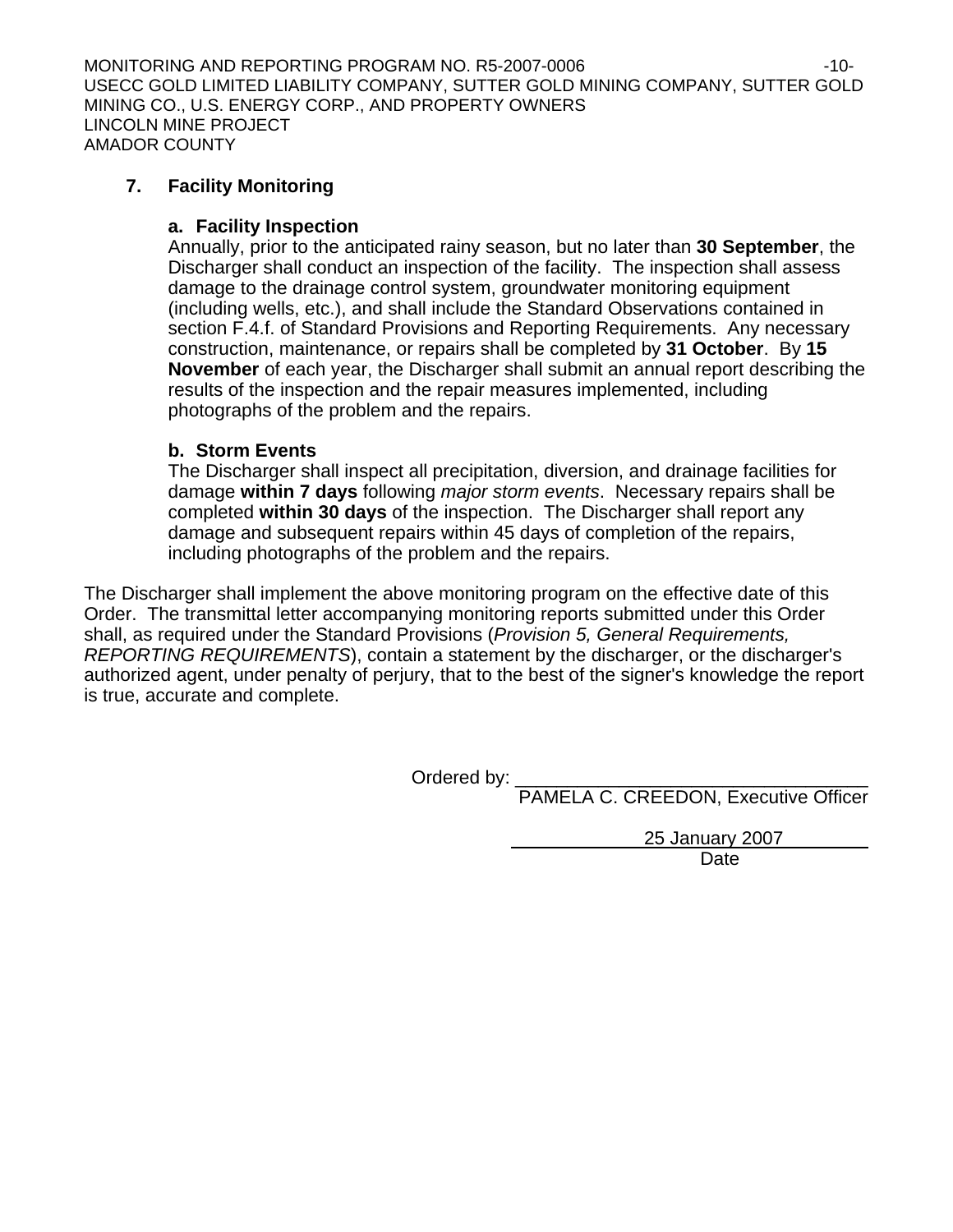**7. Facility Monitoring**

**a. Facility Inspection**

Annually, prior to the anticipated rainy season, but no later than **30 September**, the Discharger shall conduct an inspection of the facility. The inspection shall assess damage to the drainage control system, groundwater monitoring equipment (including wells, etc.), and shall include the Standard Observations contained in section F.4.f. of Standard Provisions and Reporting Requirements. Any necessary construction, maintenance, or repairs shall be completed by **31 October**. By **15 November** of each year, the Discharger shall submit an annual report describing the results of the inspection and the repair measures implemented, including photographs of the problem and the repairs.

**b. Storm Events**

The Discharger shall inspect all precipitation, diversion, and drainage facilities for damage **within 7 days** following *major storm events*. Necessary repairs shall be completed **within 30 days** of the inspection. The Discharger shall report any damage and subsequent repairs within 45 days of completion of the repairs, including photographs of the problem and the repairs.

The Discharger shall implement the above monitoring program on the effective date of this Order. The transmittal letter accompanying monitoring reports submitted under this Order shall, as required under the Standard Provisions (*Provision 5, General Requirements, REPORTING REQUIREMENTS*), contain a statement by the discharger, or the discharger's authorized agent, under penalty of perjury, that to the best of the signer's knowledge the report is true, accurate and complete.

Ordered by: ______________________________
PAMELA C. CREEDON, Executive Officer

25 January 2007
Date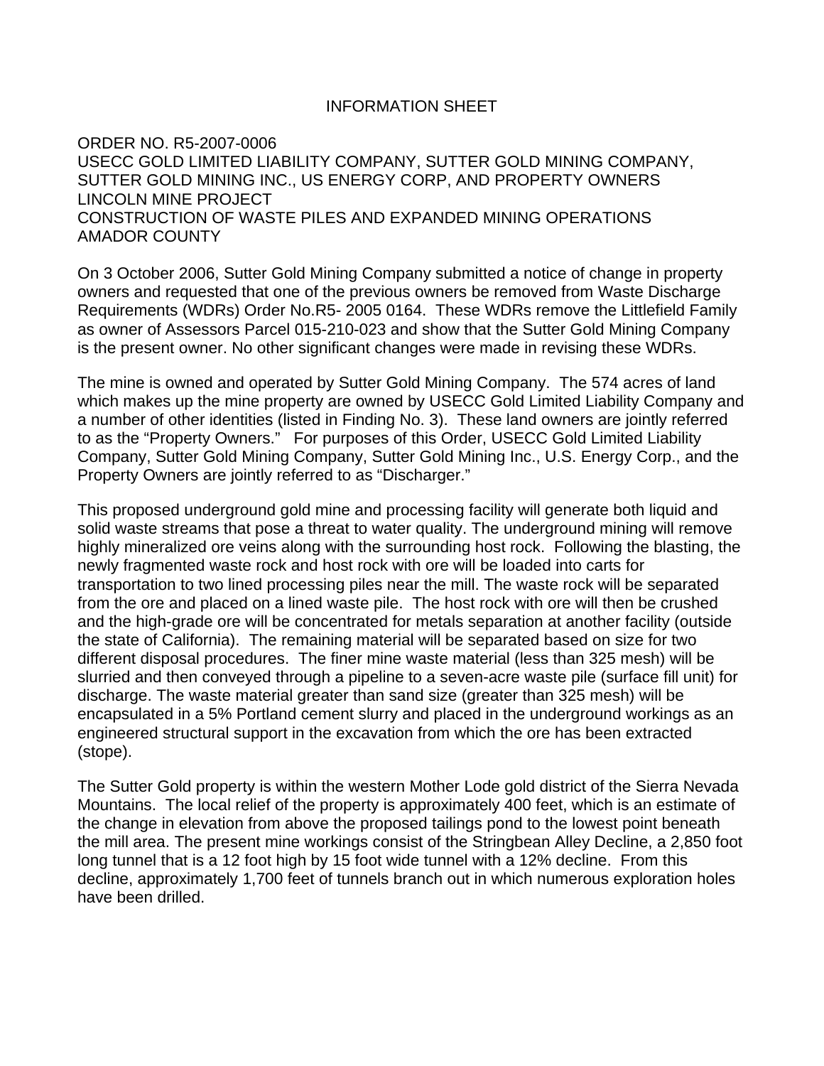# INFORMATION SHEET

ORDER NO. R5-2007-0006
USECC GOLD LIMITED LIABILITY COMPANY, SUTTER GOLD MINING COMPANY, SUTTER GOLD MINING INC., US ENERGY CORP, AND PROPERTY OWNERS
LINCOLN MINE PROJECT
CONSTRUCTION OF WASTE PILES AND EXPANDED MINING OPERATIONS
AMADOR COUNTY

On 3 October 2006, Sutter Gold Mining Company submitted a notice of change in property owners and requested that one of the previous owners be removed from Waste Discharge Requirements (WDRs) Order No.R5- 2005 0164. These WDRs remove the Littlefield Family as owner of Assessors Parcel 015-210-023 and show that the Sutter Gold Mining Company is the present owner. No other significant changes were made in revising these WDRs.

The mine is owned and operated by Sutter Gold Mining Company. The 574 acres of land which makes up the mine property are owned by USECC Gold Limited Liability Company and a number of other identities (listed in Finding No. 3). These land owners are jointly referred to as the "Property Owners." For purposes of this Order, USECC Gold Limited Liability Company, Sutter Gold Mining Company, Sutter Gold Mining Inc., U.S. Energy Corp., and the Property Owners are jointly referred to as "Discharger."

This proposed underground gold mine and processing facility will generate both liquid and solid waste streams that pose a threat to water quality. The underground mining will remove highly mineralized ore veins along with the surrounding host rock. Following the blasting, the newly fragmented waste rock and host rock with ore will be loaded into carts for transportation to two lined processing piles near the mill. The waste rock will be separated from the ore and placed on a lined waste pile. The host rock with ore will then be crushed and the high-grade ore will be concentrated for metals separation at another facility (outside the state of California). The remaining material will be separated based on size for two different disposal procedures. The finer mine waste material (less than 325 mesh) will be slurried and then conveyed through a pipeline to a seven-acre waste pile (surface fill unit) for discharge. The waste material greater than sand size (greater than 325 mesh) will be encapsulated in a 5% Portland cement slurry and placed in the underground workings as an engineered structural support in the excavation from which the ore has been extracted (stope).

The Sutter Gold property is within the western Mother Lode gold district of the Sierra Nevada Mountains. The local relief of the property is approximately 400 feet, which is an estimate of the change in elevation from above the proposed tailings pond to the lowest point beneath the mill area. The present mine workings consist of the Stringbean Alley Decline, a 2,850 foot long tunnel that is a 12 foot high by 15 foot wide tunnel with a 12% decline. From this decline, approximately 1,700 feet of tunnels branch out in which numerous exploration holes have been drilled.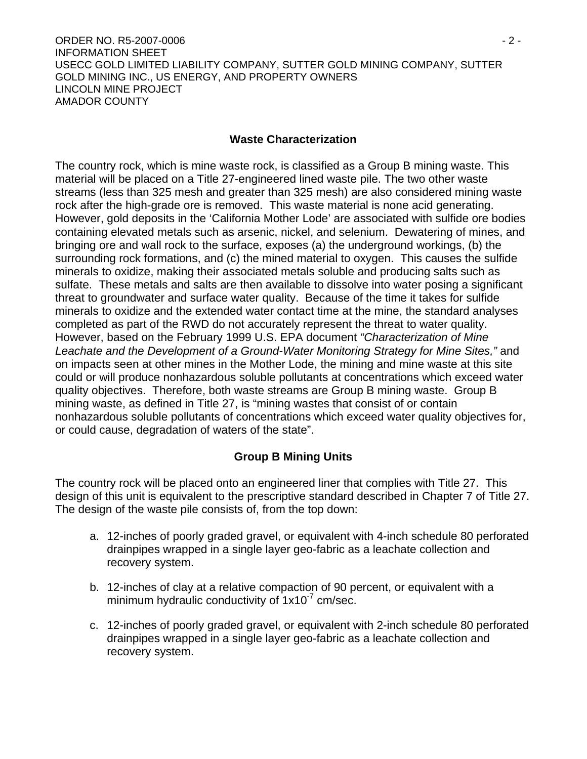**Waste Characterization**

The country rock, which is mine waste rock, is classified as a Group B mining waste. This material will be placed on a Title 27-engineered lined waste pile. The two other waste streams (less than 325 mesh and greater than 325 mesh) are also considered mining waste rock after the high-grade ore is removed. This waste material is none acid generating. However, gold deposits in the 'California Mother Lode' are associated with sulfide ore bodies containing elevated metals such as arsenic, nickel, and selenium. Dewatering of mines, and bringing ore and wall rock to the surface, exposes (a) the underground workings, (b) the surrounding rock formations, and (c) the mined material to oxygen. This causes the sulfide minerals to oxidize, making their associated metals soluble and producing salts such as sulfate. These metals and salts are then available to dissolve into water posing a significant threat to groundwater and surface water quality. Because of the time it takes for sulfide minerals to oxidize and the extended water contact time at the mine, the standard analyses completed as part of the RWD do not accurately represent the threat to water quality. However, based on the February 1999 U.S. EPA document *"Characterization of Mine Leachate and the Development of a Ground-Water Monitoring Strategy for Mine Sites,"* and on impacts seen at other mines in the Mother Lode, the mining and mine waste at this site could or will produce nonhazardous soluble pollutants at concentrations which exceed water quality objectives. Therefore, both waste streams are Group B mining waste. Group B mining waste, as defined in Title 27, is "mining wastes that consist of or contain nonhazardous soluble pollutants of concentrations which exceed water quality objectives for, or could cause, degradation of waters of the state".

**Group B Mining Units**

The country rock will be placed onto an engineered liner that complies with Title 27. This design of this unit is equivalent to the prescriptive standard described in Chapter 7 of Title 27. The design of the waste pile consists of, from the top down:

a. 12-inches of poorly graded gravel, or equivalent with 4-inch schedule 80 perforated drainpipes wrapped in a single layer geo-fabric as a leachate collection and recovery system.

b. 12-inches of clay at a relative compaction of 90 percent, or equivalent with a minimum hydraulic conductivity of $1 \times 10^{-7}$ cm/sec.

c. 12-inches of poorly graded gravel, or equivalent with 2-inch schedule 80 perforated drainpipes wrapped in a single layer geo-fabric as a leachate collection and recovery system.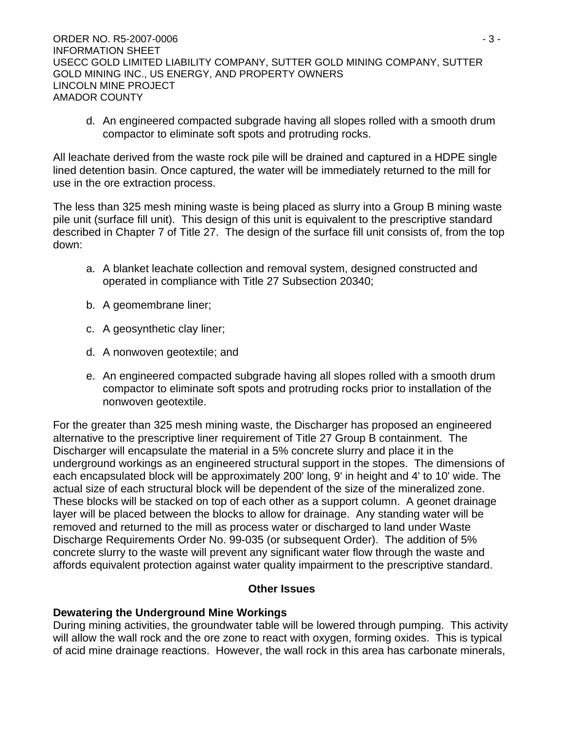d. An engineered compacted subgrade having all slopes rolled with a smooth drum compactor to eliminate soft spots and protruding rocks.

All leachate derived from the waste rock pile will be drained and captured in a HDPE single lined detention basin. Once captured, the water will be immediately returned to the mill for use in the ore extraction process.

The less than 325 mesh mining waste is being placed as slurry into a Group B mining waste pile unit (surface fill unit). This design of this unit is equivalent to the prescriptive standard described in Chapter 7 of Title 27. The design of the surface fill unit consists of, from the top down:

a. A blanket leachate collection and removal system, designed constructed and operated in compliance with Title 27 Subsection 20340;

b. A geomembrane liner;

c. A geosynthetic clay liner;

d. A nonwoven geotextile; and

e. An engineered compacted subgrade having all slopes rolled with a smooth drum compactor to eliminate soft spots and protruding rocks prior to installation of the nonwoven geotextile.

For the greater than 325 mesh mining waste, the Discharger has proposed an engineered alternative to the prescriptive liner requirement of Title 27 Group B containment. The Discharger will encapsulate the material in a 5% concrete slurry and place it in the underground workings as an engineered structural support in the stopes. The dimensions of each encapsulated block will be approximately 200' long, 9' in height and 4' to 10' wide. The actual size of each structural block will be dependent of the size of the mineralized zone. These blocks will be stacked on top of each other as a support column. A geonet drainage layer will be placed between the blocks to allow for drainage. Any standing water will be removed and returned to the mill as process water or discharged to land under Waste Discharge Requirements Order No. 99-035 (or subsequent Order). The addition of 5% concrete slurry to the waste will prevent any significant water flow through the waste and affords equivalent protection against water quality impairment to the prescriptive standard.

## Other Issues

**Dewatering the Underground Mine Workings**
During mining activities, the groundwater table will be lowered through pumping. This activity will allow the wall rock and the ore zone to react with oxygen, forming oxides. This is typical of acid mine drainage reactions. However, the wall rock in this area has carbonate minerals,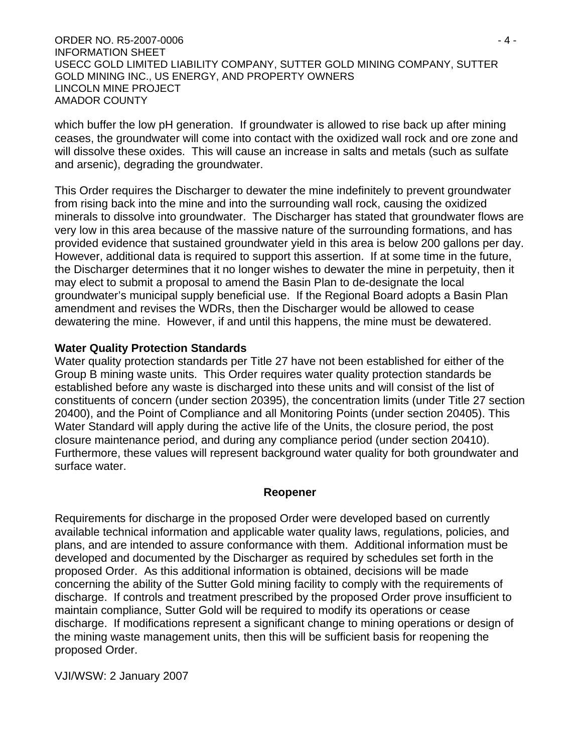which buffer the low pH generation. If groundwater is allowed to rise back up after mining ceases, the groundwater will come into contact with the oxidized wall rock and ore zone and will dissolve these oxides. This will cause an increase in salts and metals (such as sulfate and arsenic), degrading the groundwater.

This Order requires the Discharger to dewater the mine indefinitely to prevent groundwater from rising back into the mine and into the surrounding wall rock, causing the oxidized minerals to dissolve into groundwater. The Discharger has stated that groundwater flows are very low in this area because of the massive nature of the surrounding formations, and has provided evidence that sustained groundwater yield in this area is below 200 gallons per day. However, additional data is required to support this assertion. If at some time in the future, the Discharger determines that it no longer wishes to dewater the mine in perpetuity, then it may elect to submit a proposal to amend the Basin Plan to de-designate the local groundwater's municipal supply beneficial use. If the Regional Board adopts a Basin Plan amendment and revises the WDRs, then the Discharger would be allowed to cease dewatering the mine. However, if and until this happens, the mine must be dewatered.

**Water Quality Protection Standards**

Water quality protection standards per Title 27 have not been established for either of the Group B mining waste units. This Order requires water quality protection standards be established before any waste is discharged into these units and will consist of the list of constituents of concern (under section 20395), the concentration limits (under Title 27 section 20400), and the Point of Compliance and all Monitoring Points (under section 20405). This Water Standard will apply during the active life of the Units, the closure period, the post closure maintenance period, and during any compliance period (under section 20410). Furthermore, these values will represent background water quality for both groundwater and surface water.

## Reopener

Requirements for discharge in the proposed Order were developed based on currently available technical information and applicable water quality laws, regulations, policies, and plans, and are intended to assure conformance with them. Additional information must be developed and documented by the Discharger as required by schedules set forth in the proposed Order. As this additional information is obtained, decisions will be made concerning the ability of the Sutter Gold mining facility to comply with the requirements of discharge. If controls and treatment prescribed by the proposed Order prove insufficient to maintain compliance, Sutter Gold will be required to modify its operations or cease discharge. If modifications represent a significant change to mining operations or design of the mining waste management units, then this will be sufficient basis for reopening the proposed Order.

VJI/WSW: 2 January 2007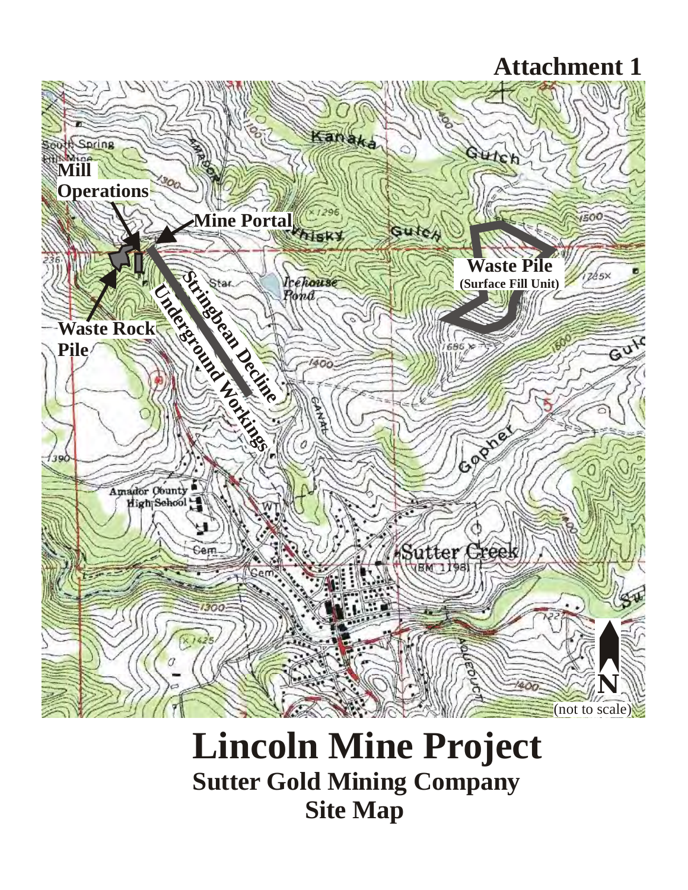# Attachment 1

Mill Operations

Mine Portal

Waste Pile (Surface Fill Unit)

Waste Rock Pile

Stringbean Decline

Underground Workings

N (not to scale)

# Lincoln Mine Project

## Sutter Gold Mining Company

## Site Map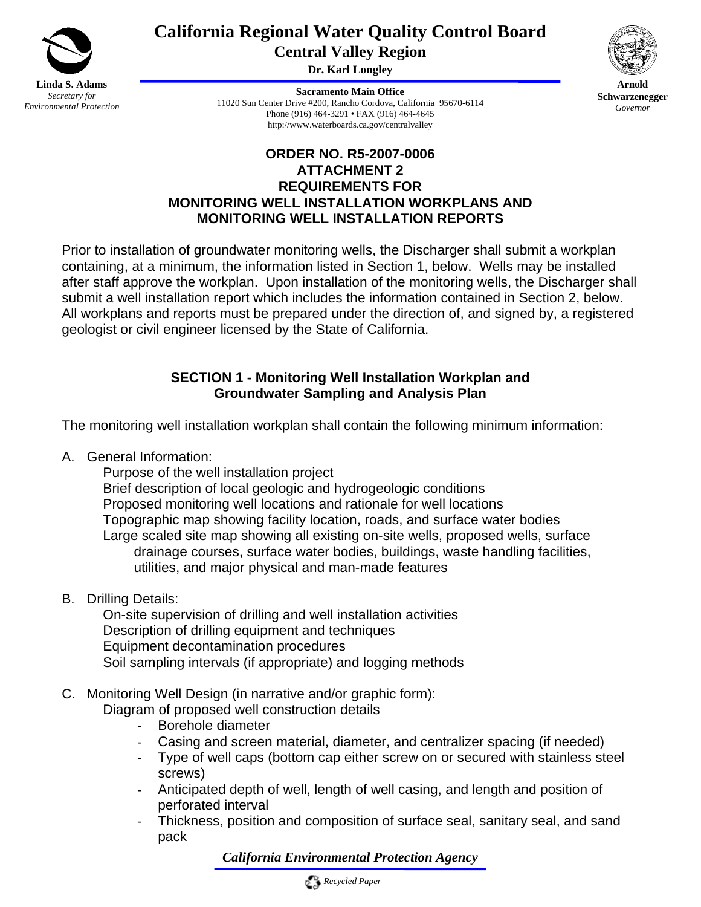**Linda S. Adams**
*Secretary for Environmental Protection*

# California Regional Water Quality Control Board
## Central Valley Region

**Dr. Karl Longley**

**Sacramento Main Office**
11020 Sun Center Drive #200, Rancho Cordova, California 95670-6114
Phone (916) 464-3291 • FAX (916) 464-4645
http://www.waterboards.ca.gov/centralvalley

**Arnold Schwarzenegger**
*Governor*

## ORDER NO. R5-2007-0006
## ATTACHMENT 2
## REQUIREMENTS FOR
## MONITORING WELL INSTALLATION WORKPLANS AND MONITORING WELL INSTALLATION REPORTS

Prior to installation of groundwater monitoring wells, the Discharger shall submit a workplan containing, at a minimum, the information listed in Section 1, below. Wells may be installed after staff approve the workplan. Upon installation of the monitoring wells, the Discharger shall submit a well installation report which includes the information contained in Section 2, below. All workplans and reports must be prepared under the direction of, and signed by, a registered geologist or civil engineer licensed by the State of California.

### SECTION 1 - Monitoring Well Installation Workplan and Groundwater Sampling and Analysis Plan

The monitoring well installation workplan shall contain the following minimum information:

A. General Information:
   - Purpose of the well installation project
   - Brief description of local geologic and hydrogeologic conditions
   - Proposed monitoring well locations and rationale for well locations
   - Topographic map showing facility location, roads, and surface water bodies
   - Large scaled site map showing all existing on-site wells, proposed wells, surface drainage courses, surface water bodies, buildings, waste handling facilities, utilities, and major physical and man-made features

B. Drilling Details:
   - On-site supervision of drilling and well installation activities
   - Description of drilling equipment and techniques
   - Equipment decontamination procedures
   - Soil sampling intervals (if appropriate) and logging methods

C. Monitoring Well Design (in narrative and/or graphic form):
   - Diagram of proposed well construction details
     - Borehole diameter
     - Casing and screen material, diameter, and centralizer spacing (if needed)
     - Type of well caps (bottom cap either screw on or secured with stainless steel screws)
     - Anticipated depth of well, length of well casing, and length and position of perforated interval
     - Thickness, position and composition of surface seal, sanitary seal, and sand pack

*California Environmental Protection Agency*

*Recycled Paper*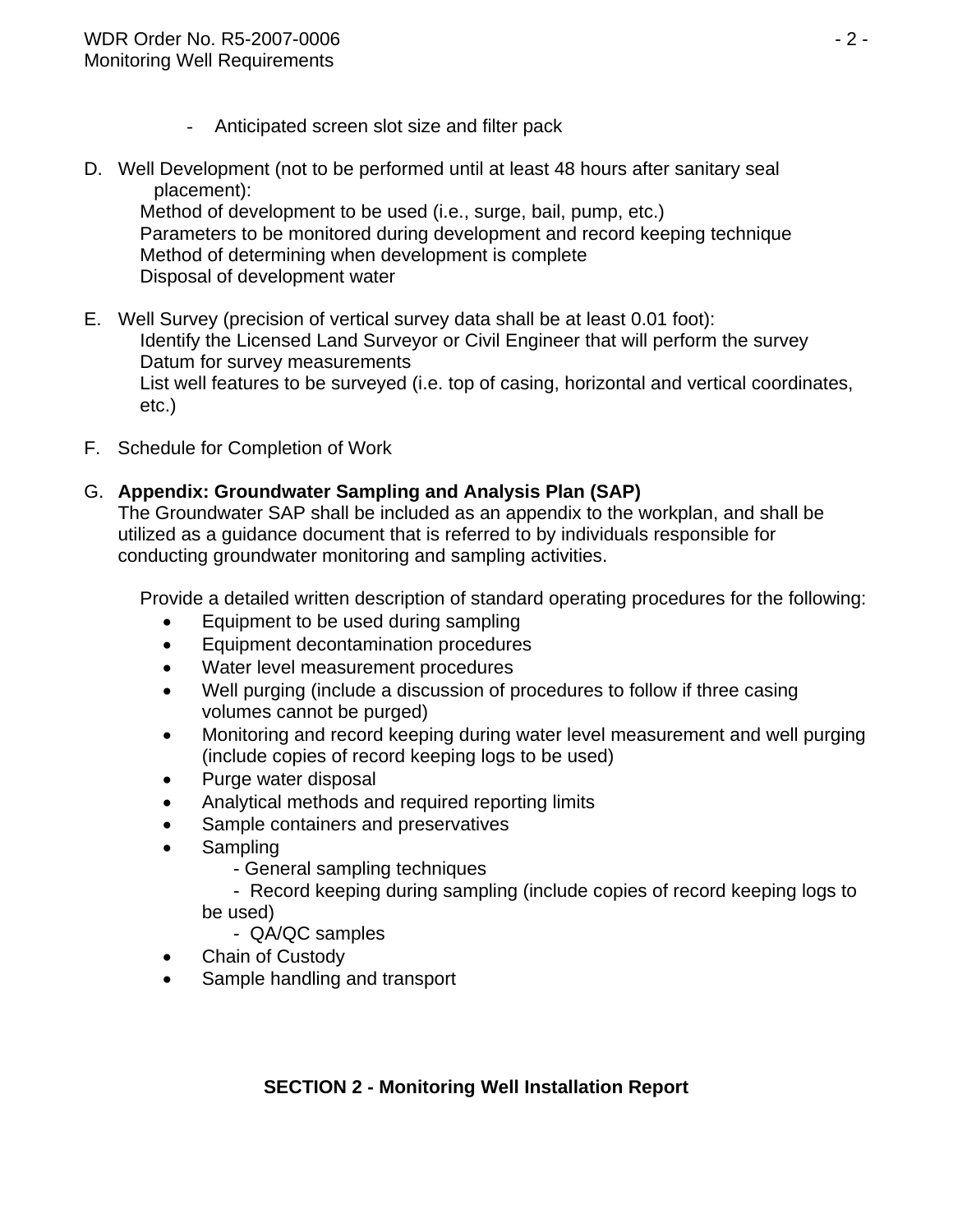- Anticipated screen slot size and filter pack

D. Well Development (not to be performed until at least 48 hours after sanitary seal placement):
   Method of development to be used (i.e., surge, bail, pump, etc.)
   Parameters to be monitored during development and record keeping technique
   Method of determining when development is complete
   Disposal of development water

E. Well Survey (precision of vertical survey data shall be at least 0.01 foot):
   Identify the Licensed Land Surveyor or Civil Engineer that will perform the survey
   Datum for survey measurements
   List well features to be surveyed (i.e. top of casing, horizontal and vertical coordinates, etc.)

F. Schedule for Completion of Work

G. **Appendix: Groundwater Sampling and Analysis Plan (SAP)**
   The Groundwater SAP shall be included as an appendix to the workplan, and shall be utilized as a guidance document that is referred to by individuals responsible for conducting groundwater monitoring and sampling activities.

   Provide a detailed written description of standard operating procedures for the following:

   - Equipment to be used during sampling
   - Equipment decontamination procedures
   - Water level measurement procedures
   - Well purging (include a discussion of procedures to follow if three casing volumes cannot be purged)
   - Monitoring and record keeping during water level measurement and well purging (include copies of record keeping logs to be used)
   - Purge water disposal
   - Analytical methods and required reporting limits
   - Sample containers and preservatives
   - Sampling
     - General sampling techniques
     - Record keeping during sampling (include copies of record keeping logs to be used)
     - QA/QC samples
   - Chain of Custody
   - Sample handling and transport

## SECTION 2 - Monitoring Well Installation Report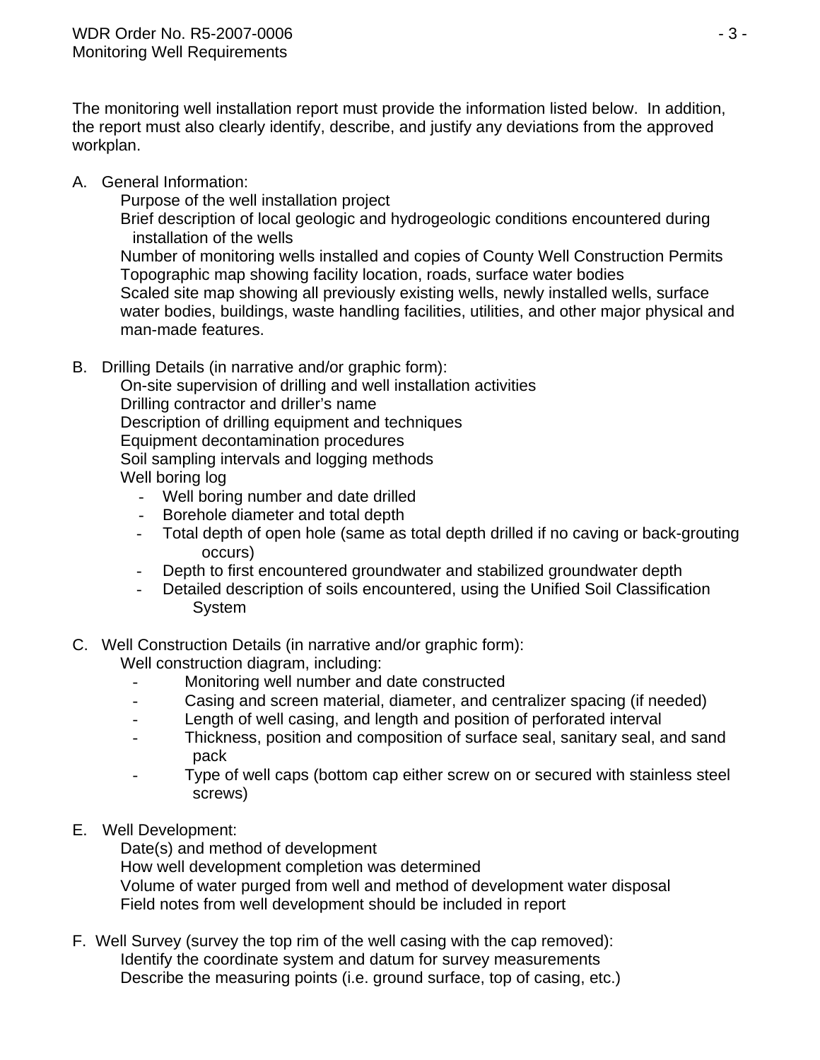The monitoring well installation report must provide the information listed below. In addition, the report must also clearly identify, describe, and justify any deviations from the approved workplan.

A. General Information:
   - Purpose of the well installation project
   - Brief description of local geologic and hydrogeologic conditions encountered during installation of the wells
   - Number of monitoring wells installed and copies of County Well Construction Permits
   - Topographic map showing facility location, roads, surface water bodies
   - Scaled site map showing all previously existing wells, newly installed wells, surface water bodies, buildings, waste handling facilities, utilities, and other major physical and man-made features.

B. Drilling Details (in narrative and/or graphic form):
   - On-site supervision of drilling and well installation activities
   - Drilling contractor and driller's name
   - Description of drilling equipment and techniques
   - Equipment decontamination procedures
   - Soil sampling intervals and logging methods
   - Well boring log
     - Well boring number and date drilled
     - Borehole diameter and total depth
     - Total depth of open hole (same as total depth drilled if no caving or back-grouting occurs)
     - Depth to first encountered groundwater and stabilized groundwater depth
     - Detailed description of soils encountered, using the Unified Soil Classification System

C. Well Construction Details (in narrative and/or graphic form):
   - Well construction diagram, including:
     - Monitoring well number and date constructed
     - Casing and screen material, diameter, and centralizer spacing (if needed)
     - Length of well casing, and length and position of perforated interval
     - Thickness, position and composition of surface seal, sanitary seal, and sand pack
     - Type of well caps (bottom cap either screw on or secured with stainless steel screws)

E. Well Development:
   - Date(s) and method of development
   - How well development completion was determined
   - Volume of water purged from well and method of development water disposal
   - Field notes from well development should be included in report

F. Well Survey (survey the top rim of the well casing with the cap removed):
   - Identify the coordinate system and datum for survey measurements
   - Describe the measuring points (i.e. ground surface, top of casing, etc.)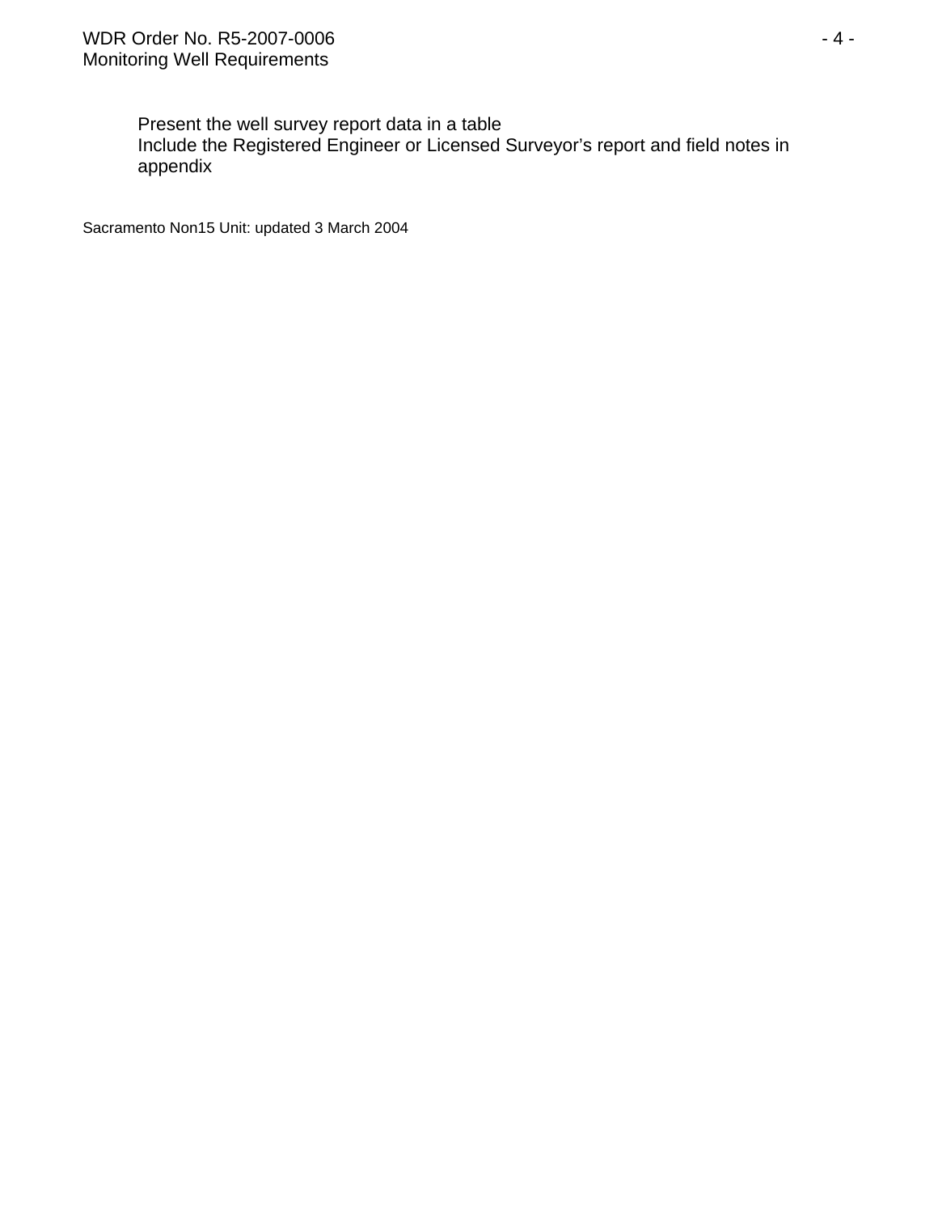Present the well survey report data in a table
Include the Registered Engineer or Licensed Surveyor's report and field notes in appendix

Sacramento Non15 Unit: updated 3 March 2004